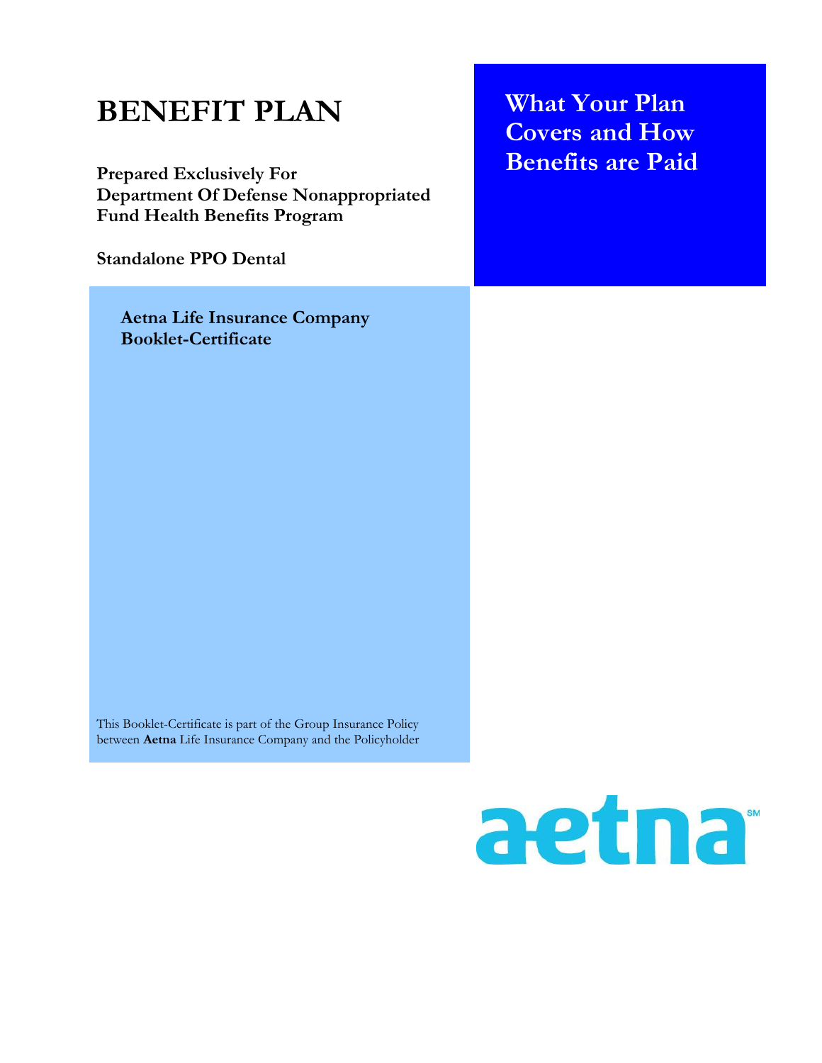# BENEFIT PLAN

**Prepared Exclusively For**
**Department Of Defense Nonappropriated Fund Health Benefits Program**

**Standalone PPO Dental**

## What Your Plan Covers and How Benefits are Paid

**Aetna Life Insurance Company**
**Booklet-Certificate**

This Booklet-Certificate is part of the Group Insurance Policy between **Aetna** Life Insurance Company and the Policyholder

aetna[SM]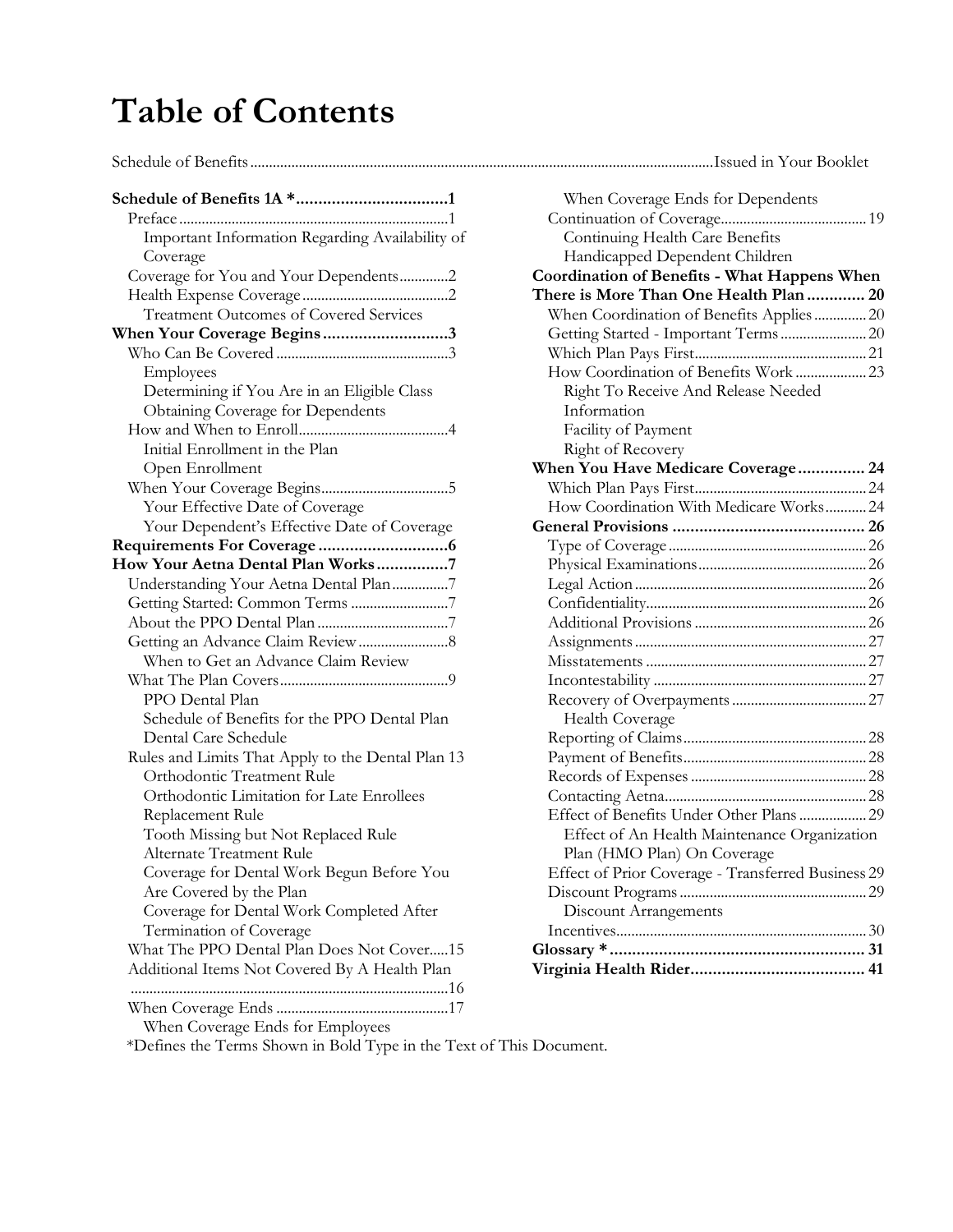# Table of Contents

Schedule of Benefits ....................................................................................................................................Issued in Your Booklet

**Schedule of Benefits 1A \*.................................1**
- Preface .......................................................................1
  - Important Information Regarding Availability of Coverage
- Coverage for You and Your Dependents.............2
- Health Expense Coverage .......................................2
  - Treatment Outcomes of Covered Services

**When Your Coverage Begins............................3**
- Who Can Be Covered ..............................................3
  - Employees
  - Determining if You Are in an Eligible Class
  - Obtaining Coverage for Dependents
- How and When to Enroll........................................4
  - Initial Enrollment in the Plan
  - Open Enrollment
- When Your Coverage Begins..................................5
  - Your Effective Date of Coverage
  - Your Dependent's Effective Date of Coverage

**Requirements For Coverage .............................6**

**How Your Aetna Dental Plan Works................7**
- Understanding Your Aetna Dental Plan...............7
- Getting Started: Common Terms ..........................7
- About the PPO Dental Plan ..................................7
- Getting an Advance Claim Review ........................8
  - When to Get an Advance Claim Review
- What The Plan Covers............................................9
  - PPO Dental Plan
  - Schedule of Benefits for the PPO Dental Plan
  - Dental Care Schedule
- Rules and Limits That Apply to the Dental Plan 13
  - Orthodontic Treatment Rule
  - Orthodontic Limitation for Late Enrollees
  - Replacement Rule
  - Tooth Missing but Not Replaced Rule
  - Alternate Treatment Rule
  - Coverage for Dental Work Begun Before You Are Covered by the Plan
  - Coverage for Dental Work Completed After Termination of Coverage
- What The PPO Dental Plan Does Not Cover.....15
- Additional Items Not Covered By A Health Plan ....................................................................................16
- When Coverage Ends .............................................17
  - When Coverage Ends for Employees
  - When Coverage Ends for Dependents
- Continuation of Coverage.......................................19
  - Continuing Health Care Benefits
  - Handicapped Dependent Children

**Coordination of Benefits - What Happens When There is More Than One Health Plan ............. 20**
- When Coordination of Benefits Applies ..............20
- Getting Started - Important Terms .......................20
- Which Plan Pays First..............................................21
- How Coordination of Benefits Work ...................23
  - Right To Receive And Release Needed Information
  - Facility of Payment
  - Right of Recovery

**When You Have Medicare Coverage ............... 24**
- Which Plan Pays First..............................................24
- How Coordination With Medicare Works...........24

**General Provisions ........................................... 26**
- Type of Coverage .....................................................26
- Physical Examinations.............................................26
- Legal Action .............................................................26
- Confidentiality...........................................................26
- Additional Provisions ..............................................26
- Assignments .............................................................27
- Misstatements ...........................................................27
- Incontestability .........................................................27
- Recovery of Overpayments ....................................27
  - Health Coverage
- Reporting of Claims.................................................28
- Payment of Benefits.................................................28
- Records of Expenses ...............................................28
- Contacting Aetna......................................................28
- Effect of Benefits Under Other Plans ..................29
  - Effect of An Health Maintenance Organization Plan (HMO Plan) On Coverage
- Effect of Prior Coverage - Transferred Business 29
- Discount Programs ..................................................29
  - Discount Arrangements
- Incentives..................................................................30

**Glossary \*......................................................... 31**

**Virginia Health Rider....................................... 41**

\*Defines the Terms Shown in Bold Type in the Text of This Document.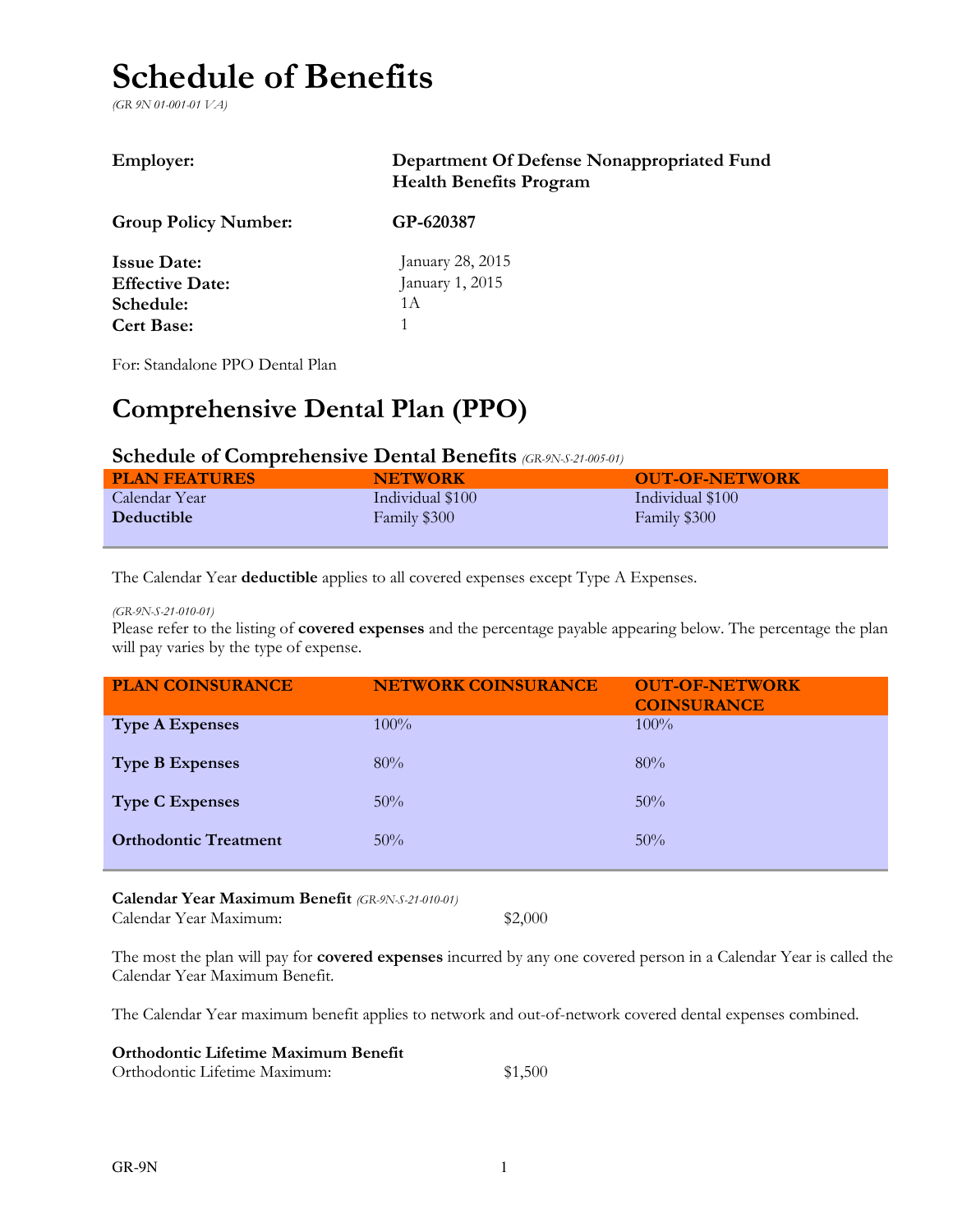# Schedule of Benefits

*(GR 9N 01-001-01 VA)*

| | |
|---|---|
| **Employer:** | **Department Of Defense Nonappropriated Fund Health Benefits Program** |
| **Group Policy Number:** | **GP-620387** |
| **Issue Date:** | January 28, 2015 |
| **Effective Date:** | January 1, 2015 |
| **Schedule:** | 1A |
| **Cert Base:** | 1 |

For: Standalone PPO Dental Plan

# Comprehensive Dental Plan (PPO)

### Schedule of Comprehensive Dental Benefits *(GR-9N-S-21-005-01)*

| PLAN FEATURES | NETWORK | OUT-OF-NETWORK |
|---|---|---|
| Calendar Year **Deductible** | Individual $100<br>Family $300 | Individual $100<br>Family $300 |

The Calendar Year **deductible** applies to all covered expenses except Type A Expenses.

*(GR-9N-S-21-010-01)*

Please refer to the listing of **covered expenses** and the percentage payable appearing below. The percentage the plan will pay varies by the type of expense.

| PLAN COINSURANCE | NETWORK COINSURANCE | OUT-OF-NETWORK COINSURANCE |
|---|---|---|
| **Type A Expenses** | 100% | 100% |
| **Type B Expenses** | 80% | 80% |
| **Type C Expenses** | 50% | 50% |
| **Orthodontic Treatment** | 50% | 50% |

**Calendar Year Maximum Benefit** *(GR-9N-S-21-010-01)*

Calendar Year Maximum: $2,000

The most the plan will pay for **covered expenses** incurred by any one covered person in a Calendar Year is called the Calendar Year Maximum Benefit.

The Calendar Year maximum benefit applies to network and out-of-network covered dental expenses combined.

**Orthodontic Lifetime Maximum Benefit**

Orthodontic Lifetime Maximum: $1,500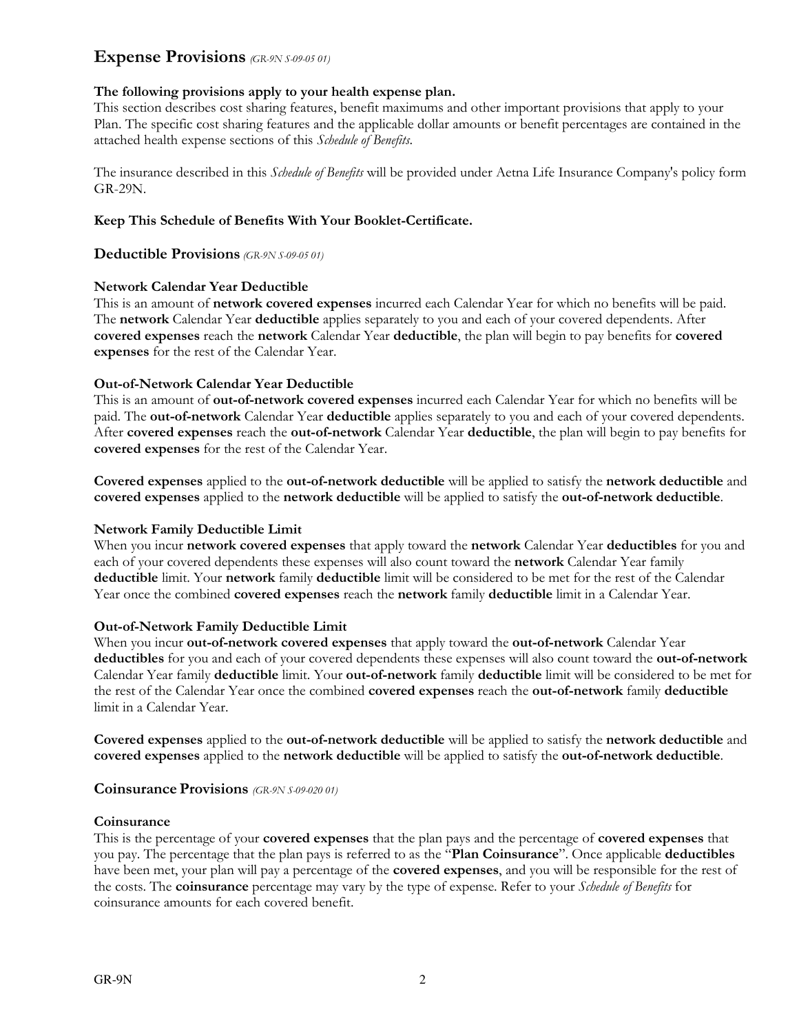# Expense Provisions *(GR-9N S-09-05 01)*

**The following provisions apply to your health expense plan.**

This section describes cost sharing features, benefit maximums and other important provisions that apply to your Plan. The specific cost sharing features and the applicable dollar amounts or benefit percentages are contained in the attached health expense sections of this *Schedule of Benefits*.

The insurance described in this *Schedule of Benefits* will be provided under Aetna Life Insurance Company's policy form GR-29N.

**Keep This Schedule of Benefits With Your Booklet-Certificate.**

## Deductible Provisions *(GR-9N S-09-05 01)*

**Network Calendar Year Deductible**

This is an amount of **network covered expenses** incurred each Calendar Year for which no benefits will be paid. The **network** Calendar Year **deductible** applies separately to you and each of your covered dependents. After **covered expenses** reach the **network** Calendar Year **deductible**, the plan will begin to pay benefits for **covered expenses** for the rest of the Calendar Year.

**Out-of-Network Calendar Year Deductible**

This is an amount of **out-of-network covered expenses** incurred each Calendar Year for which no benefits will be paid. The **out-of-network** Calendar Year **deductible** applies separately to you and each of your covered dependents. After **covered expenses** reach the **out-of-network** Calendar Year **deductible**, the plan will begin to pay benefits for **covered expenses** for the rest of the Calendar Year.

**Covered expenses** applied to the **out-of-network deductible** will be applied to satisfy the **network deductible** and **covered expenses** applied to the **network deductible** will be applied to satisfy the **out-of-network deductible**.

**Network Family Deductible Limit**

When you incur **network covered expenses** that apply toward the **network** Calendar Year **deductibles** for you and each of your covered dependents these expenses will also count toward the **network** Calendar Year family **deductible** limit. Your **network** family **deductible** limit will be considered to be met for the rest of the Calendar Year once the combined **covered expenses** reach the **network** family **deductible** limit in a Calendar Year.

**Out-of-Network Family Deductible Limit**

When you incur **out-of-network covered expenses** that apply toward the **out-of-network** Calendar Year **deductibles** for you and each of your covered dependents these expenses will also count toward the **out-of-network** Calendar Year family **deductible** limit. Your **out-of-network** family **deductible** limit will be considered to be met for the rest of the Calendar Year once the combined **covered expenses** reach the **out-of-network** family **deductible** limit in a Calendar Year.

**Covered expenses** applied to the **out-of-network deductible** will be applied to satisfy the **network deductible** and **covered expenses** applied to the **network deductible** will be applied to satisfy the **out-of-network deductible**.

## Coinsurance Provisions *(GR-9N S-09-020 01)*

**Coinsurance**

This is the percentage of your **covered expenses** that the plan pays and the percentage of **covered expenses** that you pay. The percentage that the plan pays is referred to as the "**Plan Coinsurance**". Once applicable **deductibles** have been met, your plan will pay a percentage of the **covered expenses**, and you will be responsible for the rest of the costs. The **coinsurance** percentage may vary by the type of expense. Refer to your *Schedule of Benefits* for coinsurance amounts for each covered benefit.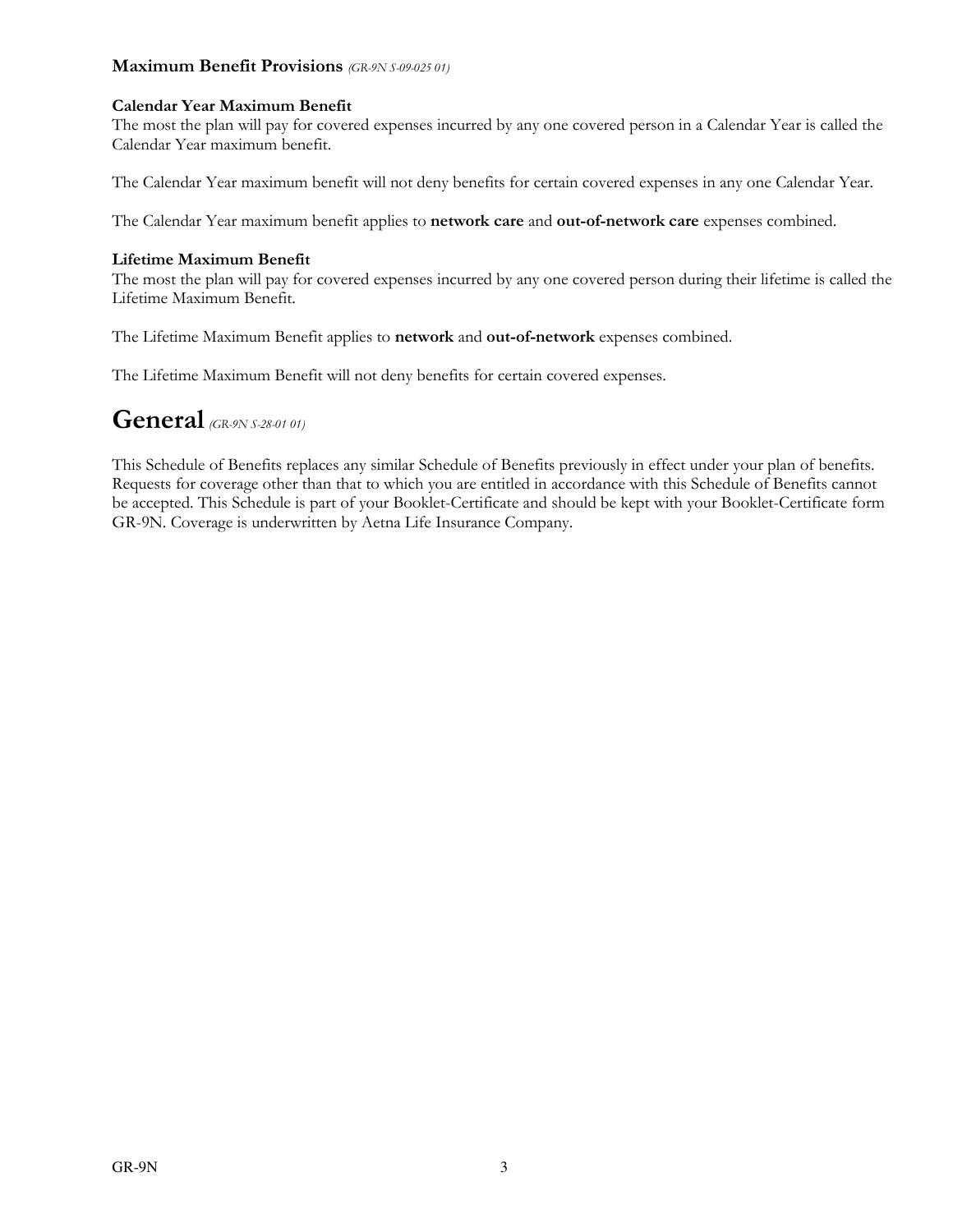### Maximum Benefit Provisions *(GR-9N S-09-025 01)*

**Calendar Year Maximum Benefit**
The most the plan will pay for covered expenses incurred by any one covered person in a Calendar Year is called the Calendar Year maximum benefit.

The Calendar Year maximum benefit will not deny benefits for certain covered expenses in any one Calendar Year.

The Calendar Year maximum benefit applies to **network care** and **out-of-network care** expenses combined.

**Lifetime Maximum Benefit**
The most the plan will pay for covered expenses incurred by any one covered person during their lifetime is called the Lifetime Maximum Benefit.

The Lifetime Maximum Benefit applies to **network** and **out-of-network** expenses combined.

The Lifetime Maximum Benefit will not deny benefits for certain covered expenses.

# General *(GR-9N S-28-01 01)*

This Schedule of Benefits replaces any similar Schedule of Benefits previously in effect under your plan of benefits. Requests for coverage other than that to which you are entitled in accordance with this Schedule of Benefits cannot be accepted. This Schedule is part of your Booklet-Certificate and should be kept with your Booklet-Certificate form GR-9N. Coverage is underwritten by Aetna Life Insurance Company.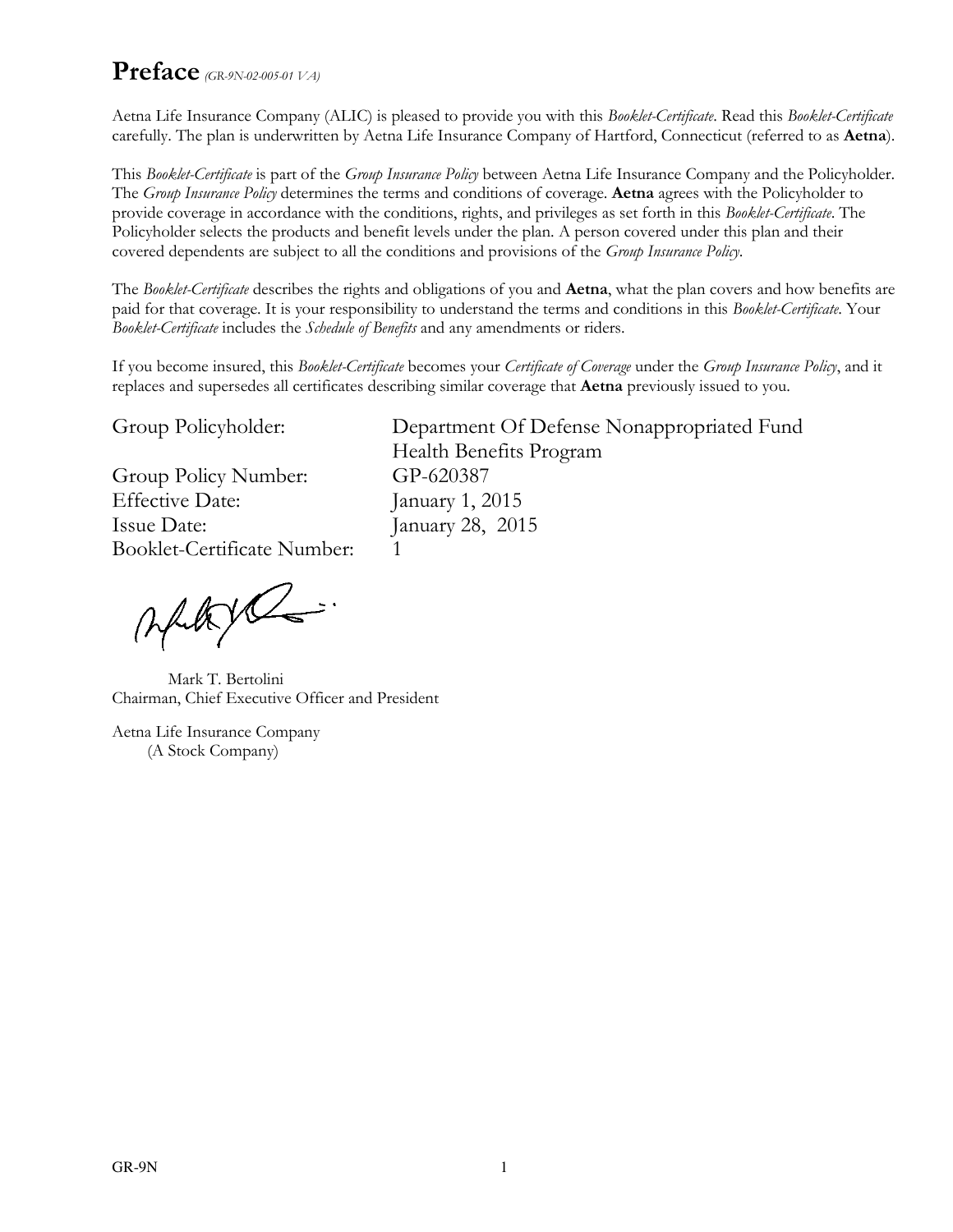# Preface *(GR-9N-02-005-01 VA)*

Aetna Life Insurance Company (ALIC) is pleased to provide you with this *Booklet-Certificate*. Read this *Booklet-Certificate* carefully. The plan is underwritten by Aetna Life Insurance Company of Hartford, Connecticut (referred to as **Aetna**).

This *Booklet-Certificate* is part of the *Group Insurance Policy* between Aetna Life Insurance Company and the Policyholder. The *Group Insurance Policy* determines the terms and conditions of coverage. **Aetna** agrees with the Policyholder to provide coverage in accordance with the conditions, rights, and privileges as set forth in this *Booklet-Certificate*. The Policyholder selects the products and benefit levels under the plan. A person covered under this plan and their covered dependents are subject to all the conditions and provisions of the *Group Insurance Policy*.

The *Booklet-Certificate* describes the rights and obligations of you and **Aetna**, what the plan covers and how benefits are paid for that coverage. It is your responsibility to understand the terms and conditions in this *Booklet-Certificate*. Your *Booklet-Certificate* includes the *Schedule of Benefits* and any amendments or riders.

If you become insured, this *Booklet-Certificate* becomes your *Certificate of Coverage* under the *Group Insurance Policy*, and it replaces and supersedes all certificates describing similar coverage that **Aetna** previously issued to you.

| | |
|---|---|
| Group Policyholder: | Department Of Defense Nonappropriated Fund Health Benefits Program |
| Group Policy Number: | GP-620387 |
| Effective Date: | January 1, 2015 |
| Issue Date: | January 28, 2015 |
| Booklet-Certificate Number: | 1 |

Mark T. Bertolini
Chairman, Chief Executive Officer and President

Aetna Life Insurance Company
(A Stock Company)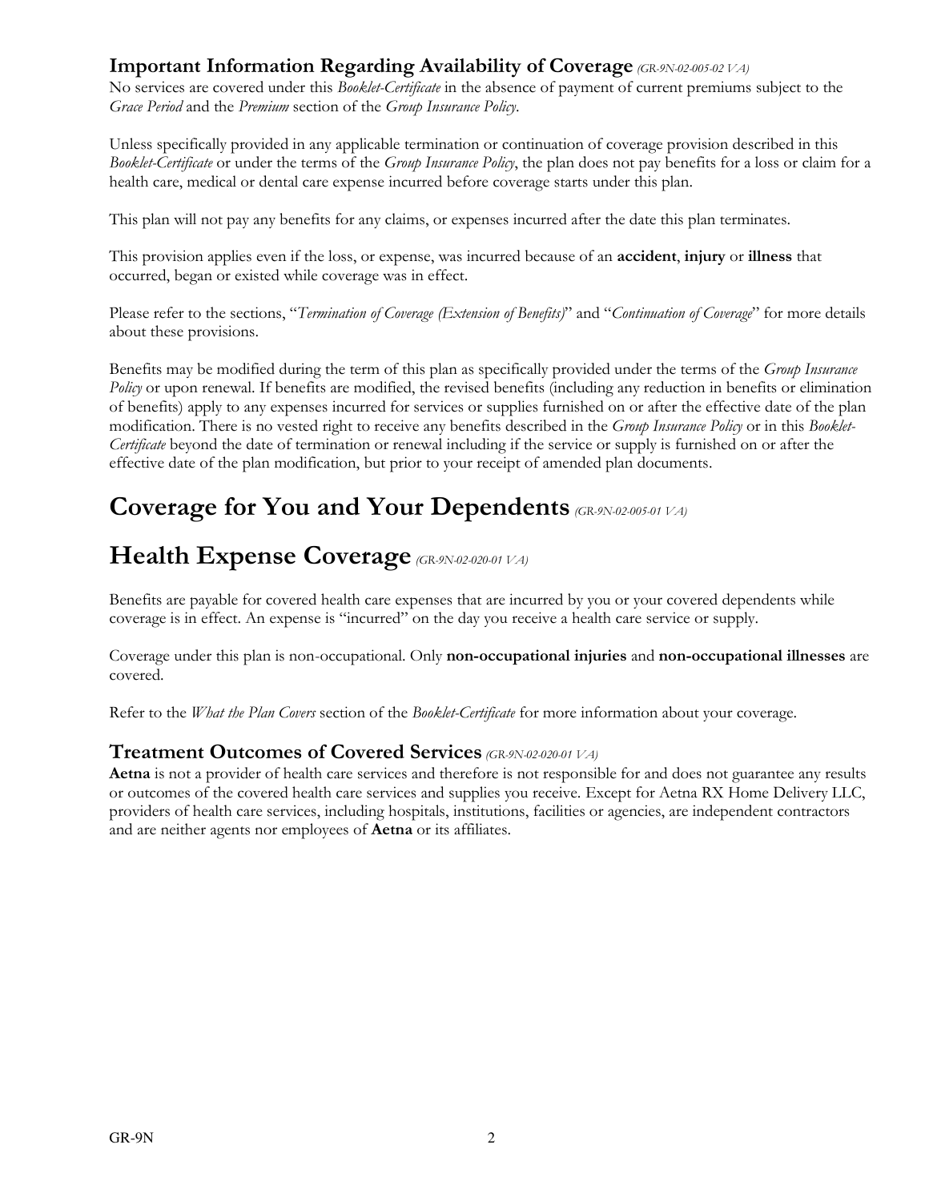### Important Information Regarding Availability of Coverage *(GR-9N-02-005-02 VA)*

No services are covered under this *Booklet-Certificate* in the absence of payment of current premiums subject to the *Grace Period* and the *Premium* section of the *Group Insurance Policy*.

Unless specifically provided in any applicable termination or continuation of coverage provision described in this *Booklet-Certificate* or under the terms of the *Group Insurance Policy*, the plan does not pay benefits for a loss or claim for a health care, medical or dental care expense incurred before coverage starts under this plan.

This plan will not pay any benefits for any claims, or expenses incurred after the date this plan terminates.

This provision applies even if the loss, or expense, was incurred because of an **accident**, **injury** or **illness** that occurred, began or existed while coverage was in effect.

Please refer to the sections, "*Termination of Coverage (Extension of Benefits)*" and "*Continuation of Coverage*" for more details about these provisions.

Benefits may be modified during the term of this plan as specifically provided under the terms of the *Group Insurance Policy* or upon renewal. If benefits are modified, the revised benefits (including any reduction in benefits or elimination of benefits) apply to any expenses incurred for services or supplies furnished on or after the effective date of the plan modification. There is no vested right to receive any benefits described in the *Group Insurance Policy* or in this *Booklet-Certificate* beyond the date of termination or renewal including if the service or supply is furnished on or after the effective date of the plan modification, but prior to your receipt of amended plan documents.

# Coverage for You and Your Dependents *(GR-9N-02-005-01 VA)*

# Health Expense Coverage *(GR-9N-02-020-01 VA)*

Benefits are payable for covered health care expenses that are incurred by you or your covered dependents while coverage is in effect. An expense is "incurred" on the day you receive a health care service or supply.

Coverage under this plan is non-occupational. Only **non-occupational injuries** and **non-occupational illnesses** are covered.

Refer to the *What the Plan Covers* section of the *Booklet-Certificate* for more information about your coverage.

### Treatment Outcomes of Covered Services *(GR-9N-02-020-01 VA)*

**Aetna** is not a provider of health care services and therefore is not responsible for and does not guarantee any results or outcomes of the covered health care services and supplies you receive. Except for Aetna RX Home Delivery LLC, providers of health care services, including hospitals, institutions, facilities or agencies, are independent contractors and are neither agents nor employees of **Aetna** or its affiliates.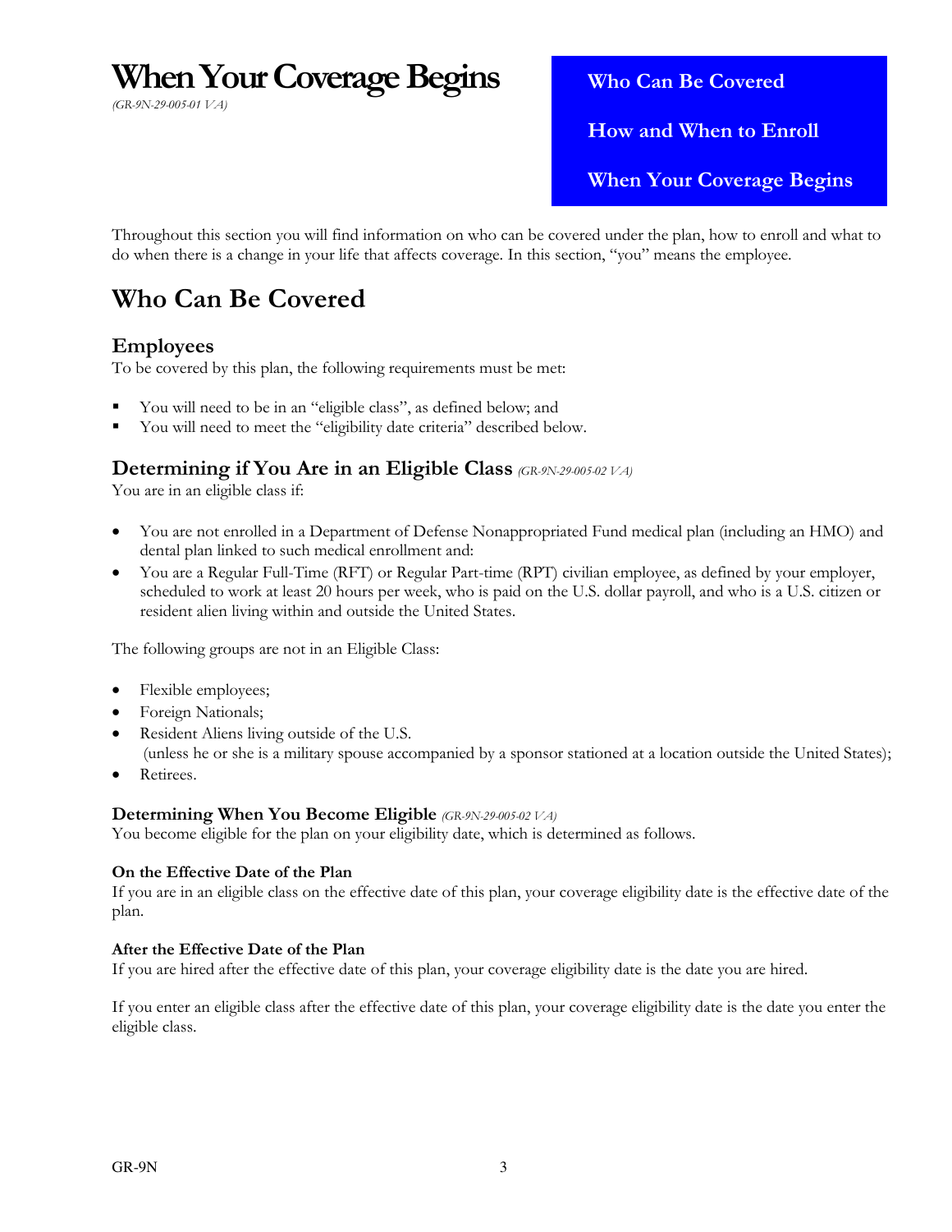# When Your Coverage Begins

*(GR-9N-29-005-01 VA)*

**Who Can Be Covered**

**How and When to Enroll**

**When Your Coverage Begins**

Throughout this section you will find information on who can be covered under the plan, how to enroll and what to do when there is a change in your life that affects coverage. In this section, "you" means the employee.

## Who Can Be Covered

### Employees

To be covered by this plan, the following requirements must be met:

- You will need to be in an "eligible class", as defined below; and
- You will need to meet the "eligibility date criteria" described below.

### Determining if You Are in an Eligible Class *(GR-9N-29-005-02 VA)*

You are in an eligible class if:

- You are not enrolled in a Department of Defense Nonappropriated Fund medical plan (including an HMO) and dental plan linked to such medical enrollment and:
- You are a Regular Full-Time (RFT) or Regular Part-time (RPT) civilian employee, as defined by your employer, scheduled to work at least 20 hours per week, who is paid on the U.S. dollar payroll, and who is a U.S. citizen or resident alien living within and outside the United States.

The following groups are not in an Eligible Class:

- Flexible employees;
- Foreign Nationals;
- Resident Aliens living outside of the U.S. (unless he or she is a military spouse accompanied by a sponsor stationed at a location outside the United States);
- Retirees.

#### Determining When You Become Eligible *(GR-9N-29-005-02 VA)*

You become eligible for the plan on your eligibility date, which is determined as follows.

**On the Effective Date of the Plan**

If you are in an eligible class on the effective date of this plan, your coverage eligibility date is the effective date of the plan.

**After the Effective Date of the Plan**

If you are hired after the effective date of this plan, your coverage eligibility date is the date you are hired.

If you enter an eligible class after the effective date of this plan, your coverage eligibility date is the date you enter the eligible class.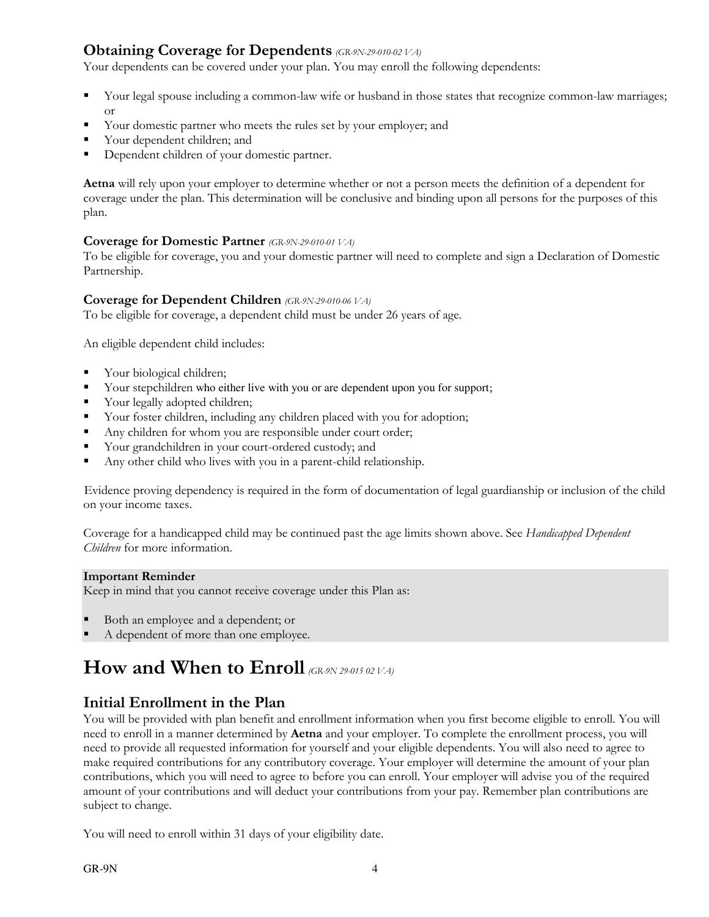## Obtaining Coverage for Dependents *(GR-9N-29-010-02 VA)*

Your dependents can be covered under your plan. You may enroll the following dependents:

- Your legal spouse including a common-law wife or husband in those states that recognize common-law marriages; or
- Your domestic partner who meets the rules set by your employer; and
- Your dependent children; and
- Dependent children of your domestic partner.

**Aetna** will rely upon your employer to determine whether or not a person meets the definition of a dependent for coverage under the plan. This determination will be conclusive and binding upon all persons for the purposes of this plan.

### Coverage for Domestic Partner *(GR-9N-29-010-01 VA)*

To be eligible for coverage, you and your domestic partner will need to complete and sign a Declaration of Domestic Partnership.

### Coverage for Dependent Children *(GR-9N-29-010-06 VA)*

To be eligible for coverage, a dependent child must be under 26 years of age.

An eligible dependent child includes:

- Your biological children;
- Your stepchildren who either live with you or are dependent upon you for support;
- Your legally adopted children;
- Your foster children, including any children placed with you for adoption;
- Any children for whom you are responsible under court order;
- Your grandchildren in your court-ordered custody; and
- Any other child who lives with you in a parent-child relationship.

Evidence proving dependency is required in the form of documentation of legal guardianship or inclusion of the child on your income taxes.

Coverage for a handicapped child may be continued past the age limits shown above. See *Handicapped Dependent Children* for more information.

**Important Reminder**

Keep in mind that you cannot receive coverage under this Plan as:

- Both an employee and a dependent; or
- A dependent of more than one employee.

# How and When to Enroll *(GR-9N 29-015 02 VA)*

## Initial Enrollment in the Plan

You will be provided with plan benefit and enrollment information when you first become eligible to enroll. You will need to enroll in a manner determined by **Aetna** and your employer. To complete the enrollment process, you will need to provide all requested information for yourself and your eligible dependents. You will also need to agree to make required contributions for any contributory coverage. Your employer will determine the amount of your plan contributions, which you will need to agree to before you can enroll. Your employer will advise you of the required amount of your contributions and will deduct your contributions from your pay. Remember plan contributions are subject to change.

You will need to enroll within 31 days of your eligibility date.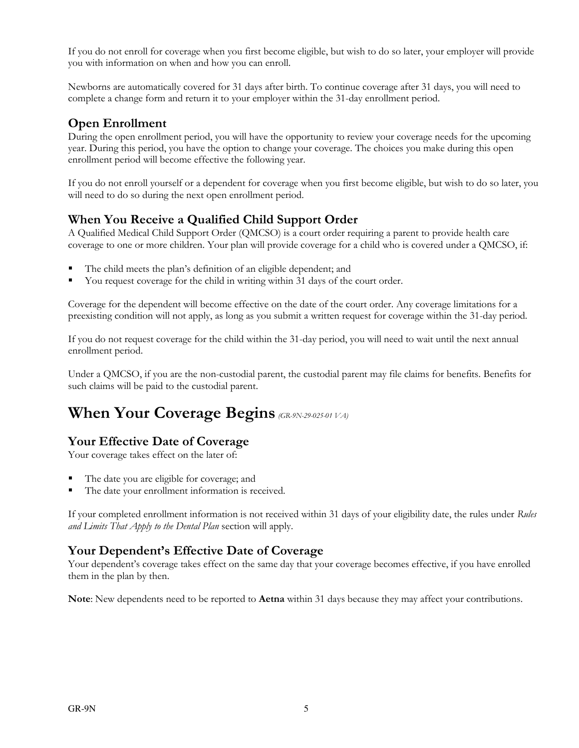If you do not enroll for coverage when you first become eligible, but wish to do so later, your employer will provide you with information on when and how you can enroll.

Newborns are automatically covered for 31 days after birth. To continue coverage after 31 days, you will need to complete a change form and return it to your employer within the 31-day enrollment period.

## Open Enrollment

During the open enrollment period, you will have the opportunity to review your coverage needs for the upcoming year. During this period, you have the option to change your coverage. The choices you make during this open enrollment period will become effective the following year.

If you do not enroll yourself or a dependent for coverage when you first become eligible, but wish to do so later, you will need to do so during the next open enrollment period.

## When You Receive a Qualified Child Support Order

A Qualified Medical Child Support Order (QMCSO) is a court order requiring a parent to provide health care coverage to one or more children. Your plan will provide coverage for a child who is covered under a QMCSO, if:

- The child meets the plan's definition of an eligible dependent; and
- You request coverage for the child in writing within 31 days of the court order.

Coverage for the dependent will become effective on the date of the court order. Any coverage limitations for a preexisting condition will not apply, as long as you submit a written request for coverage within the 31-day period.

If you do not request coverage for the child within the 31-day period, you will need to wait until the next annual enrollment period.

Under a QMCSO, if you are the non-custodial parent, the custodial parent may file claims for benefits. Benefits for such claims will be paid to the custodial parent.

# When Your Coverage Begins *(GR-9N-29-025-01 VA)*

## Your Effective Date of Coverage

Your coverage takes effect on the later of:

- The date you are eligible for coverage; and
- The date your enrollment information is received.

If your completed enrollment information is not received within 31 days of your eligibility date, the rules under *Rules and Limits That Apply to the Dental Plan* section will apply.

## Your Dependent's Effective Date of Coverage

Your dependent's coverage takes effect on the same day that your coverage becomes effective, if you have enrolled them in the plan by then.

**Note**: New dependents need to be reported to **Aetna** within 31 days because they may affect your contributions.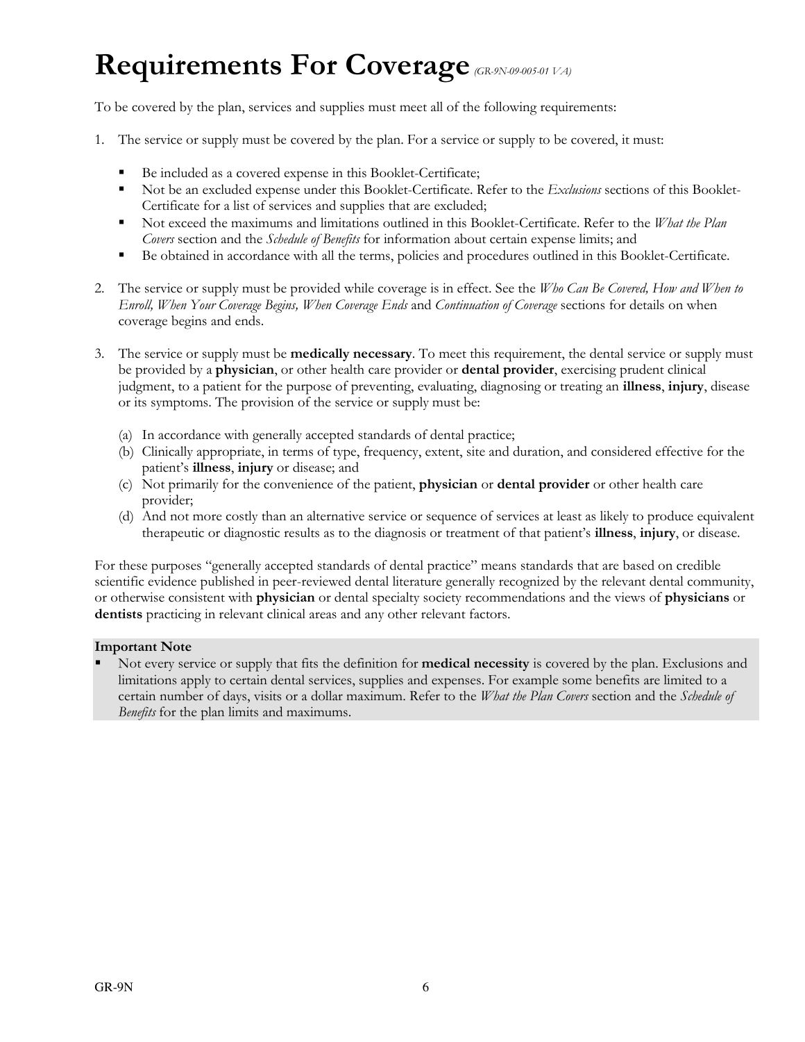# Requirements For Coverage *(GR-9N-09-005-01 VA)*

To be covered by the plan, services and supplies must meet all of the following requirements:

1. The service or supply must be covered by the plan. For a service or supply to be covered, it must:
   - Be included as a covered expense in this Booklet-Certificate;
   - Not be an excluded expense under this Booklet-Certificate. Refer to the *Exclusions* sections of this Booklet-Certificate for a list of services and supplies that are excluded;
   - Not exceed the maximums and limitations outlined in this Booklet-Certificate. Refer to the *What the Plan Covers* section and the *Schedule of Benefits* for information about certain expense limits; and
   - Be obtained in accordance with all the terms, policies and procedures outlined in this Booklet-Certificate.

2. The service or supply must be provided while coverage is in effect. See the *Who Can Be Covered, How and When to Enroll, When Your Coverage Begins, When Coverage Ends* and *Continuation of Coverage* sections for details on when coverage begins and ends.

3. The service or supply must be **medically necessary**. To meet this requirement, the dental service or supply must be provided by a **physician**, or other health care provider or **dental provider**, exercising prudent clinical judgment, to a patient for the purpose of preventing, evaluating, diagnosing or treating an **illness**, **injury**, disease or its symptoms. The provision of the service or supply must be:

   (a) In accordance with generally accepted standards of dental practice;
   (b) Clinically appropriate, in terms of type, frequency, extent, site and duration, and considered effective for the patient's **illness**, **injury** or disease; and
   (c) Not primarily for the convenience of the patient, **physician** or **dental provider** or other health care provider;
   (d) And not more costly than an alternative service or sequence of services at least as likely to produce equivalent therapeutic or diagnostic results as to the diagnosis or treatment of that patient's **illness**, **injury**, or disease.

For these purposes "generally accepted standards of dental practice" means standards that are based on credible scientific evidence published in peer-reviewed dental literature generally recognized by the relevant dental community, or otherwise consistent with **physician** or dental specialty society recommendations and the views of **physicians** or **dentists** practicing in relevant clinical areas and any other relevant factors.

**Important Note**

- Not every service or supply that fits the definition for **medical necessity** is covered by the plan. Exclusions and limitations apply to certain dental services, supplies and expenses. For example some benefits are limited to a certain number of days, visits or a dollar maximum. Refer to the *What the Plan Covers* section and the *Schedule of Benefits* for the plan limits and maximums.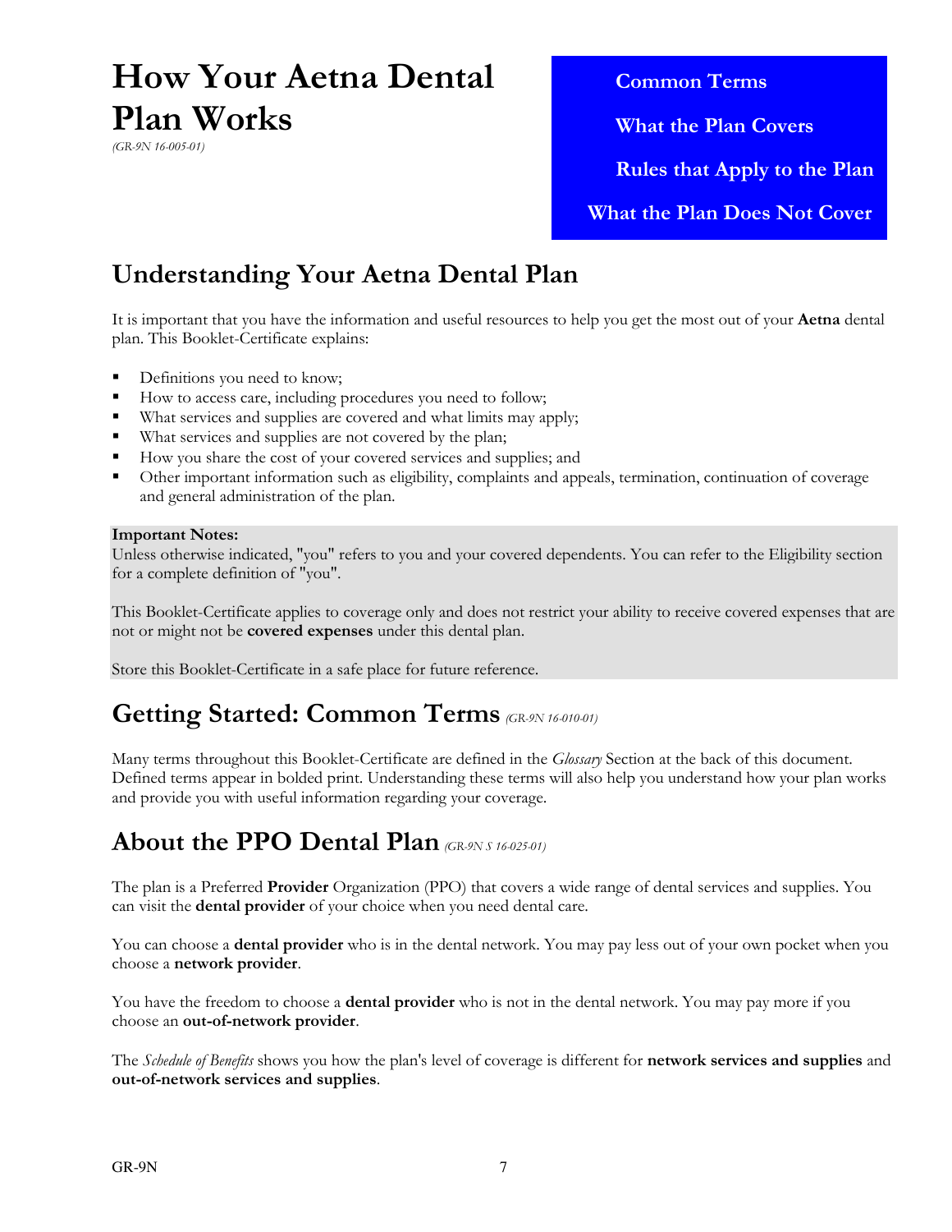# How Your Aetna Dental Plan Works

*(GR-9N 16-005-01)*

**Common Terms**

**What the Plan Covers**

**Rules that Apply to the Plan**

**What the Plan Does Not Cover**

## Understanding Your Aetna Dental Plan

It is important that you have the information and useful resources to help you get the most out of your **Aetna** dental plan. This Booklet-Certificate explains:

- Definitions you need to know;
- How to access care, including procedures you need to follow;
- What services and supplies are covered and what limits may apply;
- What services and supplies are not covered by the plan;
- How you share the cost of your covered services and supplies; and
- Other important information such as eligibility, complaints and appeals, termination, continuation of coverage and general administration of the plan.

**Important Notes:**
Unless otherwise indicated, "you" refers to you and your covered dependents. You can refer to the Eligibility section for a complete definition of "you".

This Booklet-Certificate applies to coverage only and does not restrict your ability to receive covered expenses that are not or might not be **covered expenses** under this dental plan.

Store this Booklet-Certificate in a safe place for future reference.

## Getting Started: Common Terms *(GR-9N 16-010-01)*

Many terms throughout this Booklet-Certificate are defined in the *Glossary* Section at the back of this document. Defined terms appear in bolded print. Understanding these terms will also help you understand how your plan works and provide you with useful information regarding your coverage.

## About the PPO Dental Plan *(GR-9N S 16-025-01)*

The plan is a Preferred **Provider** Organization (PPO) that covers a wide range of dental services and supplies. You can visit the **dental provider** of your choice when you need dental care.

You can choose a **dental provider** who is in the dental network. You may pay less out of your own pocket when you choose a **network provider**.

You have the freedom to choose a **dental provider** who is not in the dental network. You may pay more if you choose an **out-of-network provider**.

The *Schedule of Benefits* shows you how the plan's level of coverage is different for **network services and supplies** and **out-of-network services and supplies**.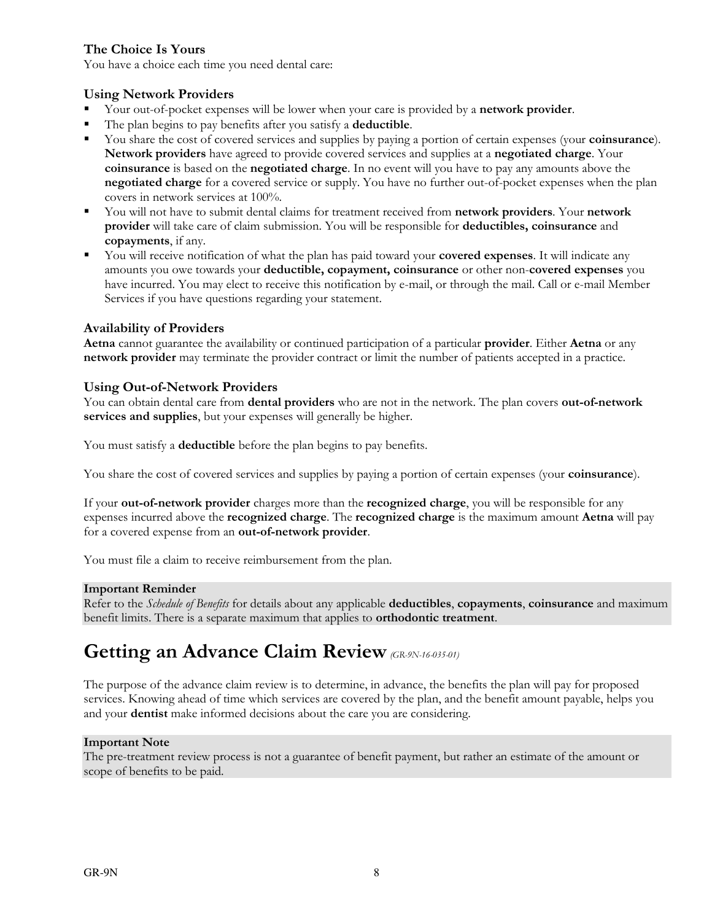### The Choice Is Yours

You have a choice each time you need dental care:

### Using Network Providers

- Your out-of-pocket expenses will be lower when your care is provided by a **network provider**.
- The plan begins to pay benefits after you satisfy a **deductible**.
- You share the cost of covered services and supplies by paying a portion of certain expenses (your **coinsurance**). **Network providers** have agreed to provide covered services and supplies at a **negotiated charge**. Your **coinsurance** is based on the **negotiated charge**. In no event will you have to pay any amounts above the **negotiated charge** for a covered service or supply. You have no further out-of-pocket expenses when the plan covers in network services at 100%.
- You will not have to submit dental claims for treatment received from **network providers**. Your **network provider** will take care of claim submission. You will be responsible for **deductibles, coinsurance** and **copayments**, if any.
- You will receive notification of what the plan has paid toward your **covered expenses**. It will indicate any amounts you owe towards your **deductible, copayment, coinsurance** or other non-**covered expenses** you have incurred. You may elect to receive this notification by e-mail, or through the mail. Call or e-mail Member Services if you have questions regarding your statement.

### Availability of Providers

**Aetna** cannot guarantee the availability or continued participation of a particular **provider**. Either **Aetna** or any **network provider** may terminate the provider contract or limit the number of patients accepted in a practice.

### Using Out-of-Network Providers

You can obtain dental care from **dental providers** who are not in the network. The plan covers **out-of-network services and supplies**, but your expenses will generally be higher.

You must satisfy a **deductible** before the plan begins to pay benefits.

You share the cost of covered services and supplies by paying a portion of certain expenses (your **coinsurance**).

If your **out-of-network provider** charges more than the **recognized charge**, you will be responsible for any expenses incurred above the **recognized charge**. The **recognized charge** is the maximum amount **Aetna** will pay for a covered expense from an **out-of-network provider**.

You must file a claim to receive reimbursement from the plan.

**Important Reminder**
Refer to the *Schedule of Benefits* for details about any applicable **deductibles**, **copayments**, **coinsurance** and maximum benefit limits. There is a separate maximum that applies to **orthodontic treatment**.

## Getting an Advance Claim Review *(GR-9N-16-035-01)*

The purpose of the advance claim review is to determine, in advance, the benefits the plan will pay for proposed services. Knowing ahead of time which services are covered by the plan, and the benefit amount payable, helps you and your **dentist** make informed decisions about the care you are considering.

**Important Note**
The pre-treatment review process is not a guarantee of benefit payment, but rather an estimate of the amount or scope of benefits to be paid.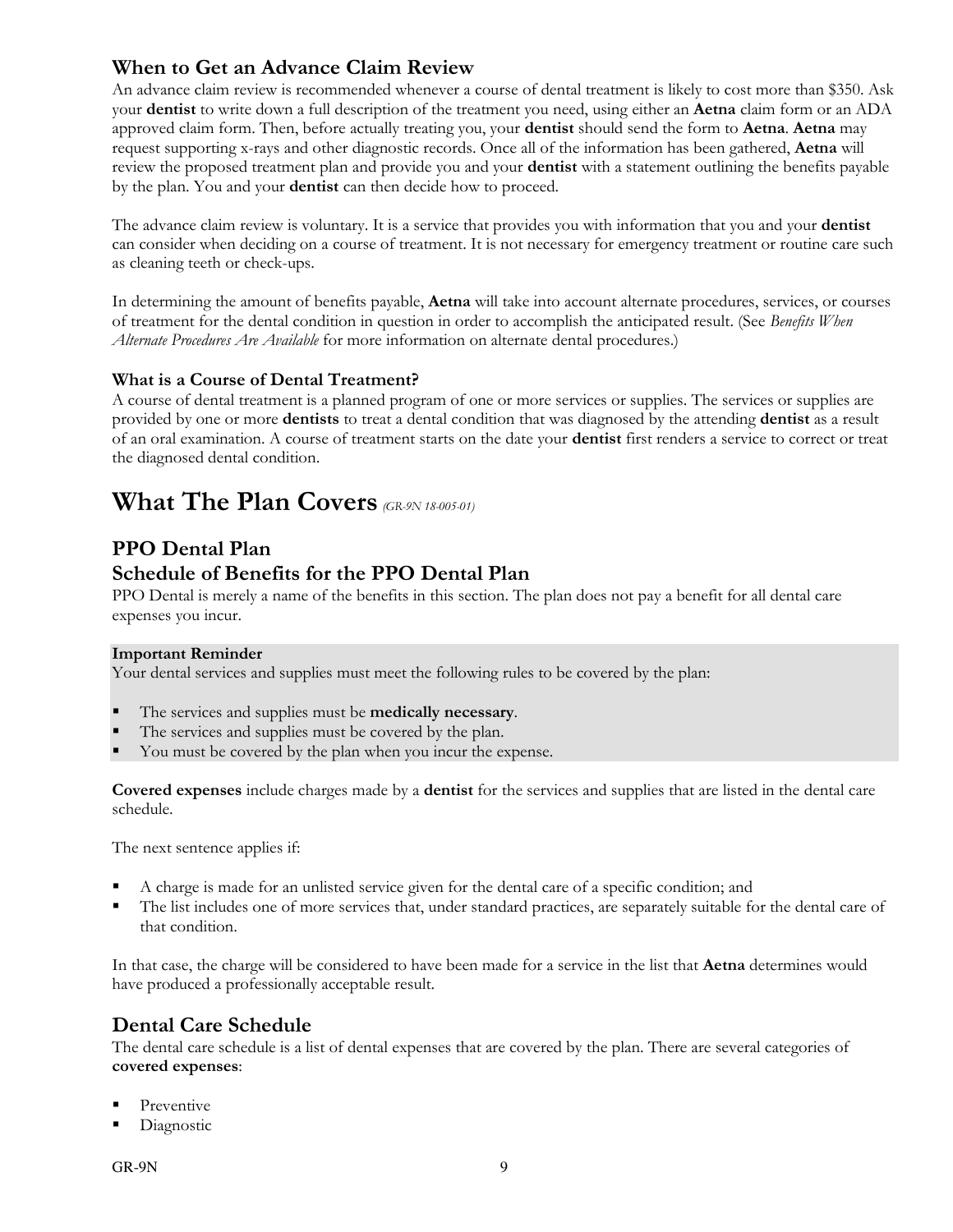## When to Get an Advance Claim Review

An advance claim review is recommended whenever a course of dental treatment is likely to cost more than $350. Ask your **dentist** to write down a full description of the treatment you need, using either an **Aetna** claim form or an ADA approved claim form. Then, before actually treating you, your **dentist** should send the form to **Aetna**. **Aetna** may request supporting x-rays and other diagnostic records. Once all of the information has been gathered, **Aetna** will review the proposed treatment plan and provide you and your **dentist** with a statement outlining the benefits payable by the plan. You and your **dentist** can then decide how to proceed.

The advance claim review is voluntary. It is a service that provides you with information that you and your **dentist** can consider when deciding on a course of treatment. It is not necessary for emergency treatment or routine care such as cleaning teeth or check-ups.

In determining the amount of benefits payable, **Aetna** will take into account alternate procedures, services, or courses of treatment for the dental condition in question in order to accomplish the anticipated result. (See *Benefits When Alternate Procedures Are Available* for more information on alternate dental procedures.)

### What is a Course of Dental Treatment?

A course of dental treatment is a planned program of one or more services or supplies. The services or supplies are provided by one or more **dentists** to treat a dental condition that was diagnosed by the attending **dentist** as a result of an oral examination. A course of treatment starts on the date your **dentist** first renders a service to correct or treat the diagnosed dental condition.

# What The Plan Covers *(GR-9N 18-005-01)*

## PPO Dental Plan

## Schedule of Benefits for the PPO Dental Plan

PPO Dental is merely a name of the benefits in this section. The plan does not pay a benefit for all dental care expenses you incur.

**Important Reminder**

Your dental services and supplies must meet the following rules to be covered by the plan:

- The services and supplies must be **medically necessary**.
- The services and supplies must be covered by the plan.
- You must be covered by the plan when you incur the expense.

**Covered expenses** include charges made by a **dentist** for the services and supplies that are listed in the dental care schedule.

The next sentence applies if:

- A charge is made for an unlisted service given for the dental care of a specific condition; and
- The list includes one of more services that, under standard practices, are separately suitable for the dental care of that condition.

In that case, the charge will be considered to have been made for a service in the list that **Aetna** determines would have produced a professionally acceptable result.

## Dental Care Schedule

The dental care schedule is a list of dental expenses that are covered by the plan. There are several categories of **covered expenses**:

- Preventive
- Diagnostic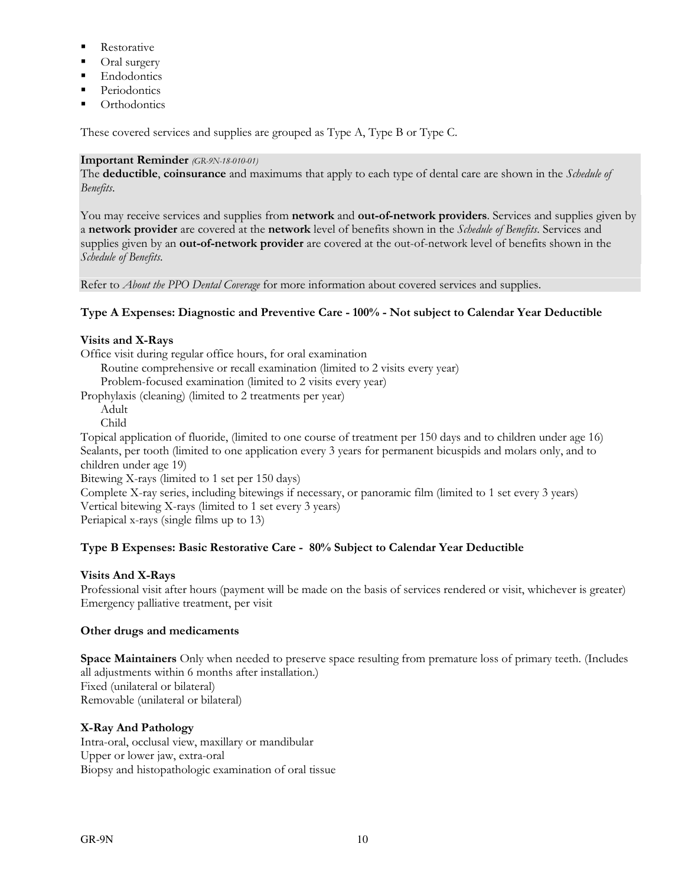- Restorative
- Oral surgery
- Endodontics
- Periodontics
- Orthodontics

These covered services and supplies are grouped as Type A, Type B or Type C.

**Important Reminder** *(GR-9N-18-010-01)*
The **deductible**, **coinsurance** and maximums that apply to each type of dental care are shown in the *Schedule of Benefits*.

You may receive services and supplies from **network** and **out-of-network providers**. Services and supplies given by a **network provider** are covered at the **network** level of benefits shown in the *Schedule of Benefits*. Services and supplies given by an **out-of-network provider** are covered at the out-of-network level of benefits shown in the *Schedule of Benefits*.

Refer to *About the PPO Dental Coverage* for more information about covered services and supplies.

**Type A Expenses: Diagnostic and Preventive Care - 100% - Not subject to Calendar Year Deductible**

**Visits and X-Rays**

Office visit during regular office hours, for oral examination
  Routine comprehensive or recall examination (limited to 2 visits every year)
  Problem-focused examination (limited to 2 visits every year)
Prophylaxis (cleaning) (limited to 2 treatments per year)
  Adult
  Child
Topical application of fluoride, (limited to one course of treatment per 150 days and to children under age 16)
Sealants, per tooth (limited to one application every 3 years for permanent bicuspids and molars only, and to children under age 19)
Bitewing X-rays (limited to 1 set per 150 days)
Complete X-ray series, including bitewings if necessary, or panoramic film (limited to 1 set every 3 years)
Vertical bitewing X-rays (limited to 1 set every 3 years)
Periapical x-rays (single films up to 13)

**Type B Expenses: Basic Restorative Care - 80% Subject to Calendar Year Deductible**

**Visits And X-Rays**

Professional visit after hours (payment will be made on the basis of services rendered or visit, whichever is greater)
Emergency palliative treatment, per visit

**Other drugs and medicaments**

**Space Maintainers** Only when needed to preserve space resulting from premature loss of primary teeth. (Includes all adjustments within 6 months after installation.)
Fixed (unilateral or bilateral)
Removable (unilateral or bilateral)

**X-Ray And Pathology**

Intra-oral, occlusal view, maxillary or mandibular
Upper or lower jaw, extra-oral
Biopsy and histopathologic examination of oral tissue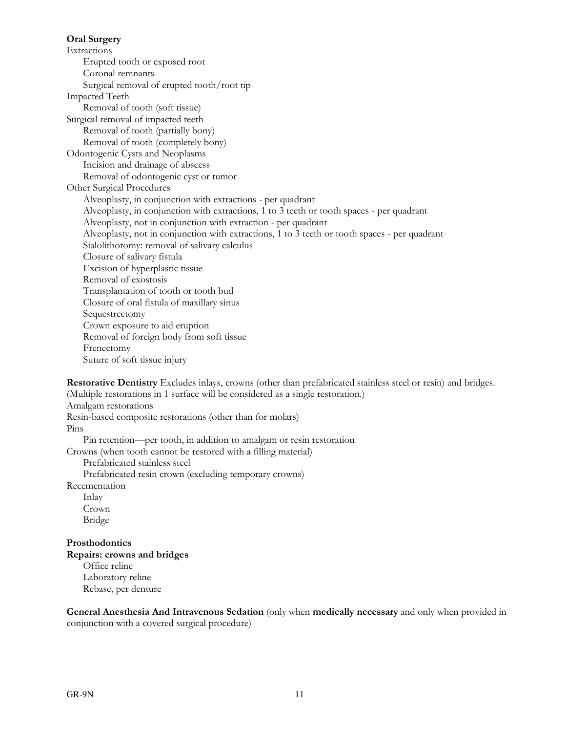**Oral Surgery**

Extractions

- Erupted tooth or exposed root
- Coronal remnants
- Surgical removal of erupted tooth/root tip

Impacted Teeth

- Removal of tooth (soft tissue)

Surgical removal of impacted teeth

- Removal of tooth (partially bony)
- Removal of tooth (completely bony)

Odontogenic Cysts and Neoplasms

- Incision and drainage of abscess
- Removal of odontogenic cyst or tumor

Other Surgical Procedures

- Alveoplasty, in conjunction with extractions - per quadrant
- Alveoplasty, in conjunction with extractions, 1 to 3 teeth or tooth spaces - per quadrant
- Alveoplasty, not in conjunction with extraction - per quadrant
- Alveoplasty, not in conjunction with extractions, 1 to 3 teeth or tooth spaces - per quadrant
- Sialolithotomy: removal of salivary calculus
- Closure of salivary fistula
- Excision of hyperplastic tissue
- Removal of exostosis
- Transplantation of tooth or tooth bud
- Closure of oral fistula of maxillary sinus
- Sequestrectomy
- Crown exposure to aid eruption
- Removal of foreign body from soft tissue
- Frenectomy
- Suture of soft tissue injury

**Restorative Dentistry** Excludes inlays, crowns (other than prefabricated stainless steel or resin) and bridges. (Multiple restorations in 1 surface will be considered as a single restoration.)

Amalgam restorations

Resin-based composite restorations (other than for molars)

Pins

- Pin retention—per tooth, in addition to amalgam or resin restoration

Crowns (when tooth cannot be restored with a filling material)

- Prefabricated stainless steel
- Prefabricated resin crown (excluding temporary crowns)

Recementation

- Inlay
- Crown
- Bridge

**Prosthodontics**

**Repairs: crowns and bridges**

- Office reline
- Laboratory reline
- Rebase, per denture

**General Anesthesia And Intravenous Sedation** (only when **medically necessary** and only when provided in conjunction with a covered surgical procedure)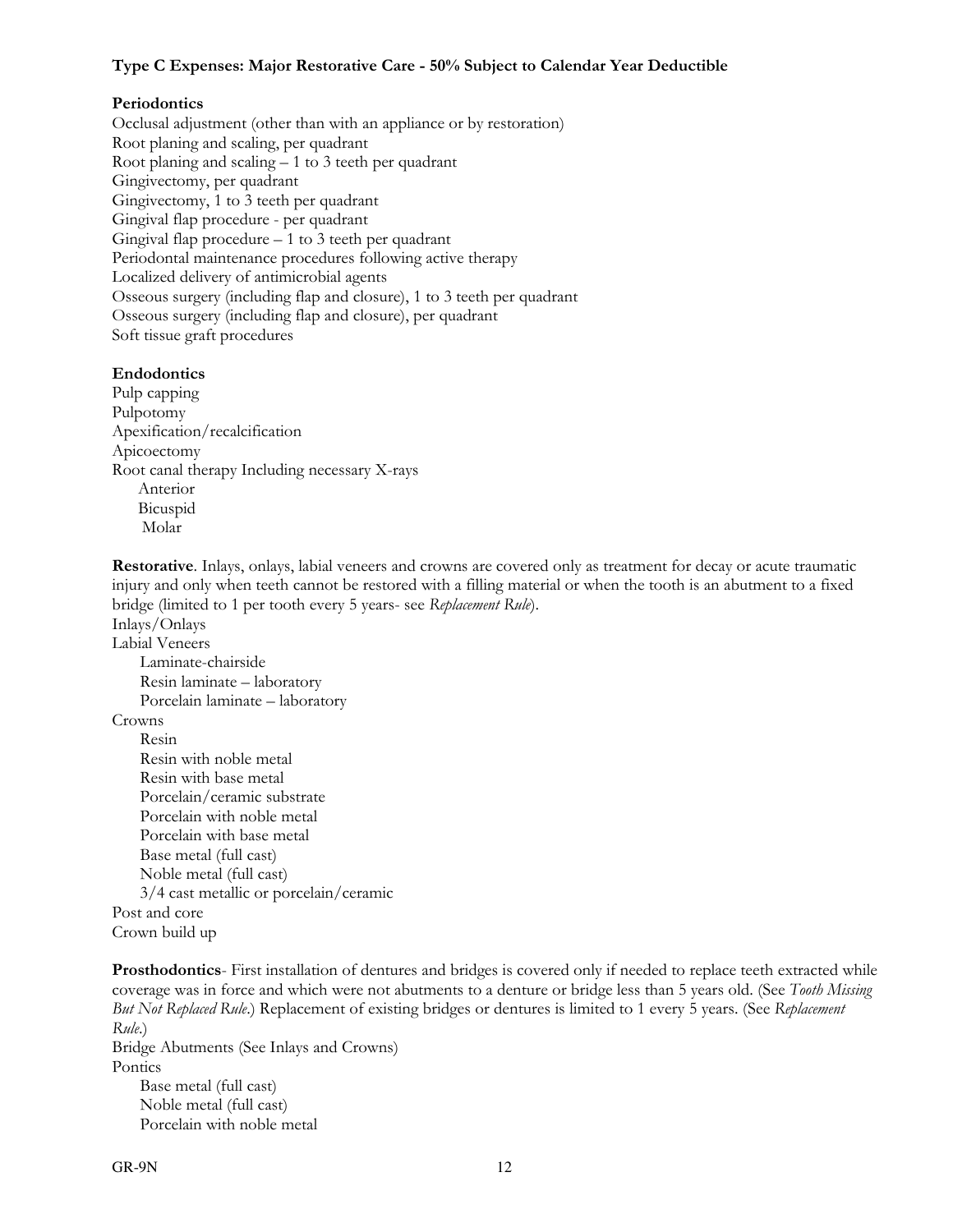**Type C Expenses: Major Restorative Care - 50% Subject to Calendar Year Deductible**

**Periodontics**

Occlusal adjustment (other than with an appliance or by restoration)
Root planing and scaling, per quadrant
Root planing and scaling – 1 to 3 teeth per quadrant
Gingivectomy, per quadrant
Gingivectomy, 1 to 3 teeth per quadrant
Gingival flap procedure - per quadrant
Gingival flap procedure – 1 to 3 teeth per quadrant
Periodontal maintenance procedures following active therapy
Localized delivery of antimicrobial agents
Osseous surgery (including flap and closure), 1 to 3 teeth per quadrant
Osseous surgery (including flap and closure), per quadrant
Soft tissue graft procedures

**Endodontics**

Pulp capping
Pulpotomy
Apexification/recalcification
Apicoectomy
Root canal therapy Including necessary X-rays
- Anterior
- Bicuspid
- Molar

**Restorative**. Inlays, onlays, labial veneers and crowns are covered only as treatment for decay or acute traumatic injury and only when teeth cannot be restored with a filling material or when the tooth is an abutment to a fixed bridge (limited to 1 per tooth every 5 years- see *Replacement Rule*).

Inlays/Onlays
Labial Veneers
- Laminate-chairside
- Resin laminate – laboratory
- Porcelain laminate – laboratory

Crowns
- Resin
- Resin with noble metal
- Resin with base metal
- Porcelain/ceramic substrate
- Porcelain with noble metal
- Porcelain with base metal
- Base metal (full cast)
- Noble metal (full cast)
- 3/4 cast metallic or porcelain/ceramic

Post and core
Crown build up

**Prosthodontics**- First installation of dentures and bridges is covered only if needed to replace teeth extracted while coverage was in force and which were not abutments to a denture or bridge less than 5 years old. (See *Tooth Missing But Not Replaced Rule*.) Replacement of existing bridges or dentures is limited to 1 every 5 years. (See *Replacement Rule*.)

Bridge Abutments (See Inlays and Crowns)
Pontics
- Base metal (full cast)
- Noble metal (full cast)
- Porcelain with noble metal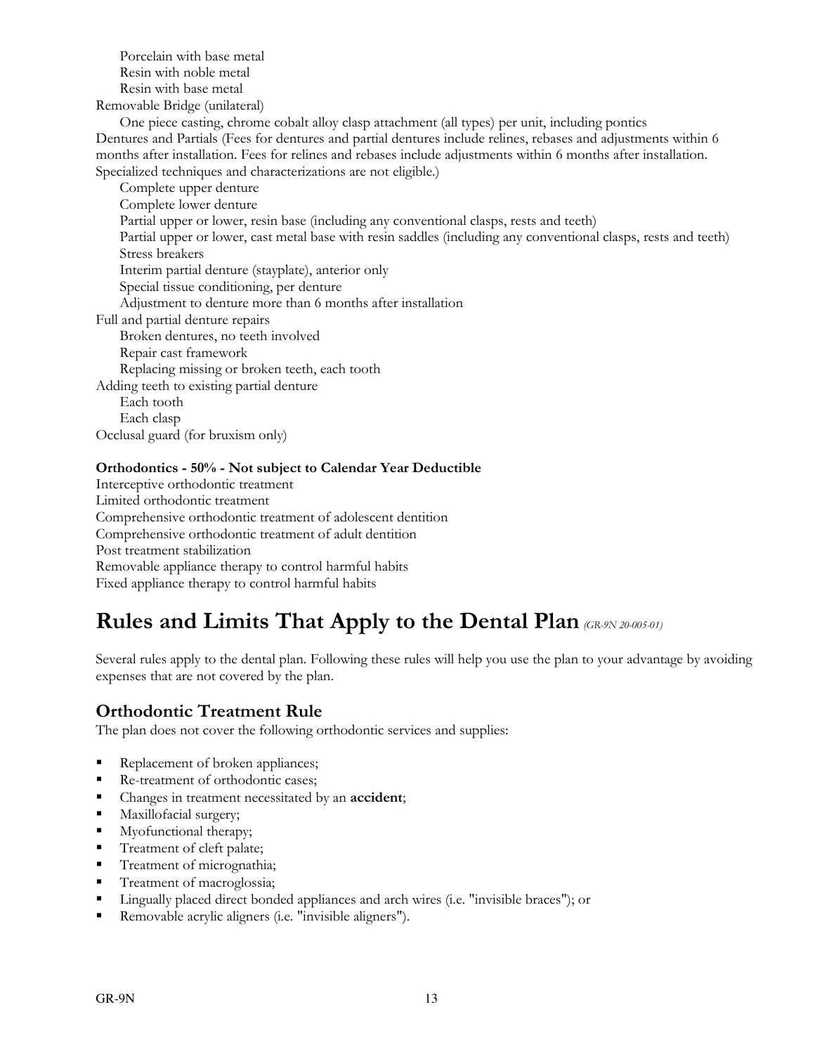Porcelain with base metal
Resin with noble metal
Resin with base metal

Removable Bridge (unilateral)
One piece casting, chrome cobalt alloy clasp attachment (all types) per unit, including pontics

Dentures and Partials (Fees for dentures and partial dentures include relines, rebases and adjustments within 6 months after installation. Fees for relines and rebases include adjustments within 6 months after installation. Specialized techniques and characterizations are not eligible.)
Complete upper denture
Complete lower denture
Partial upper or lower, resin base (including any conventional clasps, rests and teeth)
Partial upper or lower, cast metal base with resin saddles (including any conventional clasps, rests and teeth)
Stress breakers
Interim partial denture (stayplate), anterior only
Special tissue conditioning, per denture
Adjustment to denture more than 6 months after installation

Full and partial denture repairs
Broken dentures, no teeth involved
Repair cast framework
Replacing missing or broken teeth, each tooth

Adding teeth to existing partial denture
Each tooth
Each clasp

Occlusal guard (for bruxism only)

**Orthodontics - 50% - Not subject to Calendar Year Deductible**

Interceptive orthodontic treatment
Limited orthodontic treatment
Comprehensive orthodontic treatment of adolescent dentition
Comprehensive orthodontic treatment of adult dentition
Post treatment stabilization
Removable appliance therapy to control harmful habits
Fixed appliance therapy to control harmful habits

# Rules and Limits That Apply to the Dental Plan *(GR-9N 20-005-01)*

Several rules apply to the dental plan. Following these rules will help you use the plan to your advantage by avoiding expenses that are not covered by the plan.

## Orthodontic Treatment Rule

The plan does not cover the following orthodontic services and supplies:

- Replacement of broken appliances;
- Re-treatment of orthodontic cases;
- Changes in treatment necessitated by an **accident**;
- Maxillofacial surgery;
- Myofunctional therapy;
- Treatment of cleft palate;
- Treatment of micrognathia;
- Treatment of macroglossia;
- Lingually placed direct bonded appliances and arch wires (i.e. "invisible braces"); or
- Removable acrylic aligners (i.e. "invisible aligners").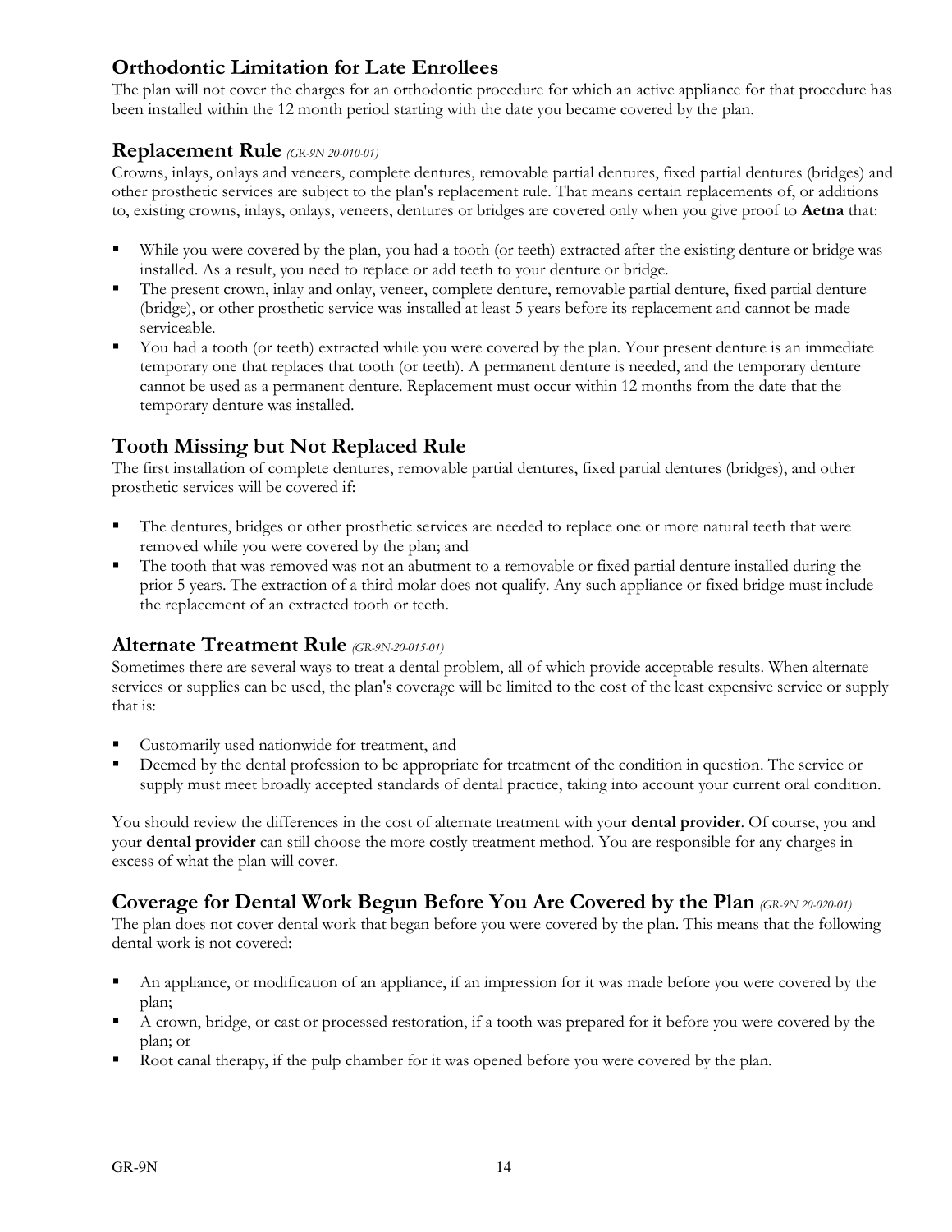## Orthodontic Limitation for Late Enrollees

The plan will not cover the charges for an orthodontic procedure for which an active appliance for that procedure has been installed within the 12 month period starting with the date you became covered by the plan.

## Replacement Rule *(GR-9N 20-010-01)*

Crowns, inlays, onlays and veneers, complete dentures, removable partial dentures, fixed partial dentures (bridges) and other prosthetic services are subject to the plan's replacement rule. That means certain replacements of, or additions to, existing crowns, inlays, onlays, veneers, dentures or bridges are covered only when you give proof to **Aetna** that:

- While you were covered by the plan, you had a tooth (or teeth) extracted after the existing denture or bridge was installed. As a result, you need to replace or add teeth to your denture or bridge.
- The present crown, inlay and onlay, veneer, complete denture, removable partial denture, fixed partial denture (bridge), or other prosthetic service was installed at least 5 years before its replacement and cannot be made serviceable.
- You had a tooth (or teeth) extracted while you were covered by the plan. Your present denture is an immediate temporary one that replaces that tooth (or teeth). A permanent denture is needed, and the temporary denture cannot be used as a permanent denture. Replacement must occur within 12 months from the date that the temporary denture was installed.

## Tooth Missing but Not Replaced Rule

The first installation of complete dentures, removable partial dentures, fixed partial dentures (bridges), and other prosthetic services will be covered if:

- The dentures, bridges or other prosthetic services are needed to replace one or more natural teeth that were removed while you were covered by the plan; and
- The tooth that was removed was not an abutment to a removable or fixed partial denture installed during the prior 5 years. The extraction of a third molar does not qualify. Any such appliance or fixed bridge must include the replacement of an extracted tooth or teeth.

## Alternate Treatment Rule *(GR-9N-20-015-01)*

Sometimes there are several ways to treat a dental problem, all of which provide acceptable results. When alternate services or supplies can be used, the plan's coverage will be limited to the cost of the least expensive service or supply that is:

- Customarily used nationwide for treatment, and
- Deemed by the dental profession to be appropriate for treatment of the condition in question. The service or supply must meet broadly accepted standards of dental practice, taking into account your current oral condition.

You should review the differences in the cost of alternate treatment with your **dental provider**. Of course, you and your **dental provider** can still choose the more costly treatment method. You are responsible for any charges in excess of what the plan will cover.

## Coverage for Dental Work Begun Before You Are Covered by the Plan *(GR-9N 20-020-01)*

The plan does not cover dental work that began before you were covered by the plan. This means that the following dental work is not covered:

- An appliance, or modification of an appliance, if an impression for it was made before you were covered by the plan;
- A crown, bridge, or cast or processed restoration, if a tooth was prepared for it before you were covered by the plan; or
- Root canal therapy, if the pulp chamber for it was opened before you were covered by the plan.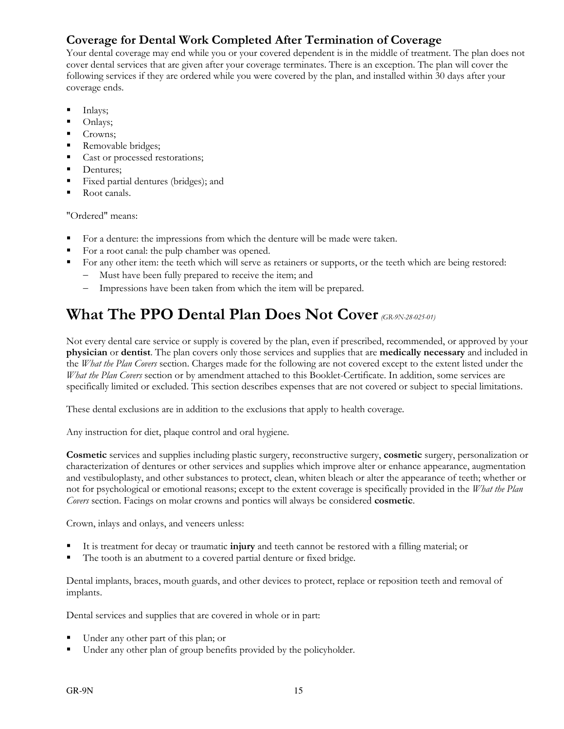### Coverage for Dental Work Completed After Termination of Coverage

Your dental coverage may end while you or your covered dependent is in the middle of treatment. The plan does not cover dental services that are given after your coverage terminates. There is an exception. The plan will cover the following services if they are ordered while you were covered by the plan, and installed within 30 days after your coverage ends.

- Inlays;
- Onlays;
- Crowns;
- Removable bridges;
- Cast or processed restorations;
- Dentures;
- Fixed partial dentures (bridges); and
- Root canals.

"Ordered" means:

- For a denture: the impressions from which the denture will be made were taken.
- For a root canal: the pulp chamber was opened.
- For any other item: the teeth which will serve as retainers or supports, or the teeth which are being restored:
  - Must have been fully prepared to receive the item; and
  - Impressions have been taken from which the item will be prepared.

# What The PPO Dental Plan Does Not Cover *(GR-9N-28-025-01)*

Not every dental care service or supply is covered by the plan, even if prescribed, recommended, or approved by your **physician** or **dentist**. The plan covers only those services and supplies that are **medically necessary** and included in the *What the Plan Covers* section. Charges made for the following are not covered except to the extent listed under the *What the Plan Covers* section or by amendment attached to this Booklet-Certificate. In addition, some services are specifically limited or excluded. This section describes expenses that are not covered or subject to special limitations.

These dental exclusions are in addition to the exclusions that apply to health coverage.

Any instruction for diet, plaque control and oral hygiene.

**Cosmetic** services and supplies including plastic surgery, reconstructive surgery, **cosmetic** surgery, personalization or characterization of dentures or other services and supplies which improve alter or enhance appearance, augmentation and vestibuloplasty, and other substances to protect, clean, whiten bleach or alter the appearance of teeth; whether or not for psychological or emotional reasons; except to the extent coverage is specifically provided in the *What the Plan Covers* section. Facings on molar crowns and pontics will always be considered **cosmetic**.

Crown, inlays and onlays, and veneers unless:

- It is treatment for decay or traumatic **injury** and teeth cannot be restored with a filling material; or
- The tooth is an abutment to a covered partial denture or fixed bridge.

Dental implants, braces, mouth guards, and other devices to protect, replace or reposition teeth and removal of implants.

Dental services and supplies that are covered in whole or in part:

- Under any other part of this plan; or
- Under any other plan of group benefits provided by the policyholder.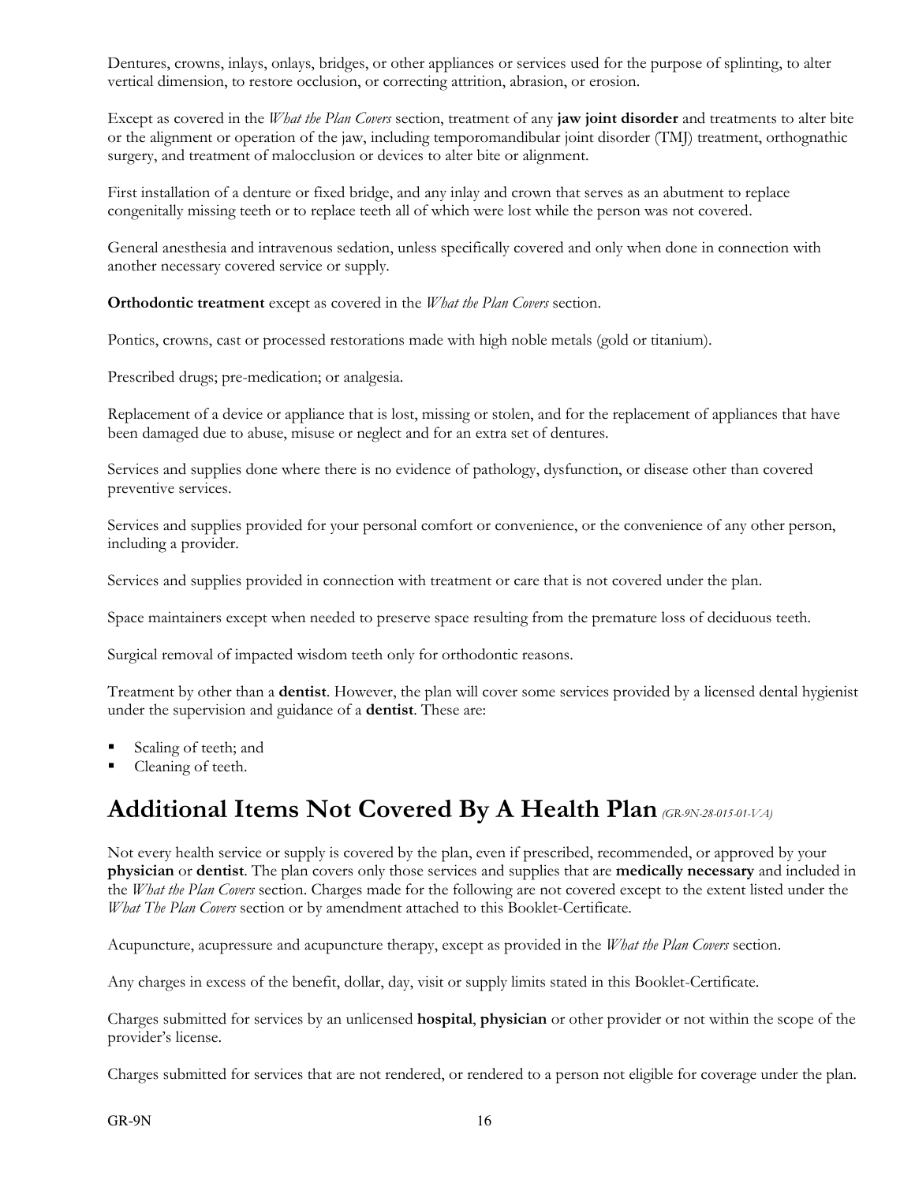Dentures, crowns, inlays, onlays, bridges, or other appliances or services used for the purpose of splinting, to alter vertical dimension, to restore occlusion, or correcting attrition, abrasion, or erosion.

Except as covered in the *What the Plan Covers* section, treatment of any **jaw joint disorder** and treatments to alter bite or the alignment or operation of the jaw, including temporomandibular joint disorder (TMJ) treatment, orthognathic surgery, and treatment of malocclusion or devices to alter bite or alignment.

First installation of a denture or fixed bridge, and any inlay and crown that serves as an abutment to replace congenitally missing teeth or to replace teeth all of which were lost while the person was not covered.

General anesthesia and intravenous sedation, unless specifically covered and only when done in connection with another necessary covered service or supply.

**Orthodontic treatment** except as covered in the *What the Plan Covers* section.

Pontics, crowns, cast or processed restorations made with high noble metals (gold or titanium).

Prescribed drugs; pre-medication; or analgesia.

Replacement of a device or appliance that is lost, missing or stolen, and for the replacement of appliances that have been damaged due to abuse, misuse or neglect and for an extra set of dentures.

Services and supplies done where there is no evidence of pathology, dysfunction, or disease other than covered preventive services.

Services and supplies provided for your personal comfort or convenience, or the convenience of any other person, including a provider.

Services and supplies provided in connection with treatment or care that is not covered under the plan.

Space maintainers except when needed to preserve space resulting from the premature loss of deciduous teeth.

Surgical removal of impacted wisdom teeth only for orthodontic reasons.

Treatment by other than a **dentist**. However, the plan will cover some services provided by a licensed dental hygienist under the supervision and guidance of a **dentist**. These are:

- Scaling of teeth; and
- Cleaning of teeth.

## Additional Items Not Covered By A Health Plan *(GR-9N-28-015-01-VA)*

Not every health service or supply is covered by the plan, even if prescribed, recommended, or approved by your **physician** or **dentist**. The plan covers only those services and supplies that are **medically necessary** and included in the *What the Plan Covers* section. Charges made for the following are not covered except to the extent listed under the *What The Plan Covers* section or by amendment attached to this Booklet-Certificate.

Acupuncture, acupressure and acupuncture therapy, except as provided in the *What the Plan Covers* section.

Any charges in excess of the benefit, dollar, day, visit or supply limits stated in this Booklet-Certificate.

Charges submitted for services by an unlicensed **hospital**, **physician** or other provider or not within the scope of the provider's license.

Charges submitted for services that are not rendered, or rendered to a person not eligible for coverage under the plan.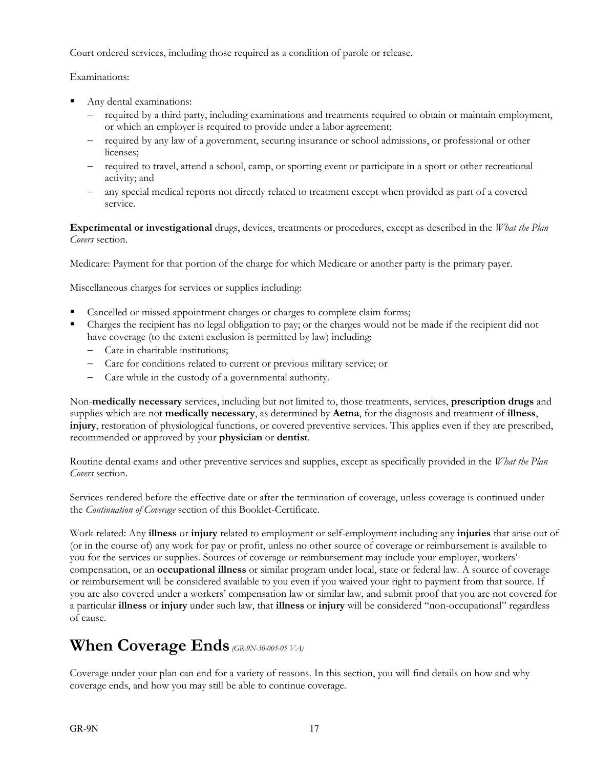Court ordered services, including those required as a condition of parole or release.

Examinations:

- Any dental examinations:
  - required by a third party, including examinations and treatments required to obtain or maintain employment, or which an employer is required to provide under a labor agreement;
  - required by any law of a government, securing insurance or school admissions, or professional or other licenses;
  - required to travel, attend a school, camp, or sporting event or participate in a sport or other recreational activity; and
  - any special medical reports not directly related to treatment except when provided as part of a covered service.

**Experimental or investigational** drugs, devices, treatments or procedures, except as described in the *What the Plan Covers* section.

Medicare: Payment for that portion of the charge for which Medicare or another party is the primary payer.

Miscellaneous charges for services or supplies including:

- Cancelled or missed appointment charges or charges to complete claim forms;
- Charges the recipient has no legal obligation to pay; or the charges would not be made if the recipient did not have coverage (to the extent exclusion is permitted by law) including:
  - Care in charitable institutions;
  - Care for conditions related to current or previous military service; or
  - Care while in the custody of a governmental authority.

Non-**medically necessary** services, including but not limited to, those treatments, services, **prescription drugs** and supplies which are not **medically necessary**, as determined by **Aetna**, for the diagnosis and treatment of **illness**, **injury**, restoration of physiological functions, or covered preventive services. This applies even if they are prescribed, recommended or approved by your **physician** or **dentist**.

Routine dental exams and other preventive services and supplies, except as specifically provided in the *What the Plan Covers* section.

Services rendered before the effective date or after the termination of coverage, unless coverage is continued under the *Continuation of Coverage* section of this Booklet-Certificate.

Work related: Any **illness** or **injury** related to employment or self-employment including any **injuries** that arise out of (or in the course of) any work for pay or profit, unless no other source of coverage or reimbursement is available to you for the services or supplies. Sources of coverage or reimbursement may include your employer, workers' compensation, or an **occupational illness** or similar program under local, state or federal law. A source of coverage or reimbursement will be considered available to you even if you waived your right to payment from that source. If you are also covered under a workers' compensation law or similar law, and submit proof that you are not covered for a particular **illness** or **injury** under such law, that **illness** or **injury** will be considered "non-occupational" regardless of cause.

# When Coverage Ends *(GR-9N-30-005-05 VA)*

Coverage under your plan can end for a variety of reasons. In this section, you will find details on how and why coverage ends, and how you may still be able to continue coverage.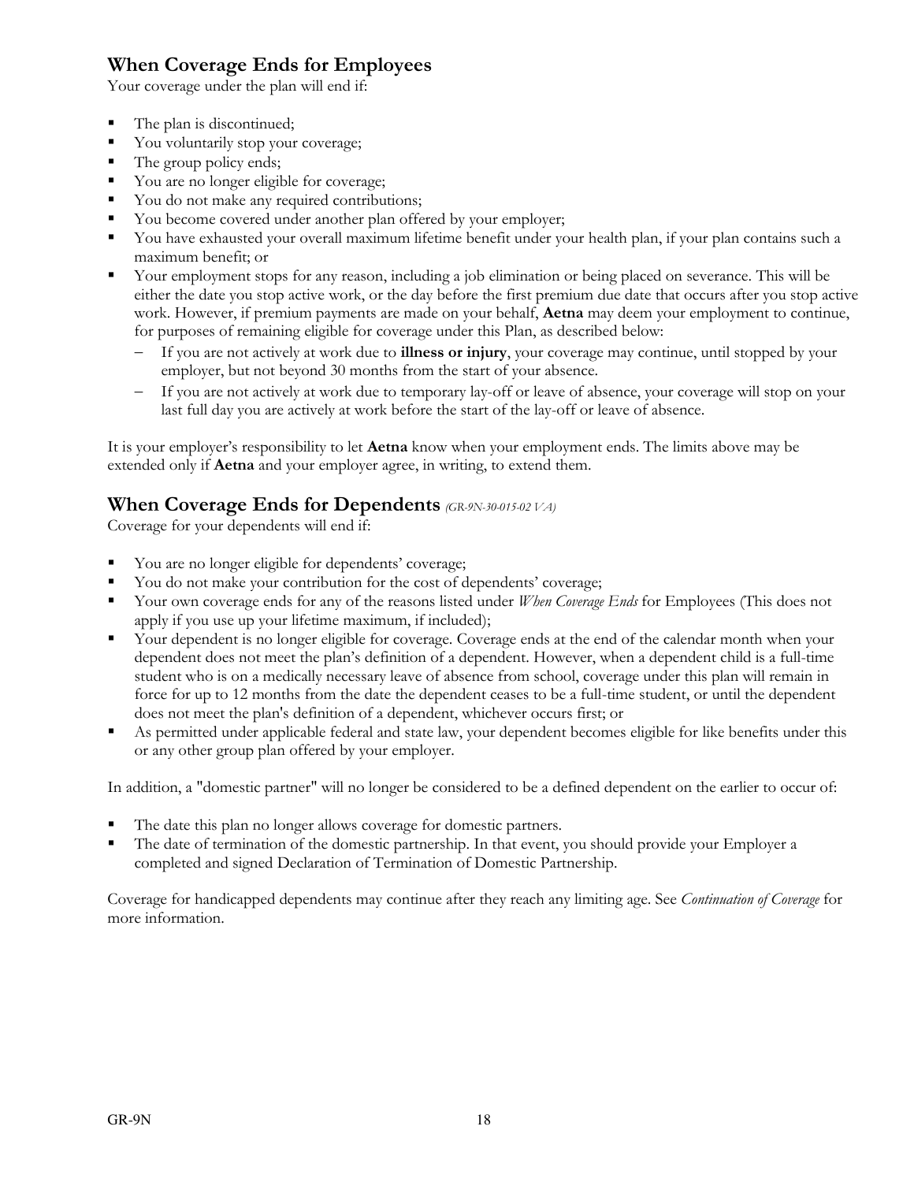## When Coverage Ends for Employees

Your coverage under the plan will end if:

- The plan is discontinued;
- You voluntarily stop your coverage;
- The group policy ends;
- You are no longer eligible for coverage;
- You do not make any required contributions;
- You become covered under another plan offered by your employer;
- You have exhausted your overall maximum lifetime benefit under your health plan, if your plan contains such a maximum benefit; or
- Your employment stops for any reason, including a job elimination or being placed on severance. This will be either the date you stop active work, or the day before the first premium due date that occurs after you stop active work. However, if premium payments are made on your behalf, **Aetna** may deem your employment to continue, for purposes of remaining eligible for coverage under this Plan, as described below:
  - If you are not actively at work due to **illness or injury**, your coverage may continue, until stopped by your employer, but not beyond 30 months from the start of your absence.
  - If you are not actively at work due to temporary lay-off or leave of absence, your coverage will stop on your last full day you are actively at work before the start of the lay-off or leave of absence.

It is your employer's responsibility to let **Aetna** know when your employment ends. The limits above may be extended only if **Aetna** and your employer agree, in writing, to extend them.

## When Coverage Ends for Dependents *(GR-9N-30-015-02 VA)*

Coverage for your dependents will end if:

- You are no longer eligible for dependents' coverage;
- You do not make your contribution for the cost of dependents' coverage;
- Your own coverage ends for any of the reasons listed under *When Coverage Ends* for Employees (This does not apply if you use up your lifetime maximum, if included);
- Your dependent is no longer eligible for coverage. Coverage ends at the end of the calendar month when your dependent does not meet the plan's definition of a dependent. However, when a dependent child is a full-time student who is on a medically necessary leave of absence from school, coverage under this plan will remain in force for up to 12 months from the date the dependent ceases to be a full-time student, or until the dependent does not meet the plan's definition of a dependent, whichever occurs first; or
- As permitted under applicable federal and state law, your dependent becomes eligible for like benefits under this or any other group plan offered by your employer.

In addition, a "domestic partner" will no longer be considered to be a defined dependent on the earlier to occur of:

- The date this plan no longer allows coverage for domestic partners.
- The date of termination of the domestic partnership. In that event, you should provide your Employer a completed and signed Declaration of Termination of Domestic Partnership.

Coverage for handicapped dependents may continue after they reach any limiting age. See *Continuation of Coverage* for more information.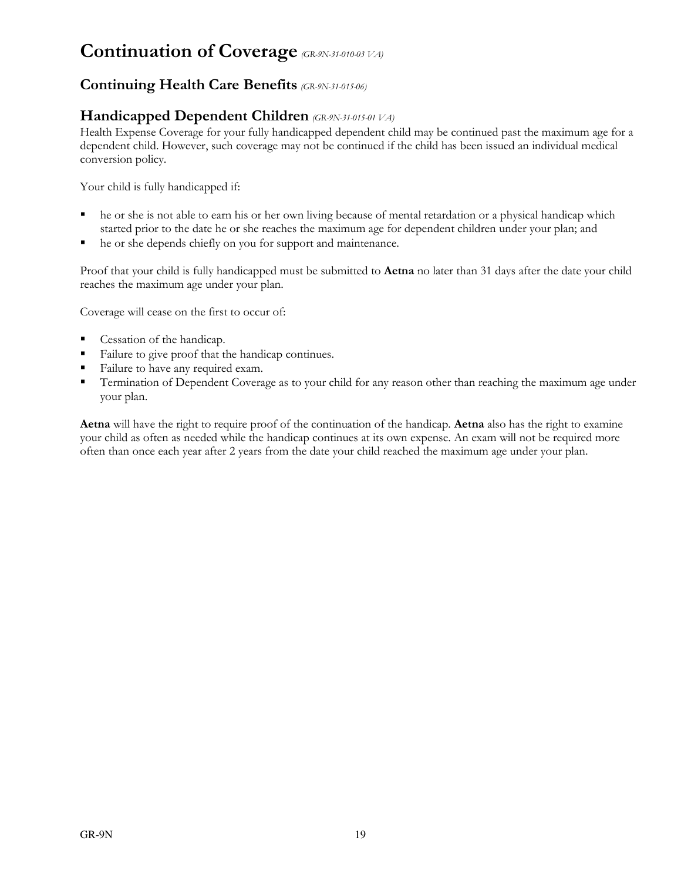# Continuation of Coverage *(GR-9N-31-010-03 VA)*

## Continuing Health Care Benefits *(GR-9N-31-015-06)*

## Handicapped Dependent Children *(GR-9N-31-015-01 VA)*

Health Expense Coverage for your fully handicapped dependent child may be continued past the maximum age for a dependent child. However, such coverage may not be continued if the child has been issued an individual medical conversion policy.

Your child is fully handicapped if:

- he or she is not able to earn his or her own living because of mental retardation or a physical handicap which started prior to the date he or she reaches the maximum age for dependent children under your plan; and
- he or she depends chiefly on you for support and maintenance.

Proof that your child is fully handicapped must be submitted to **Aetna** no later than 31 days after the date your child reaches the maximum age under your plan.

Coverage will cease on the first to occur of:

- Cessation of the handicap.
- Failure to give proof that the handicap continues.
- Failure to have any required exam.
- Termination of Dependent Coverage as to your child for any reason other than reaching the maximum age under your plan.

**Aetna** will have the right to require proof of the continuation of the handicap. **Aetna** also has the right to examine your child as often as needed while the handicap continues at its own expense. An exam will not be required more often than once each year after 2 years from the date your child reached the maximum age under your plan.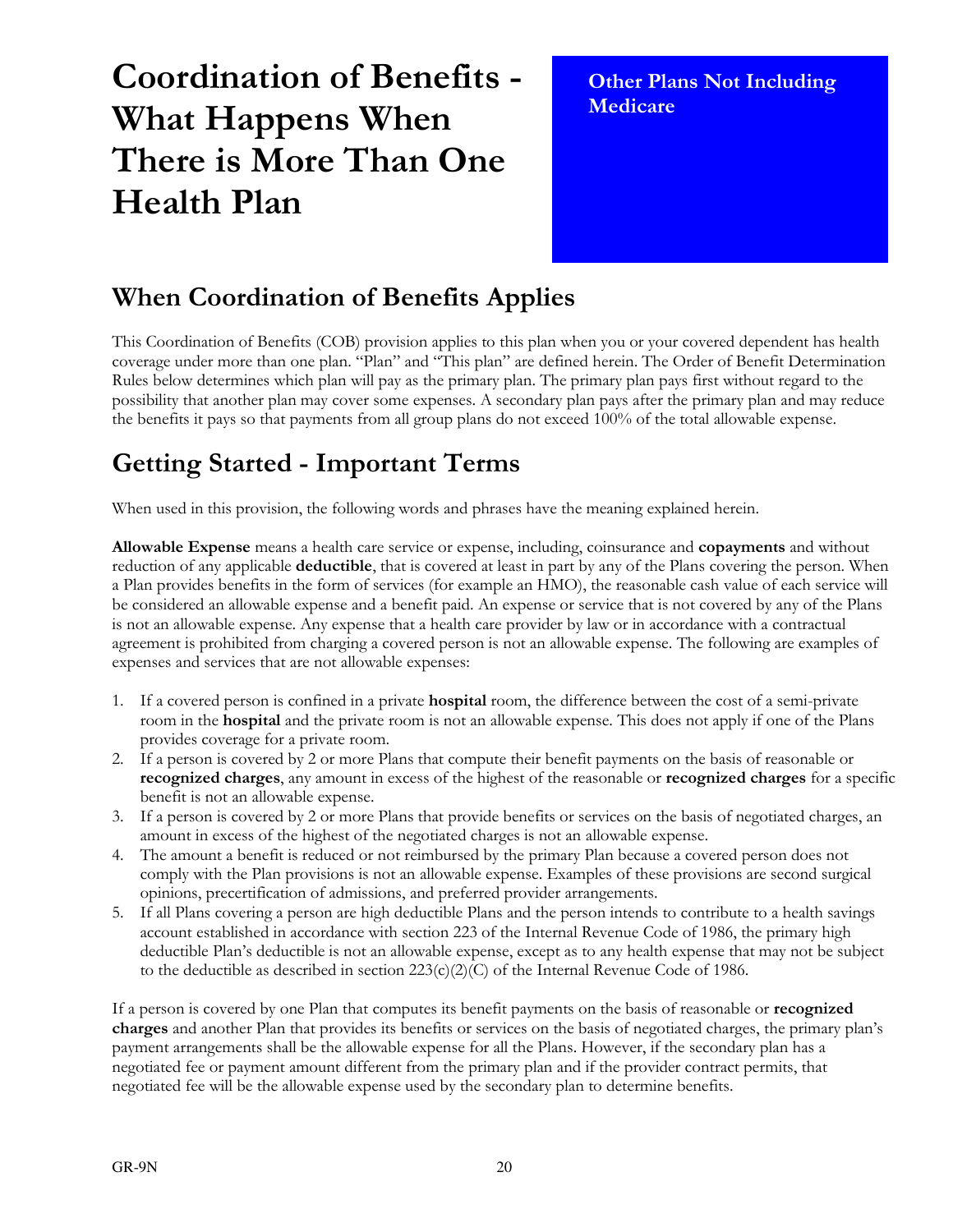# Coordination of Benefits - What Happens When There is More Than One Health Plan

**Other Plans Not Including Medicare**

## When Coordination of Benefits Applies

This Coordination of Benefits (COB) provision applies to this plan when you or your covered dependent has health coverage under more than one plan. "Plan" and "This plan" are defined herein. The Order of Benefit Determination Rules below determines which plan will pay as the primary plan. The primary plan pays first without regard to the possibility that another plan may cover some expenses. A secondary plan pays after the primary plan and may reduce the benefits it pays so that payments from all group plans do not exceed 100% of the total allowable expense.

## Getting Started - Important Terms

When used in this provision, the following words and phrases have the meaning explained herein.

**Allowable Expense** means a health care service or expense, including, coinsurance and **copayments** and without reduction of any applicable **deductible**, that is covered at least in part by any of the Plans covering the person. When a Plan provides benefits in the form of services (for example an HMO), the reasonable cash value of each service will be considered an allowable expense and a benefit paid. An expense or service that is not covered by any of the Plans is not an allowable expense. Any expense that a health care provider by law or in accordance with a contractual agreement is prohibited from charging a covered person is not an allowable expense. The following are examples of expenses and services that are not allowable expenses:

1. If a covered person is confined in a private **hospital** room, the difference between the cost of a semi-private room in the **hospital** and the private room is not an allowable expense. This does not apply if one of the Plans provides coverage for a private room.
2. If a person is covered by 2 or more Plans that compute their benefit payments on the basis of reasonable or **recognized charges**, any amount in excess of the highest of the reasonable or **recognized charges** for a specific benefit is not an allowable expense.
3. If a person is covered by 2 or more Plans that provide benefits or services on the basis of negotiated charges, an amount in excess of the highest of the negotiated charges is not an allowable expense.
4. The amount a benefit is reduced or not reimbursed by the primary Plan because a covered person does not comply with the Plan provisions is not an allowable expense. Examples of these provisions are second surgical opinions, precertification of admissions, and preferred provider arrangements.
5. If all Plans covering a person are high deductible Plans and the person intends to contribute to a health savings account established in accordance with section 223 of the Internal Revenue Code of 1986, the primary high deductible Plan's deductible is not an allowable expense, except as to any health expense that may not be subject to the deductible as described in section 223(c)(2)(C) of the Internal Revenue Code of 1986.

If a person is covered by one Plan that computes its benefit payments on the basis of reasonable or **recognized charges** and another Plan that provides its benefits or services on the basis of negotiated charges, the primary plan's payment arrangements shall be the allowable expense for all the Plans. However, if the secondary plan has a negotiated fee or payment amount different from the primary plan and if the provider contract permits, that negotiated fee will be the allowable expense used by the secondary plan to determine benefits.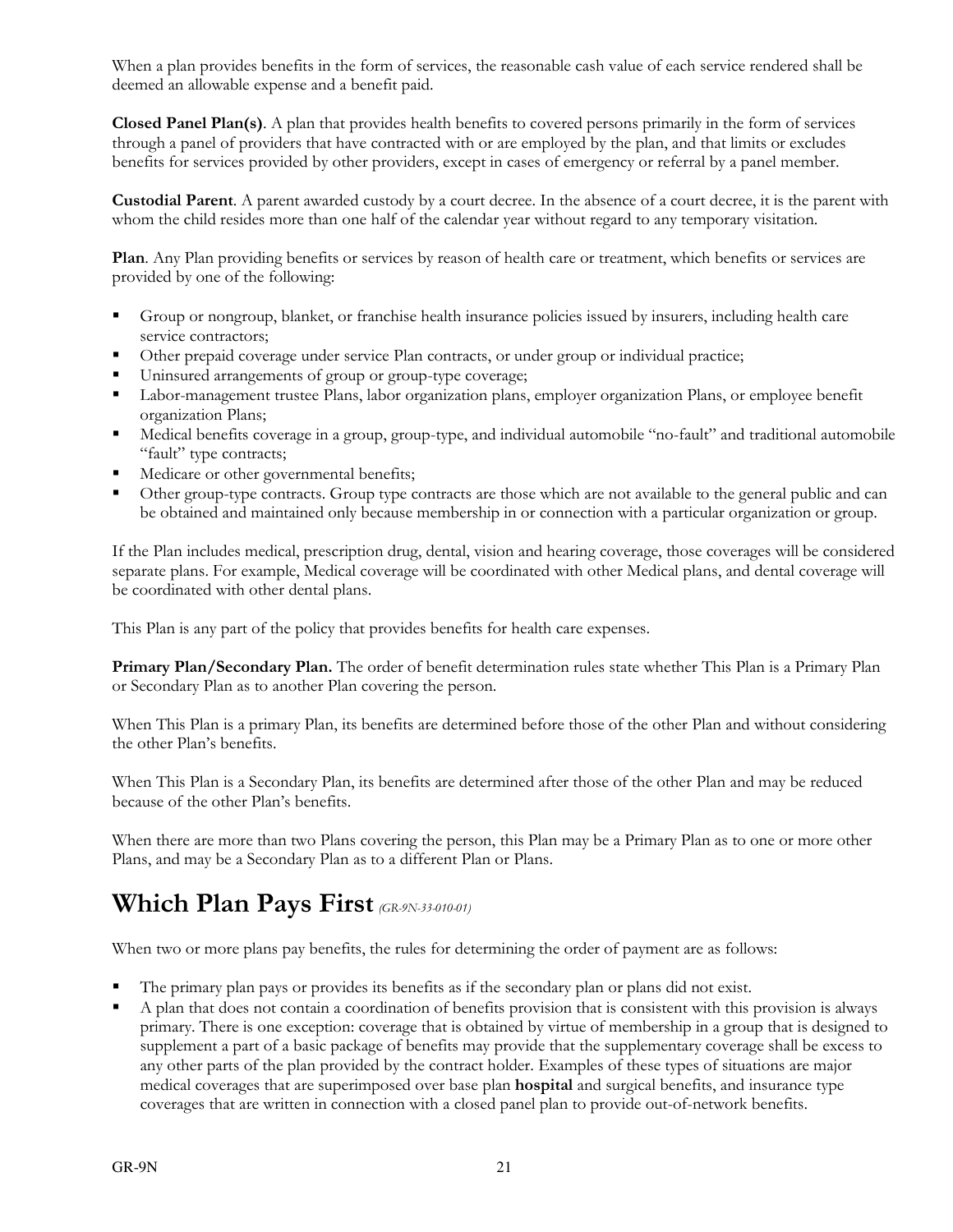When a plan provides benefits in the form of services, the reasonable cash value of each service rendered shall be deemed an allowable expense and a benefit paid.

**Closed Panel Plan(s)**. A plan that provides health benefits to covered persons primarily in the form of services through a panel of providers that have contracted with or are employed by the plan, and that limits or excludes benefits for services provided by other providers, except in cases of emergency or referral by a panel member.

**Custodial Parent**. A parent awarded custody by a court decree. In the absence of a court decree, it is the parent with whom the child resides more than one half of the calendar year without regard to any temporary visitation.

**Plan**. Any Plan providing benefits or services by reason of health care or treatment, which benefits or services are provided by one of the following:

- Group or nongroup, blanket, or franchise health insurance policies issued by insurers, including health care service contractors;
- Other prepaid coverage under service Plan contracts, or under group or individual practice;
- Uninsured arrangements of group or group-type coverage;
- Labor-management trustee Plans, labor organization plans, employer organization Plans, or employee benefit organization Plans;
- Medical benefits coverage in a group, group-type, and individual automobile "no-fault" and traditional automobile "fault" type contracts;
- Medicare or other governmental benefits;
- Other group-type contracts. Group type contracts are those which are not available to the general public and can be obtained and maintained only because membership in or connection with a particular organization or group.

If the Plan includes medical, prescription drug, dental, vision and hearing coverage, those coverages will be considered separate plans. For example, Medical coverage will be coordinated with other Medical plans, and dental coverage will be coordinated with other dental plans.

This Plan is any part of the policy that provides benefits for health care expenses.

**Primary Plan/Secondary Plan.** The order of benefit determination rules state whether This Plan is a Primary Plan or Secondary Plan as to another Plan covering the person.

When This Plan is a primary Plan, its benefits are determined before those of the other Plan and without considering the other Plan's benefits.

When This Plan is a Secondary Plan, its benefits are determined after those of the other Plan and may be reduced because of the other Plan's benefits.

When there are more than two Plans covering the person, this Plan may be a Primary Plan as to one or more other Plans, and may be a Secondary Plan as to a different Plan or Plans.

# Which Plan Pays First *(GR-9N-33-010-01)*

When two or more plans pay benefits, the rules for determining the order of payment are as follows:

- The primary plan pays or provides its benefits as if the secondary plan or plans did not exist.
- A plan that does not contain a coordination of benefits provision that is consistent with this provision is always primary. There is one exception: coverage that is obtained by virtue of membership in a group that is designed to supplement a part of a basic package of benefits may provide that the supplementary coverage shall be excess to any other parts of the plan provided by the contract holder. Examples of these types of situations are major medical coverages that are superimposed over base plan **hospital** and surgical benefits, and insurance type coverages that are written in connection with a closed panel plan to provide out-of-network benefits.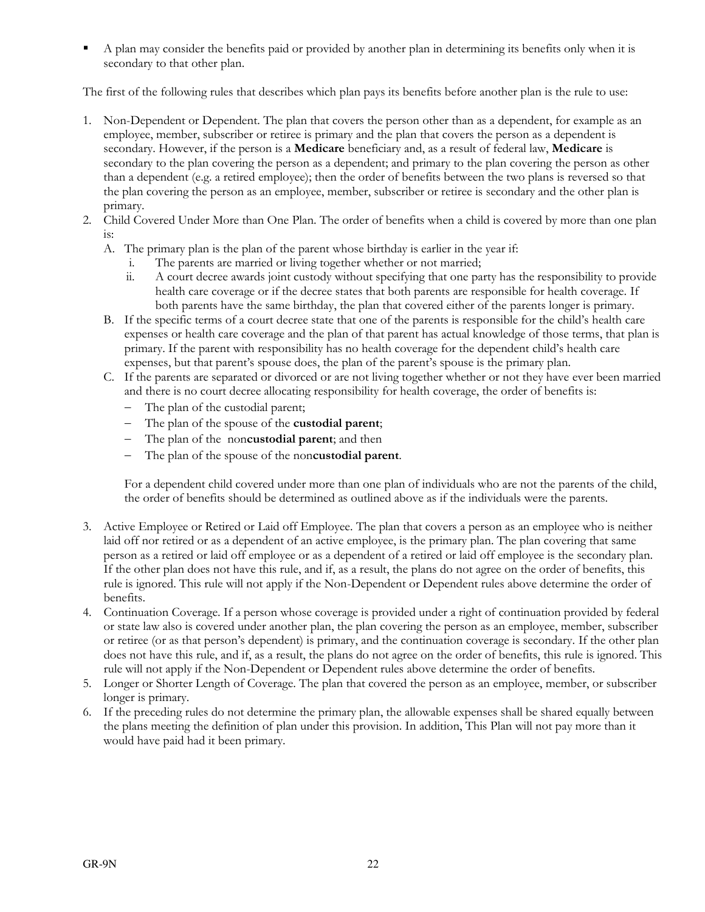- A plan may consider the benefits paid or provided by another plan in determining its benefits only when it is secondary to that other plan.

The first of the following rules that describes which plan pays its benefits before another plan is the rule to use:

1. Non-Dependent or Dependent. The plan that covers the person other than as a dependent, for example as an employee, member, subscriber or retiree is primary and the plan that covers the person as a dependent is secondary. However, if the person is a **Medicare** beneficiary and, as a result of federal law, **Medicare** is secondary to the plan covering the person as a dependent; and primary to the plan covering the person as other than a dependent (e.g. a retired employee); then the order of benefits between the two plans is reversed so that the plan covering the person as an employee, member, subscriber or retiree is secondary and the other plan is primary.
2. Child Covered Under More than One Plan. The order of benefits when a child is covered by more than one plan is:
   A. The primary plan is the plan of the parent whose birthday is earlier in the year if:
      i. The parents are married or living together whether or not married;
      ii. A court decree awards joint custody without specifying that one party has the responsibility to provide health care coverage or if the decree states that both parents are responsible for health coverage. If both parents have the same birthday, the plan that covered either of the parents longer is primary.

   B. If the specific terms of a court decree state that one of the parents is responsible for the child's health care expenses or health care coverage and the plan of that parent has actual knowledge of those terms, that plan is primary. If the parent with responsibility has no health coverage for the dependent child's health care expenses, but that parent's spouse does, the plan of the parent's spouse is the primary plan.
   C. If the parents are separated or divorced or are not living together whether or not they have ever been married and there is no court decree allocating responsibility for health coverage, the order of benefits is:
      - The plan of the custodial parent;
      - The plan of the spouse of the **custodial parent**;
      - The plan of the non**custodial parent**; and then
      - The plan of the spouse of the non**custodial parent**.

   For a dependent child covered under more than one plan of individuals who are not the parents of the child, the order of benefits should be determined as outlined above as if the individuals were the parents.

3. Active Employee or Retired or Laid off Employee. The plan that covers a person as an employee who is neither laid off nor retired or as a dependent of an active employee, is the primary plan. The plan covering that same person as a retired or laid off employee or as a dependent of a retired or laid off employee is the secondary plan. If the other plan does not have this rule, and if, as a result, the plans do not agree on the order of benefits, this rule is ignored. This rule will not apply if the Non-Dependent or Dependent rules above determine the order of benefits.
4. Continuation Coverage. If a person whose coverage is provided under a right of continuation provided by federal or state law also is covered under another plan, the plan covering the person as an employee, member, subscriber or retiree (or as that person's dependent) is primary, and the continuation coverage is secondary. If the other plan does not have this rule, and if, as a result, the plans do not agree on the order of benefits, this rule is ignored. This rule will not apply if the Non-Dependent or Dependent rules above determine the order of benefits.
5. Longer or Shorter Length of Coverage. The plan that covered the person as an employee, member, or subscriber longer is primary.
6. If the preceding rules do not determine the primary plan, the allowable expenses shall be shared equally between the plans meeting the definition of plan under this provision. In addition, This Plan will not pay more than it would have paid had it been primary.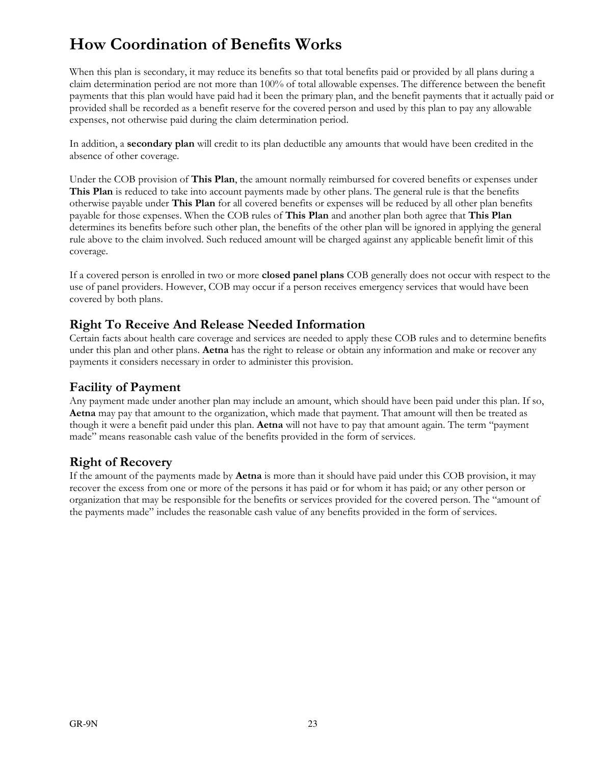# How Coordination of Benefits Works

When this plan is secondary, it may reduce its benefits so that total benefits paid or provided by all plans during a claim determination period are not more than 100% of total allowable expenses. The difference between the benefit payments that this plan would have paid had it been the primary plan, and the benefit payments that it actually paid or provided shall be recorded as a benefit reserve for the covered person and used by this plan to pay any allowable expenses, not otherwise paid during the claim determination period.

In addition, a **secondary plan** will credit to its plan deductible any amounts that would have been credited in the absence of other coverage.

Under the COB provision of **This Plan**, the amount normally reimbursed for covered benefits or expenses under **This Plan** is reduced to take into account payments made by other plans. The general rule is that the benefits otherwise payable under **This Plan** for all covered benefits or expenses will be reduced by all other plan benefits payable for those expenses. When the COB rules of **This Plan** and another plan both agree that **This Plan** determines its benefits before such other plan, the benefits of the other plan will be ignored in applying the general rule above to the claim involved. Such reduced amount will be charged against any applicable benefit limit of this coverage.

If a covered person is enrolled in two or more **closed panel plans** COB generally does not occur with respect to the use of panel providers. However, COB may occur if a person receives emergency services that would have been covered by both plans.

## Right To Receive And Release Needed Information

Certain facts about health care coverage and services are needed to apply these COB rules and to determine benefits under this plan and other plans. **Aetna** has the right to release or obtain any information and make or recover any payments it considers necessary in order to administer this provision.

## Facility of Payment

Any payment made under another plan may include an amount, which should have been paid under this plan. If so, **Aetna** may pay that amount to the organization, which made that payment. That amount will then be treated as though it were a benefit paid under this plan. **Aetna** will not have to pay that amount again. The term "payment made" means reasonable cash value of the benefits provided in the form of services.

## Right of Recovery

If the amount of the payments made by **Aetna** is more than it should have paid under this COB provision, it may recover the excess from one or more of the persons it has paid or for whom it has paid; or any other person or organization that may be responsible for the benefits or services provided for the covered person. The "amount of the payments made" includes the reasonable cash value of any benefits provided in the form of services.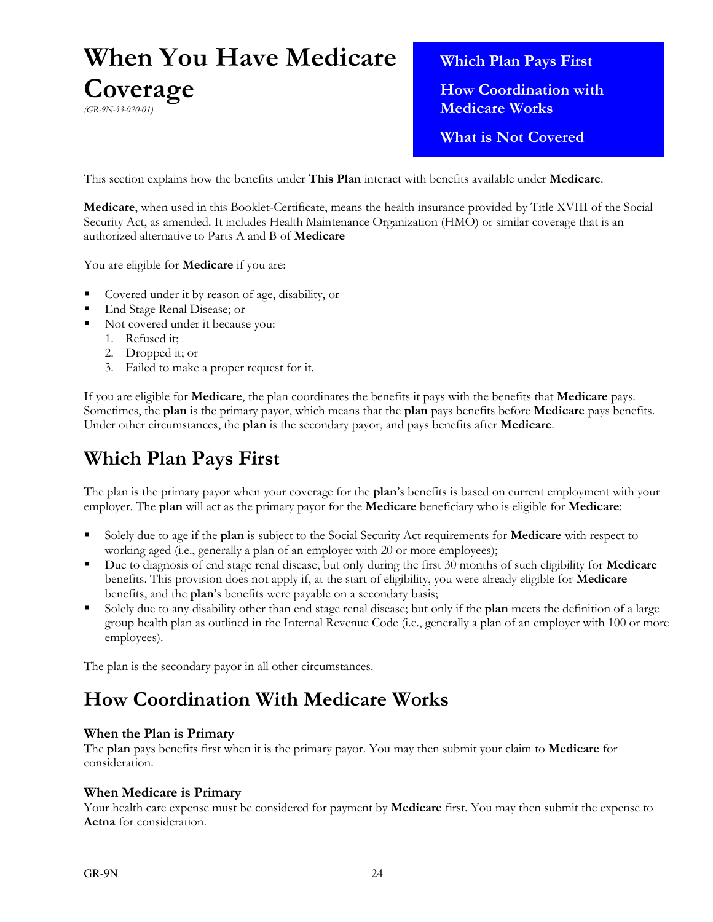# When You Have Medicare Coverage

*(GR-9N-33-020-01)*

**Which Plan Pays First**

**How Coordination with Medicare Works**

**What is Not Covered**

This section explains how the benefits under **This Plan** interact with benefits available under **Medicare**.

**Medicare**, when used in this Booklet-Certificate, means the health insurance provided by Title XVIII of the Social Security Act, as amended. It includes Health Maintenance Organization (HMO) or similar coverage that is an authorized alternative to Parts A and B of **Medicare**

You are eligible for **Medicare** if you are:

- Covered under it by reason of age, disability, or
- End Stage Renal Disease; or
- Not covered under it because you:
  1. Refused it;
  2. Dropped it; or
  3. Failed to make a proper request for it.

If you are eligible for **Medicare**, the plan coordinates the benefits it pays with the benefits that **Medicare** pays. Sometimes, the **plan** is the primary payor, which means that the **plan** pays benefits before **Medicare** pays benefits. Under other circumstances, the **plan** is the secondary payor, and pays benefits after **Medicare**.

## Which Plan Pays First

The plan is the primary payor when your coverage for the **plan**'s benefits is based on current employment with your employer. The **plan** will act as the primary payor for the **Medicare** beneficiary who is eligible for **Medicare**:

- Solely due to age if the **plan** is subject to the Social Security Act requirements for **Medicare** with respect to working aged (i.e., generally a plan of an employer with 20 or more employees);
- Due to diagnosis of end stage renal disease, but only during the first 30 months of such eligibility for **Medicare** benefits. This provision does not apply if, at the start of eligibility, you were already eligible for **Medicare** benefits, and the **plan**'s benefits were payable on a secondary basis;
- Solely due to any disability other than end stage renal disease; but only if the **plan** meets the definition of a large group health plan as outlined in the Internal Revenue Code (i.e., generally a plan of an employer with 100 or more employees).

The plan is the secondary payor in all other circumstances.

## How Coordination With Medicare Works

### When the Plan is Primary

The **plan** pays benefits first when it is the primary payor. You may then submit your claim to **Medicare** for consideration.

### When Medicare is Primary

Your health care expense must be considered for payment by **Medicare** first. You may then submit the expense to **Aetna** for consideration.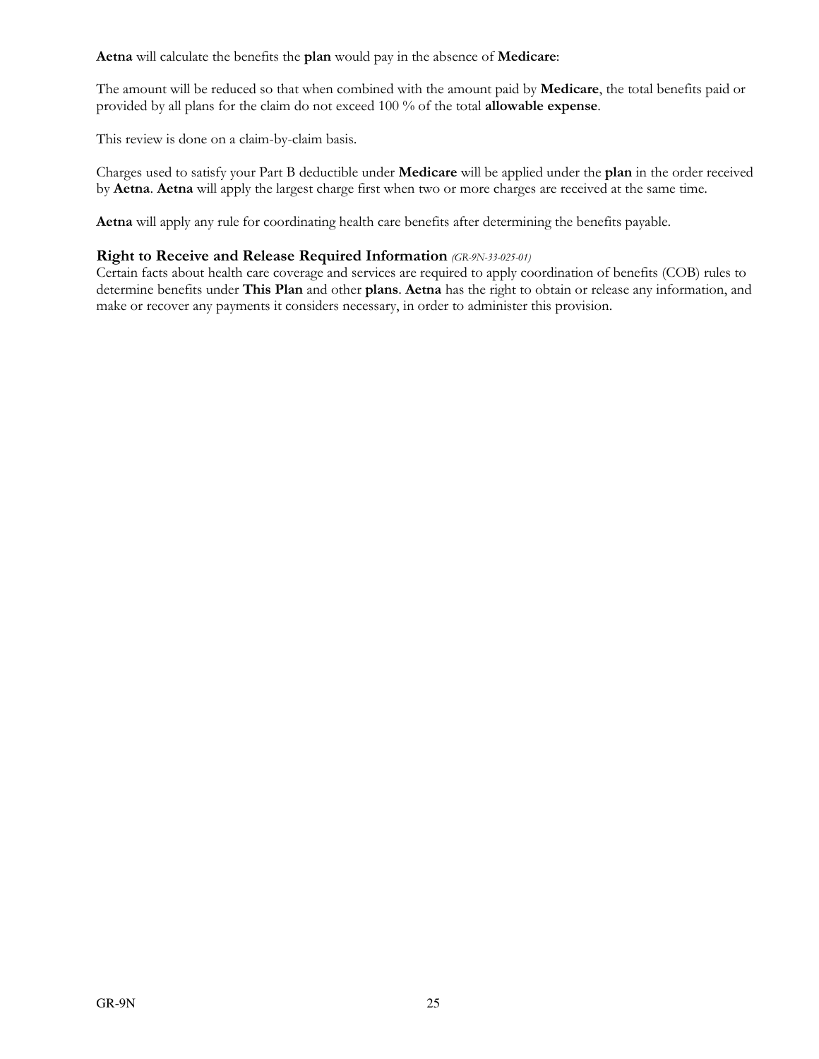**Aetna** will calculate the benefits the **plan** would pay in the absence of **Medicare**:

The amount will be reduced so that when combined with the amount paid by **Medicare**, the total benefits paid or provided by all plans for the claim do not exceed 100 % of the total **allowable expense**.

This review is done on a claim-by-claim basis.

Charges used to satisfy your Part B deductible under **Medicare** will be applied under the **plan** in the order received by **Aetna**. **Aetna** will apply the largest charge first when two or more charges are received at the same time.

**Aetna** will apply any rule for coordinating health care benefits after determining the benefits payable.

### Right to Receive and Release Required Information *(GR-9N-33-025-01)*

Certain facts about health care coverage and services are required to apply coordination of benefits (COB) rules to determine benefits under **This Plan** and other **plans**. **Aetna** has the right to obtain or release any information, and make or recover any payments it considers necessary, in order to administer this provision.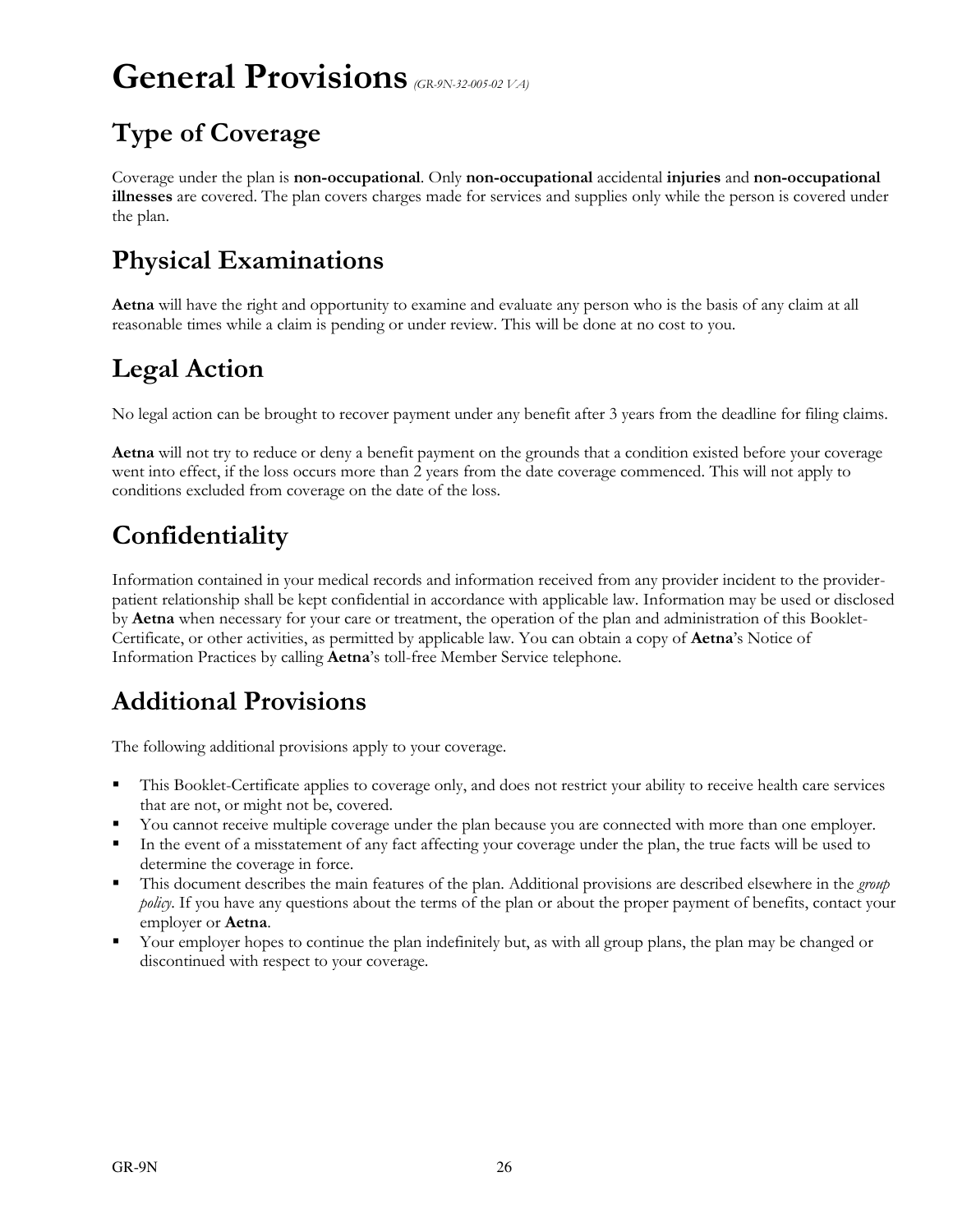# General Provisions *(GR-9N-32-005-02 VA)*

## Type of Coverage

Coverage under the plan is **non-occupational**. Only **non-occupational** accidental **injuries** and **non-occupational illnesses** are covered. The plan covers charges made for services and supplies only while the person is covered under the plan.

## Physical Examinations

**Aetna** will have the right and opportunity to examine and evaluate any person who is the basis of any claim at all reasonable times while a claim is pending or under review. This will be done at no cost to you.

## Legal Action

No legal action can be brought to recover payment under any benefit after 3 years from the deadline for filing claims.

**Aetna** will not try to reduce or deny a benefit payment on the grounds that a condition existed before your coverage went into effect, if the loss occurs more than 2 years from the date coverage commenced. This will not apply to conditions excluded from coverage on the date of the loss.

## Confidentiality

Information contained in your medical records and information received from any provider incident to the provider-patient relationship shall be kept confidential in accordance with applicable law. Information may be used or disclosed by **Aetna** when necessary for your care or treatment, the operation of the plan and administration of this Booklet-Certificate, or other activities, as permitted by applicable law. You can obtain a copy of **Aetna**'s Notice of Information Practices by calling **Aetna**'s toll-free Member Service telephone.

## Additional Provisions

The following additional provisions apply to your coverage.

- This Booklet-Certificate applies to coverage only, and does not restrict your ability to receive health care services that are not, or might not be, covered.
- You cannot receive multiple coverage under the plan because you are connected with more than one employer.
- In the event of a misstatement of any fact affecting your coverage under the plan, the true facts will be used to determine the coverage in force.
- This document describes the main features of the plan. Additional provisions are described elsewhere in the *group policy*. If you have any questions about the terms of the plan or about the proper payment of benefits, contact your employer or **Aetna**.
- Your employer hopes to continue the plan indefinitely but, as with all group plans, the plan may be changed or discontinued with respect to your coverage.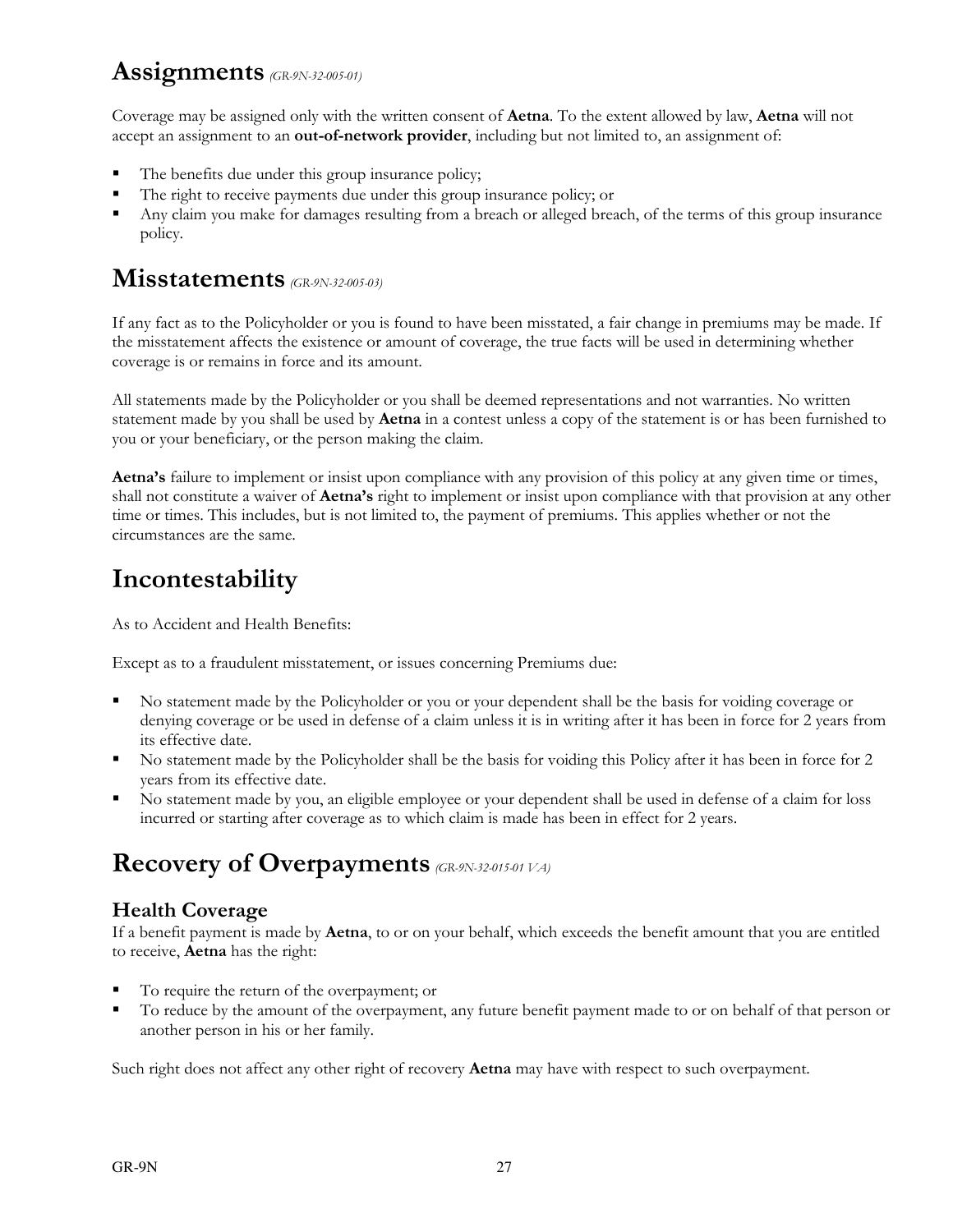# Assignments *(GR-9N-32-005-01)*

Coverage may be assigned only with the written consent of **Aetna**. To the extent allowed by law, **Aetna** will not accept an assignment to an **out-of-network provider**, including but not limited to, an assignment of:

- The benefits due under this group insurance policy;
- The right to receive payments due under this group insurance policy; or
- Any claim you make for damages resulting from a breach or alleged breach, of the terms of this group insurance policy.

# Misstatements *(GR-9N-32-005-03)*

If any fact as to the Policyholder or you is found to have been misstated, a fair change in premiums may be made. If the misstatement affects the existence or amount of coverage, the true facts will be used in determining whether coverage is or remains in force and its amount.

All statements made by the Policyholder or you shall be deemed representations and not warranties. No written statement made by you shall be used by **Aetna** in a contest unless a copy of the statement is or has been furnished to you or your beneficiary, or the person making the claim.

**Aetna's** failure to implement or insist upon compliance with any provision of this policy at any given time or times, shall not constitute a waiver of **Aetna's** right to implement or insist upon compliance with that provision at any other time or times. This includes, but is not limited to, the payment of premiums. This applies whether or not the circumstances are the same.

# Incontestability

As to Accident and Health Benefits:

Except as to a fraudulent misstatement, or issues concerning Premiums due:

- No statement made by the Policyholder or you or your dependent shall be the basis for voiding coverage or denying coverage or be used in defense of a claim unless it is in writing after it has been in force for 2 years from its effective date.
- No statement made by the Policyholder shall be the basis for voiding this Policy after it has been in force for 2 years from its effective date.
- No statement made by you, an eligible employee or your dependent shall be used in defense of a claim for loss incurred or starting after coverage as to which claim is made has been in effect for 2 years.

# Recovery of Overpayments *(GR-9N-32-015-01 VA)*

## Health Coverage

If a benefit payment is made by **Aetna**, to or on your behalf, which exceeds the benefit amount that you are entitled to receive, **Aetna** has the right:

- To require the return of the overpayment; or
- To reduce by the amount of the overpayment, any future benefit payment made to or on behalf of that person or another person in his or her family.

Such right does not affect any other right of recovery **Aetna** may have with respect to such overpayment.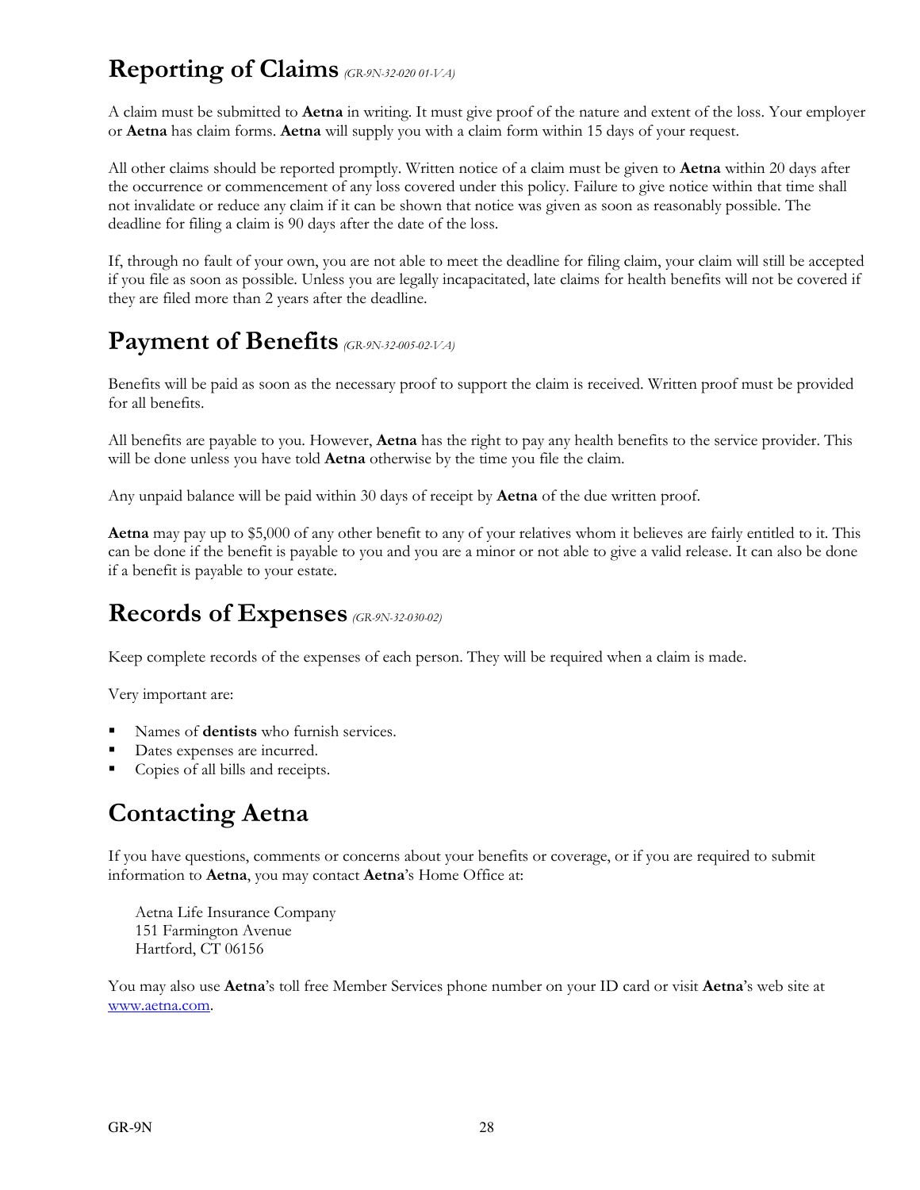## Reporting of Claims *(GR-9N-32-020 01-VA)*

A claim must be submitted to **Aetna** in writing. It must give proof of the nature and extent of the loss. Your employer or **Aetna** has claim forms. **Aetna** will supply you with a claim form within 15 days of your request.

All other claims should be reported promptly. Written notice of a claim must be given to **Aetna** within 20 days after the occurrence or commencement of any loss covered under this policy. Failure to give notice within that time shall not invalidate or reduce any claim if it can be shown that notice was given as soon as reasonably possible. The deadline for filing a claim is 90 days after the date of the loss.

If, through no fault of your own, you are not able to meet the deadline for filing claim, your claim will still be accepted if you file as soon as possible. Unless you are legally incapacitated, late claims for health benefits will not be covered if they are filed more than 2 years after the deadline.

## Payment of Benefits *(GR-9N-32-005-02-VA)*

Benefits will be paid as soon as the necessary proof to support the claim is received. Written proof must be provided for all benefits.

All benefits are payable to you. However, **Aetna** has the right to pay any health benefits to the service provider. This will be done unless you have told **Aetna** otherwise by the time you file the claim.

Any unpaid balance will be paid within 30 days of receipt by **Aetna** of the due written proof.

**Aetna** may pay up to $5,000 of any other benefit to any of your relatives whom it believes are fairly entitled to it. This can be done if the benefit is payable to you and you are a minor or not able to give a valid release. It can also be done if a benefit is payable to your estate.

## Records of Expenses *(GR-9N-32-030-02)*

Keep complete records of the expenses of each person. They will be required when a claim is made.

Very important are:

- Names of **dentists** who furnish services.
- Dates expenses are incurred.
- Copies of all bills and receipts.

## Contacting Aetna

If you have questions, comments or concerns about your benefits or coverage, or if you are required to submit information to **Aetna**, you may contact **Aetna**'s Home Office at:

Aetna Life Insurance Company
151 Farmington Avenue
Hartford, CT 06156

You may also use **Aetna**'s toll free Member Services phone number on your ID card or visit **Aetna**'s web site at www.aetna.com.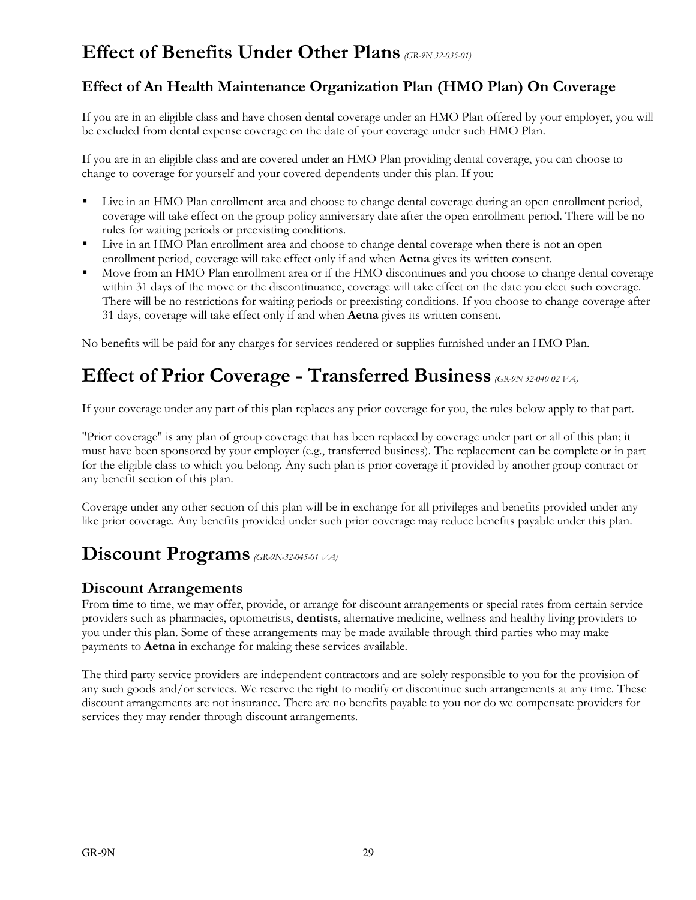# Effect of Benefits Under Other Plans *(GR-9N 32-035-01)*

## Effect of An Health Maintenance Organization Plan (HMO Plan) On Coverage

If you are in an eligible class and have chosen dental coverage under an HMO Plan offered by your employer, you will be excluded from dental expense coverage on the date of your coverage under such HMO Plan.

If you are in an eligible class and are covered under an HMO Plan providing dental coverage, you can choose to change to coverage for yourself and your covered dependents under this plan. If you:

- Live in an HMO Plan enrollment area and choose to change dental coverage during an open enrollment period, coverage will take effect on the group policy anniversary date after the open enrollment period. There will be no rules for waiting periods or preexisting conditions.
- Live in an HMO Plan enrollment area and choose to change dental coverage when there is not an open enrollment period, coverage will take effect only if and when **Aetna** gives its written consent.
- Move from an HMO Plan enrollment area or if the HMO discontinues and you choose to change dental coverage within 31 days of the move or the discontinuance, coverage will take effect on the date you elect such coverage. There will be no restrictions for waiting periods or preexisting conditions. If you choose to change coverage after 31 days, coverage will take effect only if and when **Aetna** gives its written consent.

No benefits will be paid for any charges for services rendered or supplies furnished under an HMO Plan.

# Effect of Prior Coverage - Transferred Business *(GR-9N 32-040 02 VA)*

If your coverage under any part of this plan replaces any prior coverage for you, the rules below apply to that part.

"Prior coverage" is any plan of group coverage that has been replaced by coverage under part or all of this plan; it must have been sponsored by your employer (e.g., transferred business). The replacement can be complete or in part for the eligible class to which you belong. Any such plan is prior coverage if provided by another group contract or any benefit section of this plan.

Coverage under any other section of this plan will be in exchange for all privileges and benefits provided under any like prior coverage. Any benefits provided under such prior coverage may reduce benefits payable under this plan.

# Discount Programs *(GR-9N-32-045-01 VA)*

## Discount Arrangements

From time to time, we may offer, provide, or arrange for discount arrangements or special rates from certain service providers such as pharmacies, optometrists, **dentists**, alternative medicine, wellness and healthy living providers to you under this plan. Some of these arrangements may be made available through third parties who may make payments to **Aetna** in exchange for making these services available.

The third party service providers are independent contractors and are solely responsible to you for the provision of any such goods and/or services. We reserve the right to modify or discontinue such arrangements at any time. These discount arrangements are not insurance. There are no benefits payable to you nor do we compensate providers for services they may render through discount arrangements.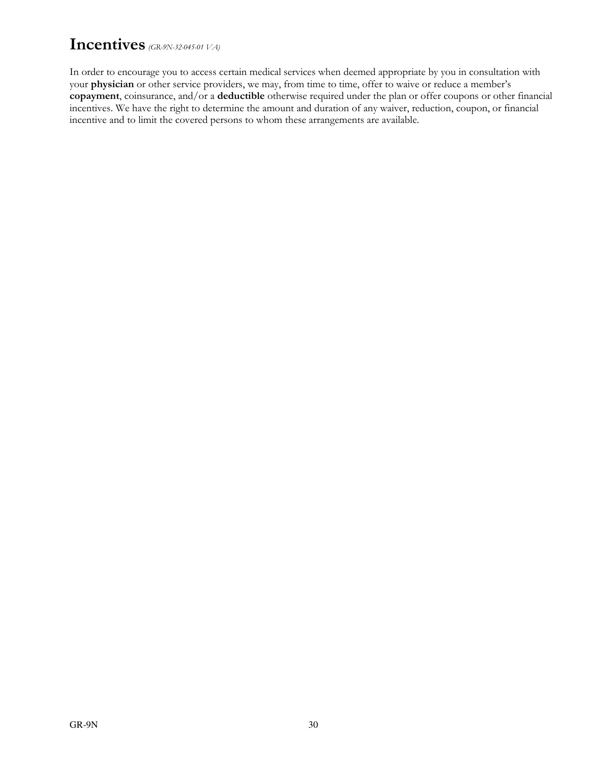# Incentives *(GR-9N-32-045-01 VA)*

In order to encourage you to access certain medical services when deemed appropriate by you in consultation with your **physician** or other service providers, we may, from time to time, offer to waive or reduce a member's **copayment**, coinsurance, and/or a **deductible** otherwise required under the plan or offer coupons or other financial incentives. We have the right to determine the amount and duration of any waiver, reduction, coupon, or financial incentive and to limit the covered persons to whom these arrangements are available.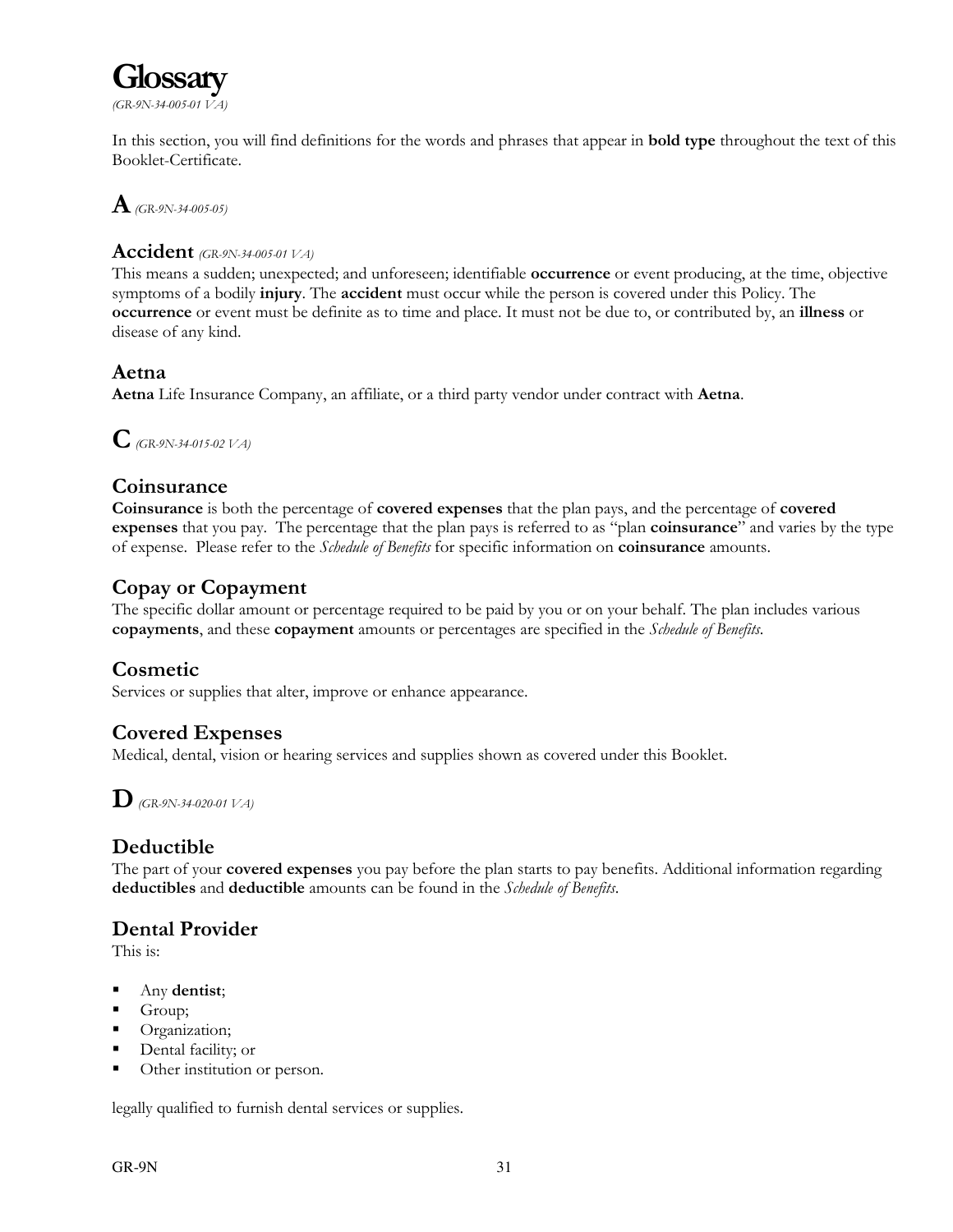# Glossary

*(GR-9N-34-005-01 VA)*

In this section, you will find definitions for the words and phrases that appear in **bold type** throughout the text of this Booklet-Certificate.

## A *(GR-9N-34-005-05)*

### Accident *(GR-9N-34-005-01 VA)*

This means a sudden; unexpected; and unforeseen; identifiable **occurrence** or event producing, at the time, objective symptoms of a bodily **injury**. The **accident** must occur while the person is covered under this Policy. The **occurrence** or event must be definite as to time and place. It must not be due to, or contributed by, an **illness** or disease of any kind.

### Aetna

**Aetna** Life Insurance Company, an affiliate, or a third party vendor under contract with **Aetna**.

## C *(GR-9N-34-015-02 VA)*

### Coinsurance

**Coinsurance** is both the percentage of **covered expenses** that the plan pays, and the percentage of **covered expenses** that you pay. The percentage that the plan pays is referred to as "plan **coinsurance**" and varies by the type of expense. Please refer to the *Schedule of Benefits* for specific information on **coinsurance** amounts.

### Copay or Copayment

The specific dollar amount or percentage required to be paid by you or on your behalf. The plan includes various **copayments**, and these **copayment** amounts or percentages are specified in the *Schedule of Benefits*.

### Cosmetic

Services or supplies that alter, improve or enhance appearance.

### Covered Expenses

Medical, dental, vision or hearing services and supplies shown as covered under this Booklet.

## D *(GR-9N-34-020-01 VA)*

### Deductible

The part of your **covered expenses** you pay before the plan starts to pay benefits. Additional information regarding **deductibles** and **deductible** amounts can be found in the *Schedule of Benefits*.

### Dental Provider

This is:

- Any **dentist**;
- Group;
- Organization;
- Dental facility; or
- Other institution or person.

legally qualified to furnish dental services or supplies.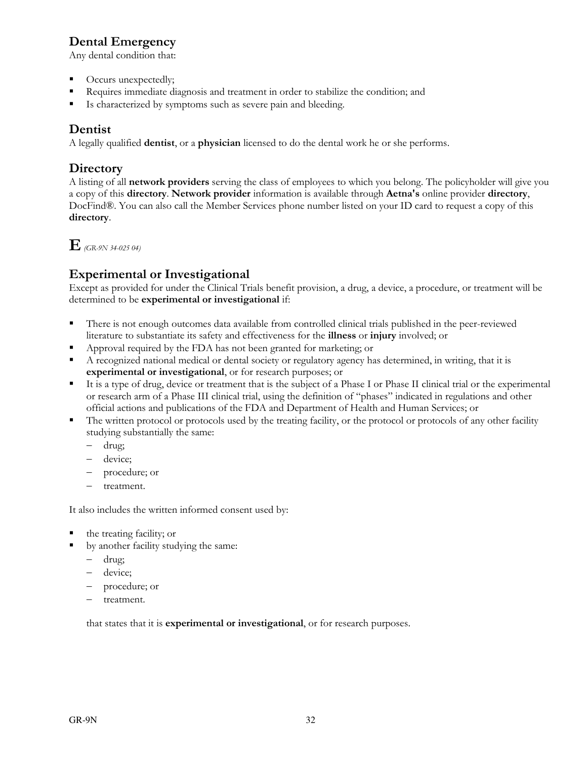## Dental Emergency

Any dental condition that:

- Occurs unexpectedly;
- Requires immediate diagnosis and treatment in order to stabilize the condition; and
- Is characterized by symptoms such as severe pain and bleeding.

## Dentist

A legally qualified **dentist**, or a **physician** licensed to do the dental work he or she performs.

## Directory

A listing of all **network providers** serving the class of employees to which you belong. The policyholder will give you a copy of this **directory**. **Network provider** information is available through **Aetna's** online provider **directory**, DocFind®. You can also call the Member Services phone number listed on your ID card to request a copy of this **directory**.

# E *(GR-9N 34-025 04)*

## Experimental or Investigational

Except as provided for under the Clinical Trials benefit provision, a drug, a device, a procedure, or treatment will be determined to be **experimental or investigational** if:

- There is not enough outcomes data available from controlled clinical trials published in the peer-reviewed literature to substantiate its safety and effectiveness for the **illness** or **injury** involved; or
- Approval required by the FDA has not been granted for marketing; or
- A recognized national medical or dental society or regulatory agency has determined, in writing, that it is **experimental or investigational**, or for research purposes; or
- It is a type of drug, device or treatment that is the subject of a Phase I or Phase II clinical trial or the experimental or research arm of a Phase III clinical trial, using the definition of "phases" indicated in regulations and other official actions and publications of the FDA and Department of Health and Human Services; or
- The written protocol or protocols used by the treating facility, or the protocol or protocols of any other facility studying substantially the same:
  - drug;
  - device;
  - procedure; or
  - treatment.

It also includes the written informed consent used by:

- the treating facility; or
- by another facility studying the same:
  - drug;
  - device;
  - procedure; or
  - treatment.

  that states that it is **experimental or investigational**, or for research purposes.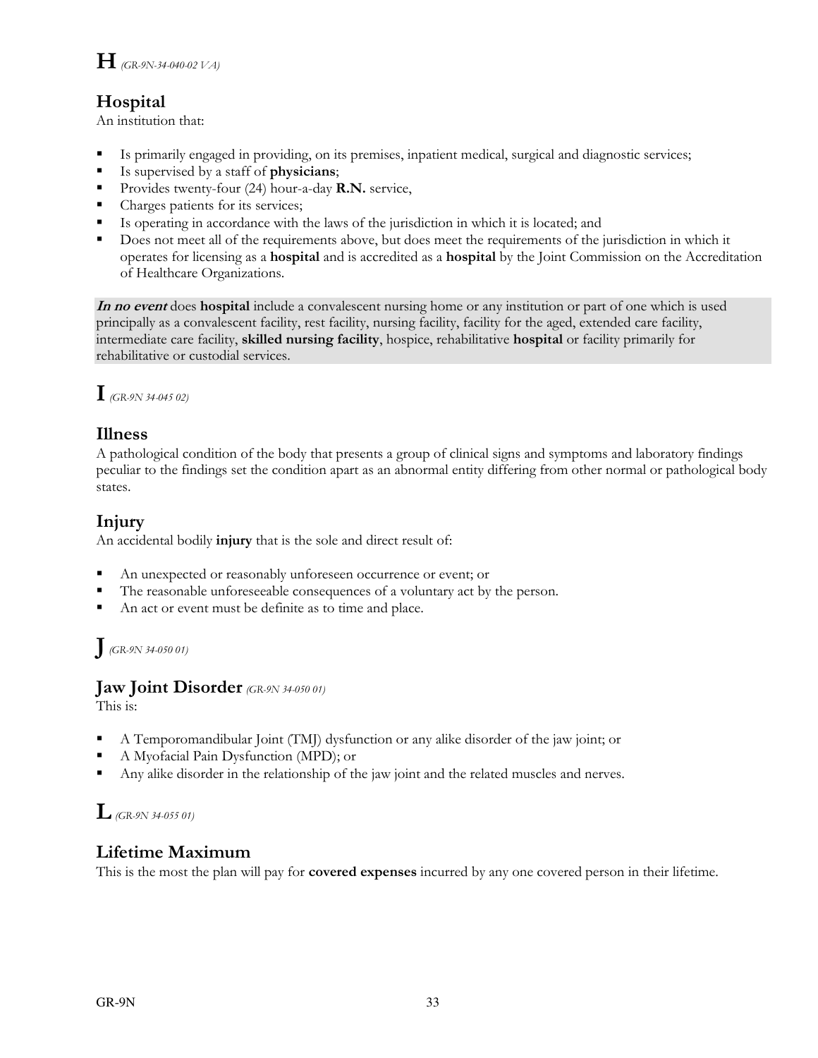# H *(GR-9N-34-040-02 VA)*

## Hospital

An institution that:

- Is primarily engaged in providing, on its premises, inpatient medical, surgical and diagnostic services;
- Is supervised by a staff of **physicians**;
- Provides twenty-four (24) hour-a-day **R.N.** service,
- Charges patients for its services;
- Is operating in accordance with the laws of the jurisdiction in which it is located; and
- Does not meet all of the requirements above, but does meet the requirements of the jurisdiction in which it operates for licensing as a **hospital** and is accredited as a **hospital** by the Joint Commission on the Accreditation of Healthcare Organizations.

***In no event*** does **hospital** include a convalescent nursing home or any institution or part of one which is used principally as a convalescent facility, rest facility, nursing facility, facility for the aged, extended care facility, intermediate care facility, **skilled nursing facility**, hospice, rehabilitative **hospital** or facility primarily for rehabilitative or custodial services.

# I *(GR-9N 34-045 02)*

## Illness

A pathological condition of the body that presents a group of clinical signs and symptoms and laboratory findings peculiar to the findings set the condition apart as an abnormal entity differing from other normal or pathological body states.

## Injury

An accidental bodily **injury** that is the sole and direct result of:

- An unexpected or reasonably unforeseen occurrence or event; or
- The reasonable unforeseeable consequences of a voluntary act by the person.
- An act or event must be definite as to time and place.

# J *(GR-9N 34-050 01)*

## Jaw Joint Disorder *(GR-9N 34-050 01)*

This is:

- A Temporomandibular Joint (TMJ) dysfunction or any alike disorder of the jaw joint; or
- A Myofacial Pain Dysfunction (MPD); or
- Any alike disorder in the relationship of the jaw joint and the related muscles and nerves.

# L *(GR-9N 34-055 01)*

## Lifetime Maximum

This is the most the plan will pay for **covered expenses** incurred by any one covered person in their lifetime.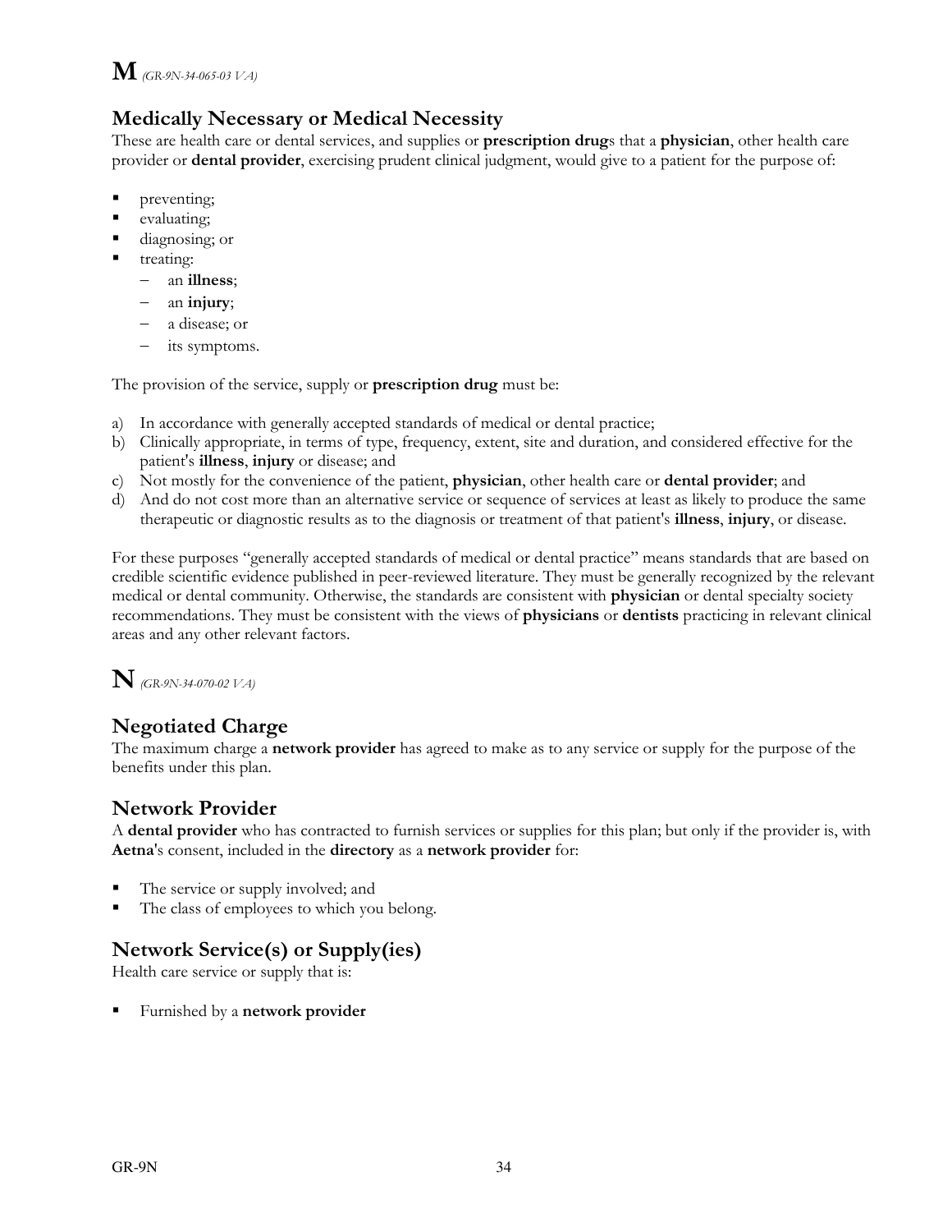# M *(GR-9N-34-065-03 VA)*

## Medically Necessary or Medical Necessity

These are health care or dental services, and supplies or **prescription drug**s that a **physician**, other health care provider or **dental provider**, exercising prudent clinical judgment, would give to a patient for the purpose of:

- preventing;
- evaluating;
- diagnosing; or
- treating:
  - an **illness**;
  - an **injury**;
  - a disease; or
  - its symptoms.

The provision of the service, supply or **prescription drug** must be:

a) In accordance with generally accepted standards of medical or dental practice;
b) Clinically appropriate, in terms of type, frequency, extent, site and duration, and considered effective for the patient's **illness**, **injury** or disease; and
c) Not mostly for the convenience of the patient, **physician**, other health care or **dental provider**; and
d) And do not cost more than an alternative service or sequence of services at least as likely to produce the same therapeutic or diagnostic results as to the diagnosis or treatment of that patient's **illness**, **injury**, or disease.

For these purposes "generally accepted standards of medical or dental practice" means standards that are based on credible scientific evidence published in peer-reviewed literature. They must be generally recognized by the relevant medical or dental community. Otherwise, the standards are consistent with **physician** or dental specialty society recommendations. They must be consistent with the views of **physicians** or **dentists** practicing in relevant clinical areas and any other relevant factors.

# N *(GR-9N-34-070-02 VA)*

## Negotiated Charge

The maximum charge a **network provider** has agreed to make as to any service or supply for the purpose of the benefits under this plan.

## Network Provider

A **dental provider** who has contracted to furnish services or supplies for this plan; but only if the provider is, with **Aetna**'s consent, included in the **directory** as a **network provider** for:

- The service or supply involved; and
- The class of employees to which you belong.

## Network Service(s) or Supply(ies)

Health care service or supply that is:

- Furnished by a **network provider**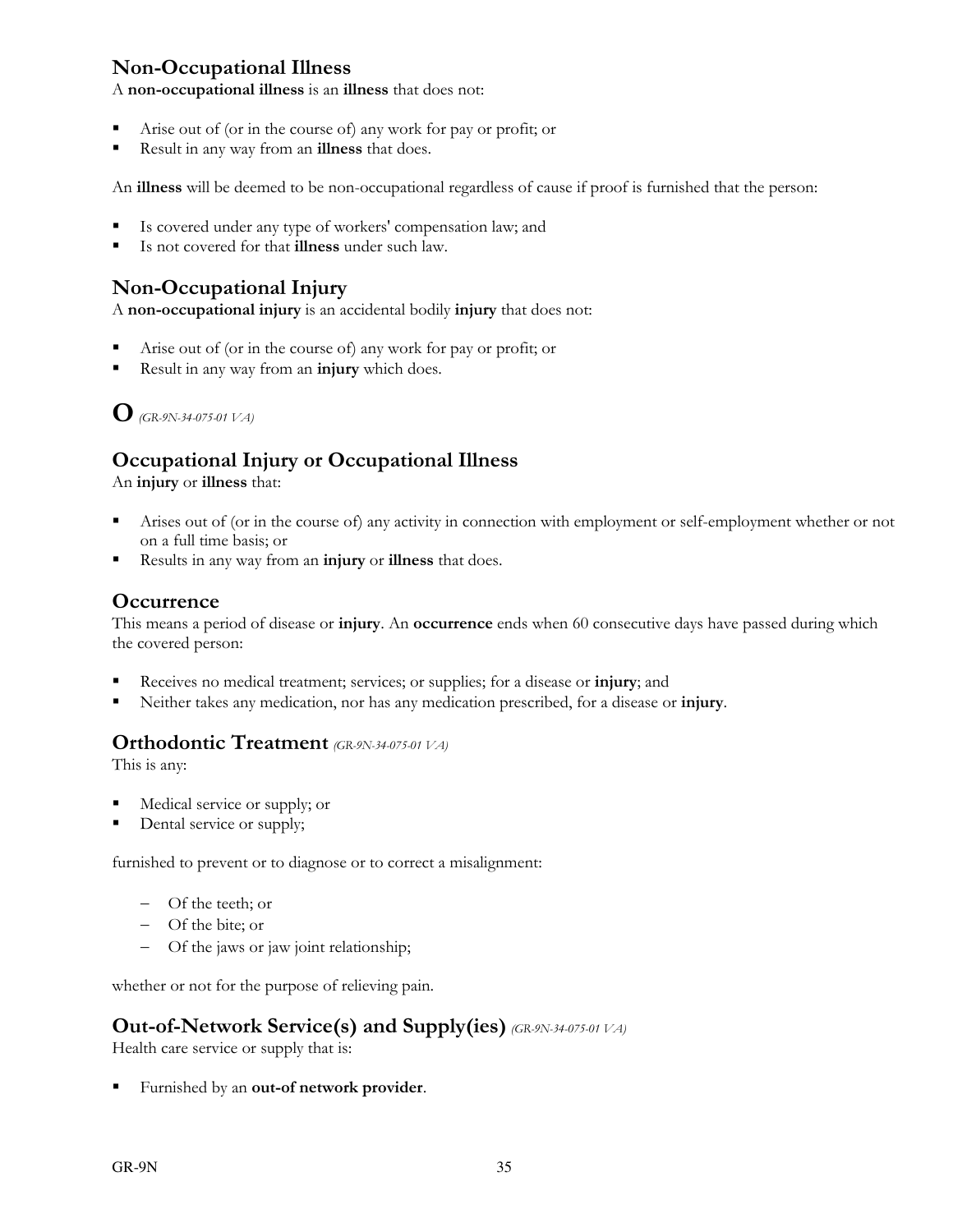## Non-Occupational Illness

A **non-occupational illness** is an **illness** that does not:

- Arise out of (or in the course of) any work for pay or profit; or
- Result in any way from an **illness** that does.

An **illness** will be deemed to be non-occupational regardless of cause if proof is furnished that the person:

- Is covered under any type of workers' compensation law; and
- Is not covered for that **illness** under such law.

## Non-Occupational Injury

A **non-occupational injury** is an accidental bodily **injury** that does not:

- Arise out of (or in the course of) any work for pay or profit; or
- Result in any way from an **injury** which does.

# O *(GR-9N-34-075-01 VA)*

## Occupational Injury or Occupational Illness

An **injury** or **illness** that:

- Arises out of (or in the course of) any activity in connection with employment or self-employment whether or not on a full time basis; or
- Results in any way from an **injury** or **illness** that does.

## Occurrence

This means a period of disease or **injury**. An **occurrence** ends when 60 consecutive days have passed during which the covered person:

- Receives no medical treatment; services; or supplies; for a disease or **injury**; and
- Neither takes any medication, nor has any medication prescribed, for a disease or **injury**.

## Orthodontic Treatment *(GR-9N-34-075-01 VA)*

This is any:

- Medical service or supply; or
- Dental service or supply;

furnished to prevent or to diagnose or to correct a misalignment:

- Of the teeth; or
- Of the bite; or
- Of the jaws or jaw joint relationship;

whether or not for the purpose of relieving pain.

## Out-of-Network Service(s) and Supply(ies) *(GR-9N-34-075-01 VA)*

Health care service or supply that is:

- Furnished by an **out-of network provider**.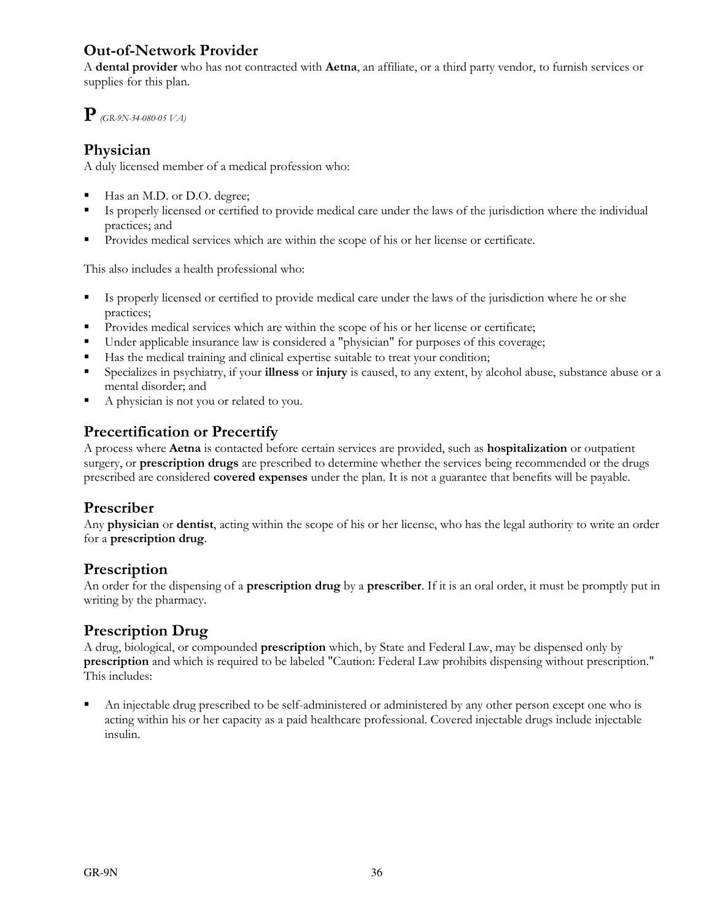## Out-of-Network Provider

A **dental provider** who has not contracted with **Aetna**, an affiliate, or a third party vendor, to furnish services or supplies for this plan.

# P *(GR-9N-34-080-05 VA)*

## Physician

A duly licensed member of a medical profession who:

- Has an M.D. or D.O. degree;
- Is properly licensed or certified to provide medical care under the laws of the jurisdiction where the individual practices; and
- Provides medical services which are within the scope of his or her license or certificate.

This also includes a health professional who:

- Is properly licensed or certified to provide medical care under the laws of the jurisdiction where he or she practices;
- Provides medical services which are within the scope of his or her license or certificate;
- Under applicable insurance law is considered a "physician" for purposes of this coverage;
- Has the medical training and clinical expertise suitable to treat your condition;
- Specializes in psychiatry, if your **illness** or **injury** is caused, to any extent, by alcohol abuse, substance abuse or a mental disorder; and
- A physician is not you or related to you.

## Precertification or Precertify

A process where **Aetna** is contacted before certain services are provided, such as **hospitalization** or outpatient surgery, or **prescription drugs** are prescribed to determine whether the services being recommended or the drugs prescribed are considered **covered expenses** under the plan. It is not a guarantee that benefits will be payable.

## Prescriber

Any **physician** or **dentist**, acting within the scope of his or her license, who has the legal authority to write an order for a **prescription drug**.

## Prescription

An order for the dispensing of a **prescription drug** by a **prescriber**. If it is an oral order, it must be promptly put in writing by the pharmacy.

## Prescription Drug

A drug, biological, or compounded **prescription** which, by State and Federal Law, may be dispensed only by **prescription** and which is required to be labeled "Caution: Federal Law prohibits dispensing without prescription." This includes:

- An injectable drug prescribed to be self-administered or administered by any other person except one who is acting within his or her capacity as a paid healthcare professional. Covered injectable drugs include injectable insulin.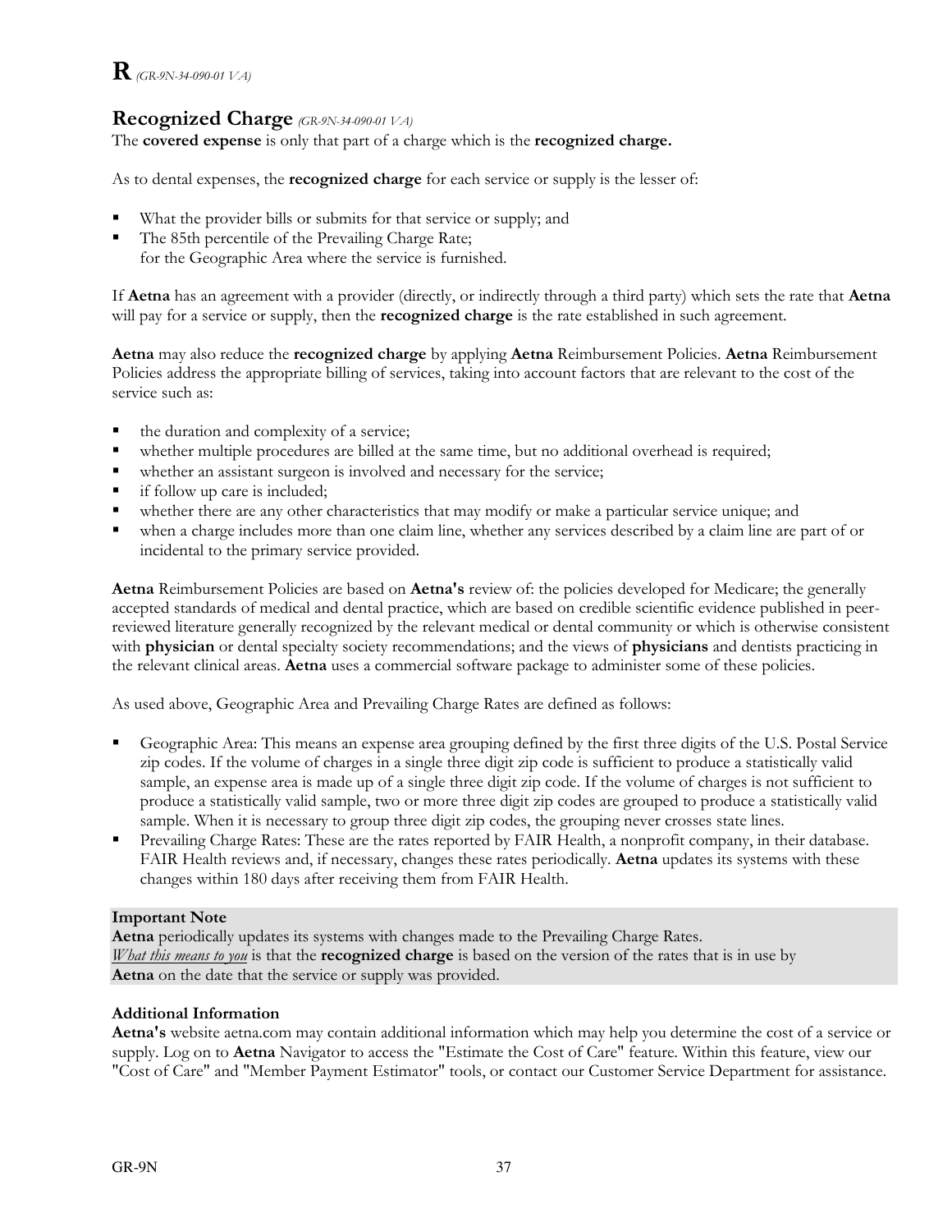# R *(GR-9N-34-090-01 VA)*

## Recognized Charge *(GR-9N-34-090-01 VA)*

The **covered expense** is only that part of a charge which is the **recognized charge.**

As to dental expenses, the **recognized charge** for each service or supply is the lesser of:

- What the provider bills or submits for that service or supply; and
- The 85th percentile of the Prevailing Charge Rate;
  for the Geographic Area where the service is furnished.

If **Aetna** has an agreement with a provider (directly, or indirectly through a third party) which sets the rate that **Aetna** will pay for a service or supply, then the **recognized charge** is the rate established in such agreement.

**Aetna** may also reduce the **recognized charge** by applying **Aetna** Reimbursement Policies. **Aetna** Reimbursement Policies address the appropriate billing of services, taking into account factors that are relevant to the cost of the service such as:

- the duration and complexity of a service;
- whether multiple procedures are billed at the same time, but no additional overhead is required;
- whether an assistant surgeon is involved and necessary for the service;
- if follow up care is included;
- whether there are any other characteristics that may modify or make a particular service unique; and
- when a charge includes more than one claim line, whether any services described by a claim line are part of or incidental to the primary service provided.

**Aetna** Reimbursement Policies are based on **Aetna's** review of: the policies developed for Medicare; the generally accepted standards of medical and dental practice, which are based on credible scientific evidence published in peer-reviewed literature generally recognized by the relevant medical or dental community or which is otherwise consistent with **physician** or dental specialty society recommendations; and the views of **physicians** and dentists practicing in the relevant clinical areas. **Aetna** uses a commercial software package to administer some of these policies.

As used above, Geographic Area and Prevailing Charge Rates are defined as follows:

- Geographic Area: This means an expense area grouping defined by the first three digits of the U.S. Postal Service zip codes. If the volume of charges in a single three digit zip code is sufficient to produce a statistically valid sample, an expense area is made up of a single three digit zip code. If the volume of charges is not sufficient to produce a statistically valid sample, two or more three digit zip codes are grouped to produce a statistically valid sample. When it is necessary to group three digit zip codes, the grouping never crosses state lines.
- Prevailing Charge Rates: These are the rates reported by FAIR Health, a nonprofit company, in their database. FAIR Health reviews and, if necessary, changes these rates periodically. **Aetna** updates its systems with these changes within 180 days after receiving them from FAIR Health.

**Important Note**
**Aetna** periodically updates its systems with changes made to the Prevailing Charge Rates.
*What this means to you* is that the **recognized charge** is based on the version of the rates that is in use by **Aetna** on the date that the service or supply was provided.

**Additional Information**
**Aetna's** website aetna.com may contain additional information which may help you determine the cost of a service or supply. Log on to **Aetna** Navigator to access the "Estimate the Cost of Care" feature. Within this feature, view our "Cost of Care" and "Member Payment Estimator" tools, or contact our Customer Service Department for assistance.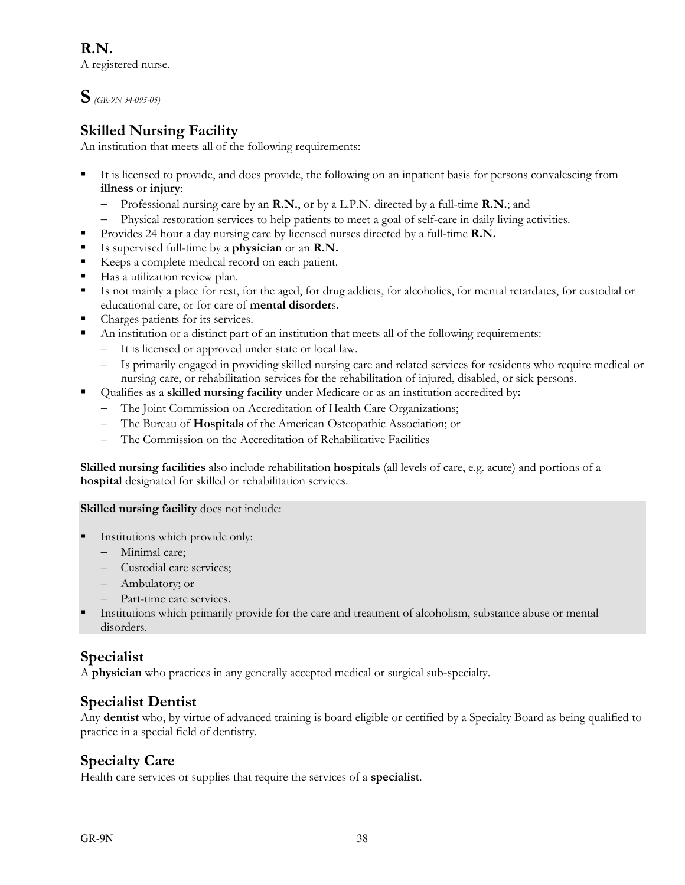## R.N.

A registered nurse.

# S *(GR-9N 34-095-05)*

## Skilled Nursing Facility

An institution that meets all of the following requirements:

- It is licensed to provide, and does provide, the following on an inpatient basis for persons convalescing from **illness** or **injury**:
  - Professional nursing care by an **R.N.**, or by a L.P.N. directed by a full-time **R.N.**; and
  - Physical restoration services to help patients to meet a goal of self-care in daily living activities.
- Provides 24 hour a day nursing care by licensed nurses directed by a full-time **R.N.**
- Is supervised full-time by a **physician** or an **R.N.**
- Keeps a complete medical record on each patient.
- Has a utilization review plan.
- Is not mainly a place for rest, for the aged, for drug addicts, for alcoholics, for mental retardates, for custodial or educational care, or for care of **mental disorder**s.
- Charges patients for its services.
- An institution or a distinct part of an institution that meets all of the following requirements:
  - It is licensed or approved under state or local law.
  - Is primarily engaged in providing skilled nursing care and related services for residents who require medical or nursing care, or rehabilitation services for the rehabilitation of injured, disabled, or sick persons.
- Qualifies as a **skilled nursing facility** under Medicare or as an institution accredited by**:**
  - The Joint Commission on Accreditation of Health Care Organizations;
  - The Bureau of **Hospitals** of the American Osteopathic Association; or
  - The Commission on the Accreditation of Rehabilitative Facilities

**Skilled nursing facilities** also include rehabilitation **hospitals** (all levels of care, e.g. acute) and portions of a **hospital** designated for skilled or rehabilitation services.

**Skilled nursing facility** does not include:

- Institutions which provide only:
  - Minimal care;
  - Custodial care services;
  - Ambulatory; or
  - Part-time care services.
- Institutions which primarily provide for the care and treatment of alcoholism, substance abuse or mental disorders.

## Specialist

A **physician** who practices in any generally accepted medical or surgical sub-specialty.

## Specialist Dentist

Any **dentist** who, by virtue of advanced training is board eligible or certified by a Specialty Board as being qualified to practice in a special field of dentistry.

## Specialty Care

Health care services or supplies that require the services of a **specialist**.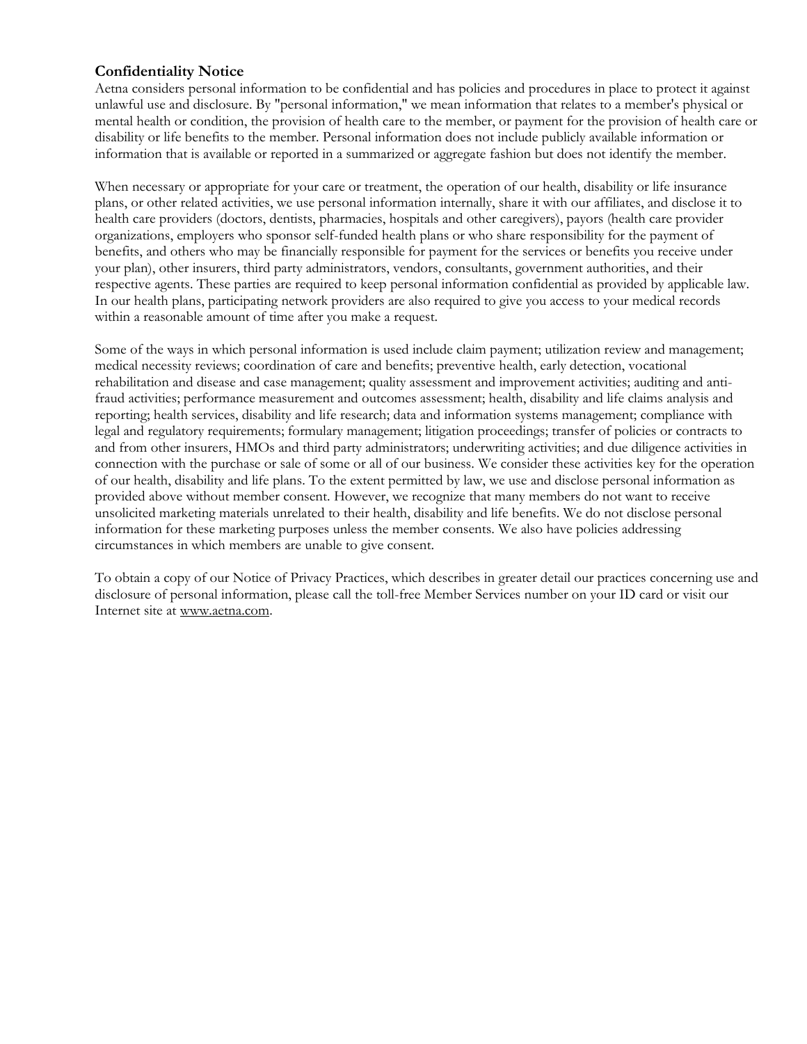**Confidentiality Notice**

Aetna considers personal information to be confidential and has policies and procedures in place to protect it against unlawful use and disclosure. By "personal information," we mean information that relates to a member's physical or mental health or condition, the provision of health care to the member, or payment for the provision of health care or disability or life benefits to the member. Personal information does not include publicly available information or information that is available or reported in a summarized or aggregate fashion but does not identify the member.

When necessary or appropriate for your care or treatment, the operation of our health, disability or life insurance plans, or other related activities, we use personal information internally, share it with our affiliates, and disclose it to health care providers (doctors, dentists, pharmacies, hospitals and other caregivers), payors (health care provider organizations, employers who sponsor self-funded health plans or who share responsibility for the payment of benefits, and others who may be financially responsible for payment for the services or benefits you receive under your plan), other insurers, third party administrators, vendors, consultants, government authorities, and their respective agents. These parties are required to keep personal information confidential as provided by applicable law. In our health plans, participating network providers are also required to give you access to your medical records within a reasonable amount of time after you make a request.

Some of the ways in which personal information is used include claim payment; utilization review and management; medical necessity reviews; coordination of care and benefits; preventive health, early detection, vocational rehabilitation and disease and case management; quality assessment and improvement activities; auditing and anti-fraud activities; performance measurement and outcomes assessment; health, disability and life claims analysis and reporting; health services, disability and life research; data and information systems management; compliance with legal and regulatory requirements; formulary management; litigation proceedings; transfer of policies or contracts to and from other insurers, HMOs and third party administrators; underwriting activities; and due diligence activities in connection with the purchase or sale of some or all of our business. We consider these activities key for the operation of our health, disability and life plans. To the extent permitted by law, we use and disclose personal information as provided above without member consent. However, we recognize that many members do not want to receive unsolicited marketing materials unrelated to their health, disability and life benefits. We do not disclose personal information for these marketing purposes unless the member consents. We also have policies addressing circumstances in which members are unable to give consent.

To obtain a copy of our Notice of Privacy Practices, which describes in greater detail our practices concerning use and disclosure of personal information, please call the toll-free Member Services number on your ID card or visit our Internet site at www.aetna.com.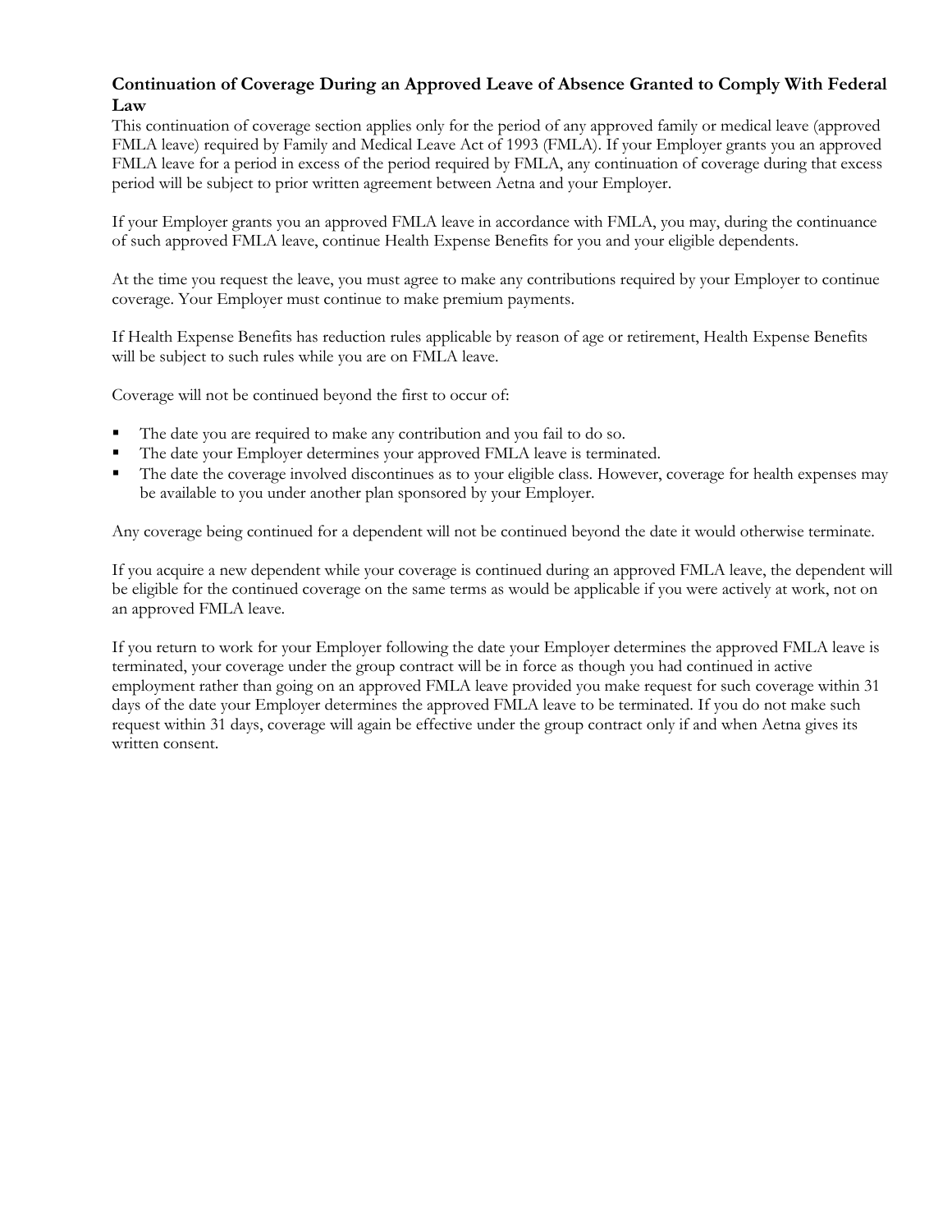### Continuation of Coverage During an Approved Leave of Absence Granted to Comply With Federal Law

This continuation of coverage section applies only for the period of any approved family or medical leave (approved FMLA leave) required by Family and Medical Leave Act of 1993 (FMLA). If your Employer grants you an approved FMLA leave for a period in excess of the period required by FMLA, any continuation of coverage during that excess period will be subject to prior written agreement between Aetna and your Employer.

If your Employer grants you an approved FMLA leave in accordance with FMLA, you may, during the continuance of such approved FMLA leave, continue Health Expense Benefits for you and your eligible dependents.

At the time you request the leave, you must agree to make any contributions required by your Employer to continue coverage. Your Employer must continue to make premium payments.

If Health Expense Benefits has reduction rules applicable by reason of age or retirement, Health Expense Benefits will be subject to such rules while you are on FMLA leave.

Coverage will not be continued beyond the first to occur of:

- The date you are required to make any contribution and you fail to do so.
- The date your Employer determines your approved FMLA leave is terminated.
- The date the coverage involved discontinues as to your eligible class. However, coverage for health expenses may be available to you under another plan sponsored by your Employer.

Any coverage being continued for a dependent will not be continued beyond the date it would otherwise terminate.

If you acquire a new dependent while your coverage is continued during an approved FMLA leave, the dependent will be eligible for the continued coverage on the same terms as would be applicable if you were actively at work, not on an approved FMLA leave.

If you return to work for your Employer following the date your Employer determines the approved FMLA leave is terminated, your coverage under the group contract will be in force as though you had continued in active employment rather than going on an approved FMLA leave provided you make request for such coverage within 31 days of the date your Employer determines the approved FMLA leave to be terminated. If you do not make such request within 31 days, coverage will again be effective under the group contract only if and when Aetna gives its written consent.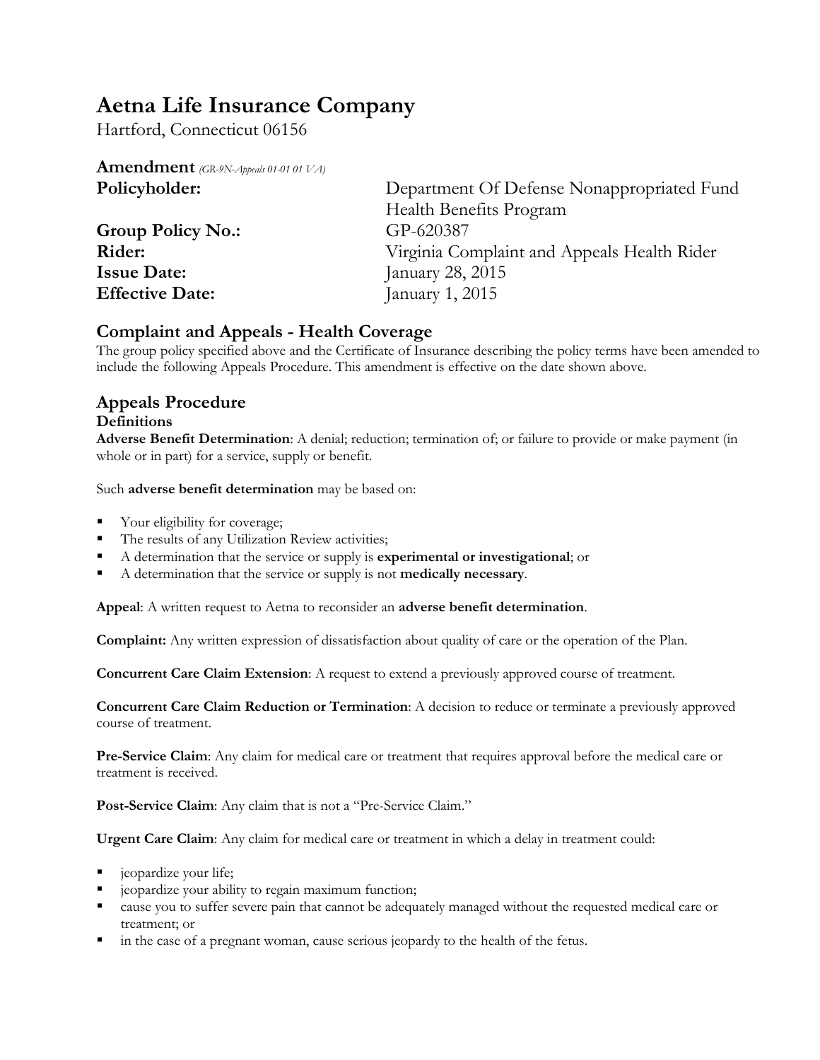# Aetna Life Insurance Company

Hartford, Connecticut 06156

**Amendment** *(GR-9N-Appeals 01-01 01 VA)*

| | |
|---|---|
| **Policyholder:** | Department Of Defense Nonappropriated Fund Health Benefits Program |
| **Group Policy No.:** | GP-620387 |
| **Rider:** | Virginia Complaint and Appeals Health Rider |
| **Issue Date:** | January 28, 2015 |
| **Effective Date:** | January 1, 2015 |

## Complaint and Appeals - Health Coverage

The group policy specified above and the Certificate of Insurance describing the policy terms have been amended to include the following Appeals Procedure. This amendment is effective on the date shown above.

## Appeals Procedure

### Definitions

**Adverse Benefit Determination**: A denial; reduction; termination of; or failure to provide or make payment (in whole or in part) for a service, supply or benefit.

Such **adverse benefit determination** may be based on:

- Your eligibility for coverage;
- The results of any Utilization Review activities;
- A determination that the service or supply is **experimental or investigational**; or
- A determination that the service or supply is not **medically necessary**.

**Appeal**: A written request to Aetna to reconsider an **adverse benefit determination**.

**Complaint:** Any written expression of dissatisfaction about quality of care or the operation of the Plan.

**Concurrent Care Claim Extension**: A request to extend a previously approved course of treatment.

**Concurrent Care Claim Reduction or Termination**: A decision to reduce or terminate a previously approved course of treatment.

**Pre-Service Claim**: Any claim for medical care or treatment that requires approval before the medical care or treatment is received.

**Post-Service Claim**: Any claim that is not a "Pre-Service Claim."

**Urgent Care Claim**: Any claim for medical care or treatment in which a delay in treatment could:

- jeopardize your life;
- jeopardize your ability to regain maximum function;
- cause you to suffer severe pain that cannot be adequately managed without the requested medical care or treatment; or
- in the case of a pregnant woman, cause serious jeopardy to the health of the fetus.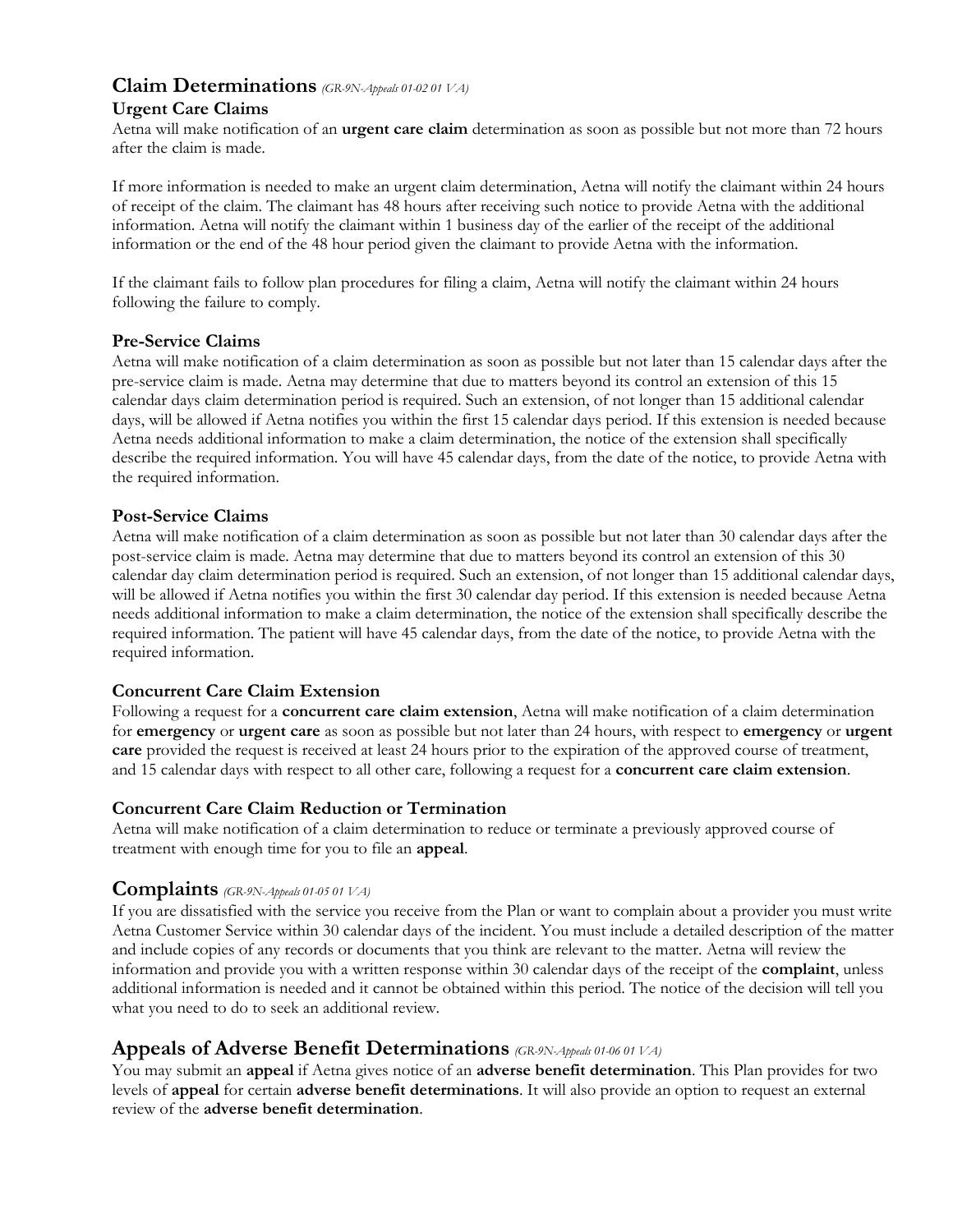## Claim Determinations *(GR-9N-Appeals 01-02 01 VA)*

### Urgent Care Claims

Aetna will make notification of an **urgent care claim** determination as soon as possible but not more than 72 hours after the claim is made.

If more information is needed to make an urgent claim determination, Aetna will notify the claimant within 24 hours of receipt of the claim. The claimant has 48 hours after receiving such notice to provide Aetna with the additional information. Aetna will notify the claimant within 1 business day of the earlier of the receipt of the additional information or the end of the 48 hour period given the claimant to provide Aetna with the information.

If the claimant fails to follow plan procedures for filing a claim, Aetna will notify the claimant within 24 hours following the failure to comply.

### Pre-Service Claims

Aetna will make notification of a claim determination as soon as possible but not later than 15 calendar days after the pre-service claim is made. Aetna may determine that due to matters beyond its control an extension of this 15 calendar days claim determination period is required. Such an extension, of not longer than 15 additional calendar days, will be allowed if Aetna notifies you within the first 15 calendar days period. If this extension is needed because Aetna needs additional information to make a claim determination, the notice of the extension shall specifically describe the required information. You will have 45 calendar days, from the date of the notice, to provide Aetna with the required information.

### Post-Service Claims

Aetna will make notification of a claim determination as soon as possible but not later than 30 calendar days after the post-service claim is made. Aetna may determine that due to matters beyond its control an extension of this 30 calendar day claim determination period is required. Such an extension, of not longer than 15 additional calendar days, will be allowed if Aetna notifies you within the first 30 calendar day period. If this extension is needed because Aetna needs additional information to make a claim determination, the notice of the extension shall specifically describe the required information. The patient will have 45 calendar days, from the date of the notice, to provide Aetna with the required information.

### Concurrent Care Claim Extension

Following a request for a **concurrent care claim extension**, Aetna will make notification of a claim determination for **emergency** or **urgent care** as soon as possible but not later than 24 hours, with respect to **emergency** or **urgent care** provided the request is received at least 24 hours prior to the expiration of the approved course of treatment, and 15 calendar days with respect to all other care, following a request for a **concurrent care claim extension**.

### Concurrent Care Claim Reduction or Termination

Aetna will make notification of a claim determination to reduce or terminate a previously approved course of treatment with enough time for you to file an **appeal**.

## Complaints *(GR-9N-Appeals 01-05 01 VA)*

If you are dissatisfied with the service you receive from the Plan or want to complain about a provider you must write Aetna Customer Service within 30 calendar days of the incident. You must include a detailed description of the matter and include copies of any records or documents that you think are relevant to the matter. Aetna will review the information and provide you with a written response within 30 calendar days of the receipt of the **complaint**, unless additional information is needed and it cannot be obtained within this period. The notice of the decision will tell you what you need to do to seek an additional review.

## Appeals of Adverse Benefit Determinations *(GR-9N-Appeals 01-06 01 VA)*

You may submit an **appeal** if Aetna gives notice of an **adverse benefit determination**. This Plan provides for two levels of **appeal** for certain **adverse benefit determinations**. It will also provide an option to request an external review of the **adverse benefit determination**.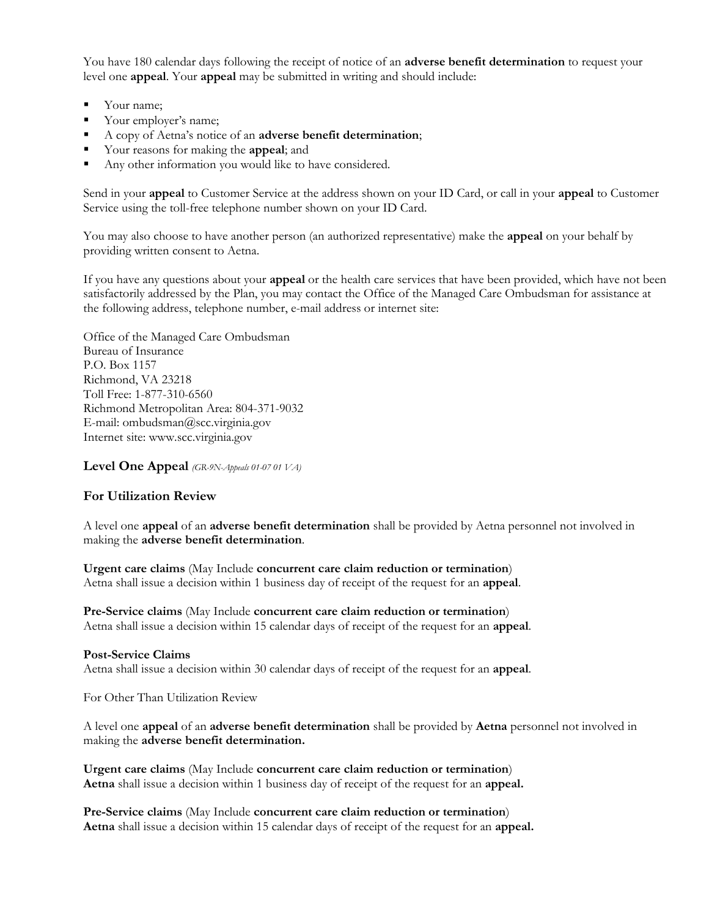You have 180 calendar days following the receipt of notice of an **adverse benefit determination** to request your level one **appeal**. Your **appeal** may be submitted in writing and should include:

- Your name;
- Your employer's name;
- A copy of Aetna's notice of an **adverse benefit determination**;
- Your reasons for making the **appeal**; and
- Any other information you would like to have considered.

Send in your **appeal** to Customer Service at the address shown on your ID Card, or call in your **appeal** to Customer Service using the toll-free telephone number shown on your ID Card.

You may also choose to have another person (an authorized representative) make the **appeal** on your behalf by providing written consent to Aetna.

If you have any questions about your **appeal** or the health care services that have been provided, which have not been satisfactorily addressed by the Plan, you may contact the Office of the Managed Care Ombudsman for assistance at the following address, telephone number, e-mail address or internet site:

Office of the Managed Care Ombudsman
Bureau of Insurance
P.O. Box 1157
Richmond, VA 23218
Toll Free: 1-877-310-6560
Richmond Metropolitan Area: 804-371-9032
E-mail: ombudsman@scc.virginia.gov
Internet site: www.scc.virginia.gov

## Level One Appeal *(GR-9N-Appeals 01-07 01 VA)*

## For Utilization Review

A level one **appeal** of an **adverse benefit determination** shall be provided by Aetna personnel not involved in making the **adverse benefit determination**.

**Urgent care claims** (May Include **concurrent care claim reduction or termination**)
Aetna shall issue a decision within 1 business day of receipt of the request for an **appeal**.

**Pre-Service claims** (May Include **concurrent care claim reduction or termination**)
Aetna shall issue a decision within 15 calendar days of receipt of the request for an **appeal**.

**Post-Service Claims**
Aetna shall issue a decision within 30 calendar days of receipt of the request for an **appeal**.

For Other Than Utilization Review

A level one **appeal** of an **adverse benefit determination** shall be provided by **Aetna** personnel not involved in making the **adverse benefit determination.**

**Urgent care claims** (May Include **concurrent care claim reduction or termination**)
**Aetna** shall issue a decision within 1 business day of receipt of the request for an **appeal.**

**Pre-Service claims** (May Include **concurrent care claim reduction or termination**)
**Aetna** shall issue a decision within 15 calendar days of receipt of the request for an **appeal.**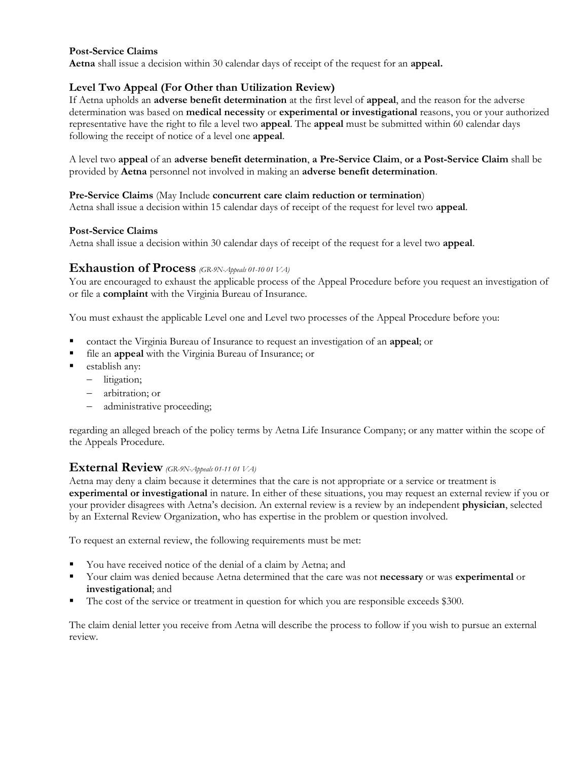**Post-Service Claims**

**Aetna** shall issue a decision within 30 calendar days of receipt of the request for an **appeal.**

### Level Two Appeal (For Other than Utilization Review)

If Aetna upholds an **adverse benefit determination** at the first level of **appeal**, and the reason for the adverse determination was based on **medical necessity** or **experimental or investigational** reasons, you or your authorized representative have the right to file a level two **appeal**. The **appeal** must be submitted within 60 calendar days following the receipt of notice of a level one **appeal**.

A level two **appeal** of an **adverse benefit determination**, **a Pre-Service Claim**, **or a Post-Service Claim** shall be provided by **Aetna** personnel not involved in making an **adverse benefit determination**.

**Pre-Service Claims** (May Include **concurrent care claim reduction or termination**)

Aetna shall issue a decision within 15 calendar days of receipt of the request for level two **appeal**.

**Post-Service Claims**

Aetna shall issue a decision within 30 calendar days of receipt of the request for a level two **appeal**.

## Exhaustion of Process *(GR-9N-Appeals 01-10 01 VA)*

You are encouraged to exhaust the applicable process of the Appeal Procedure before you request an investigation of or file a **complaint** with the Virginia Bureau of Insurance.

You must exhaust the applicable Level one and Level two processes of the Appeal Procedure before you:

- contact the Virginia Bureau of Insurance to request an investigation of an **appeal**; or
- file an **appeal** with the Virginia Bureau of Insurance; or
- establish any:
  - litigation;
  - arbitration; or
  - administrative proceeding;

regarding an alleged breach of the policy terms by Aetna Life Insurance Company; or any matter within the scope of the Appeals Procedure.

## External Review *(GR-9N-Appeals 01-11 01 VA)*

Aetna may deny a claim because it determines that the care is not appropriate or a service or treatment is **experimental or investigational** in nature. In either of these situations, you may request an external review if you or your provider disagrees with Aetna's decision. An external review is a review by an independent **physician**, selected by an External Review Organization, who has expertise in the problem or question involved.

To request an external review, the following requirements must be met:

- You have received notice of the denial of a claim by Aetna; and
- Your claim was denied because Aetna determined that the care was not **necessary** or was **experimental** or **investigational**; and
- The cost of the service or treatment in question for which you are responsible exceeds $300.

The claim denial letter you receive from Aetna will describe the process to follow if you wish to pursue an external review.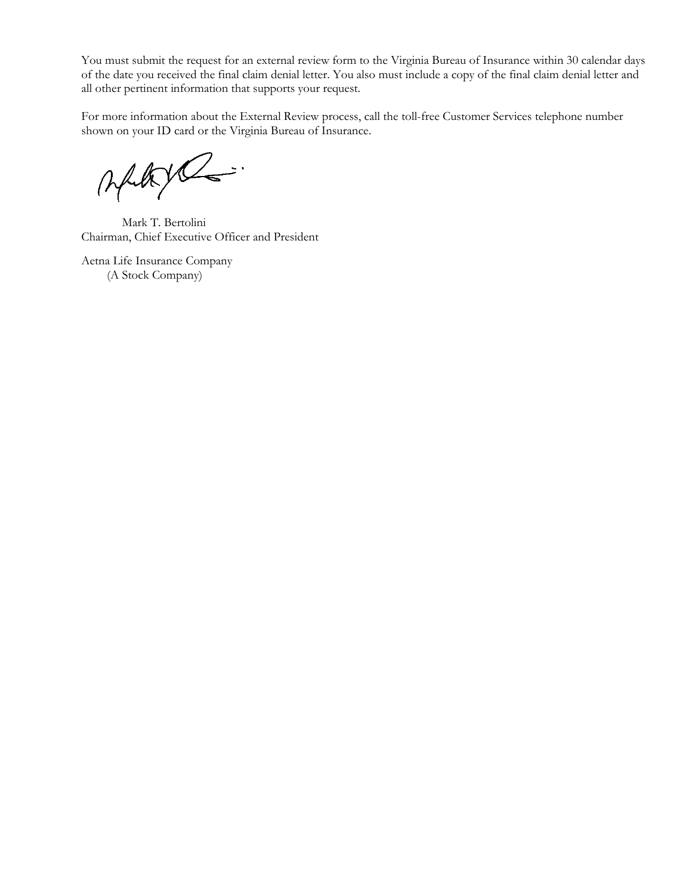You must submit the request for an external review form to the Virginia Bureau of Insurance within 30 calendar days of the date you received the final claim denial letter. You also must include a copy of the final claim denial letter and all other pertinent information that supports your request.

For more information about the External Review process, call the toll-free Customer Services telephone number shown on your ID card or the Virginia Bureau of Insurance.

Mark T. Bertolini
Chairman, Chief Executive Officer and President

Aetna Life Insurance Company
(A Stock Company)